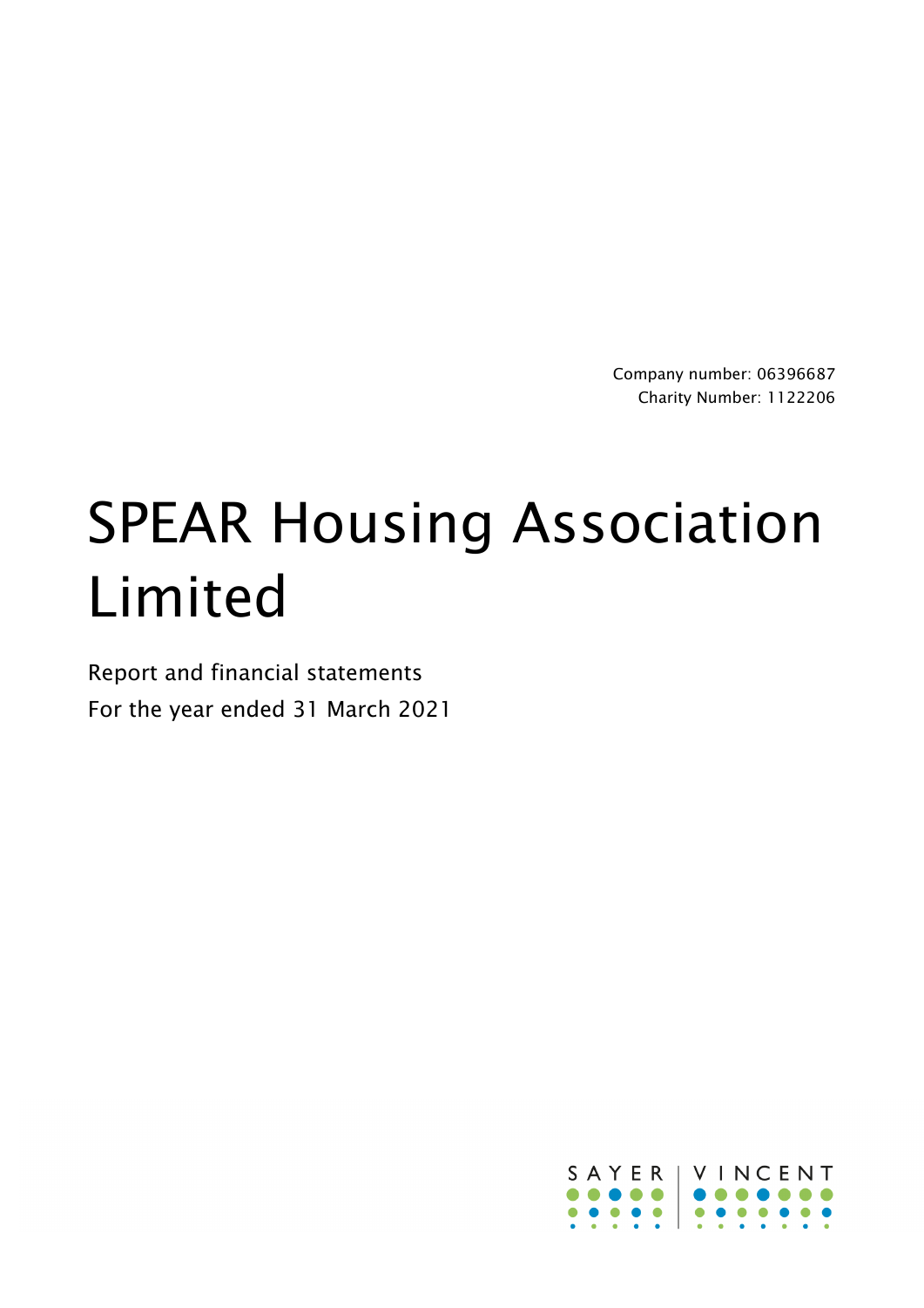Company number: 06396687
Charity Number: 1122206

# SPEAR Housing Association Limited

Report and financial statements
For the year ended 31 March 2021

SAYER | VINCENT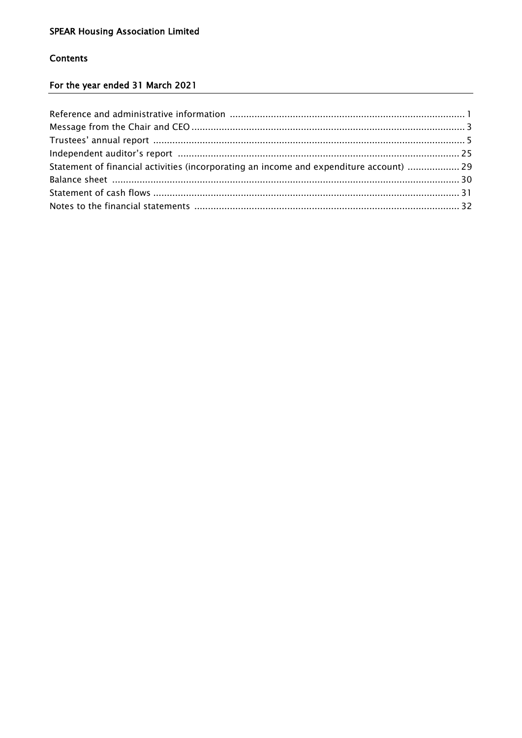**SPEAR Housing Association Limited**

## Contents

### For the year ended 31 March 2021

| | |
|---|---|
| Reference and administrative information | 1 |
| Message from the Chair and CEO | 3 |
| Trustees' annual report | 5 |
| Independent auditor's report | 25 |
| Statement of financial activities (incorporating an income and expenditure account) | 29 |
| Balance sheet | 30 |
| Statement of cash flows | 31 |
| Notes to the financial statements | 32 |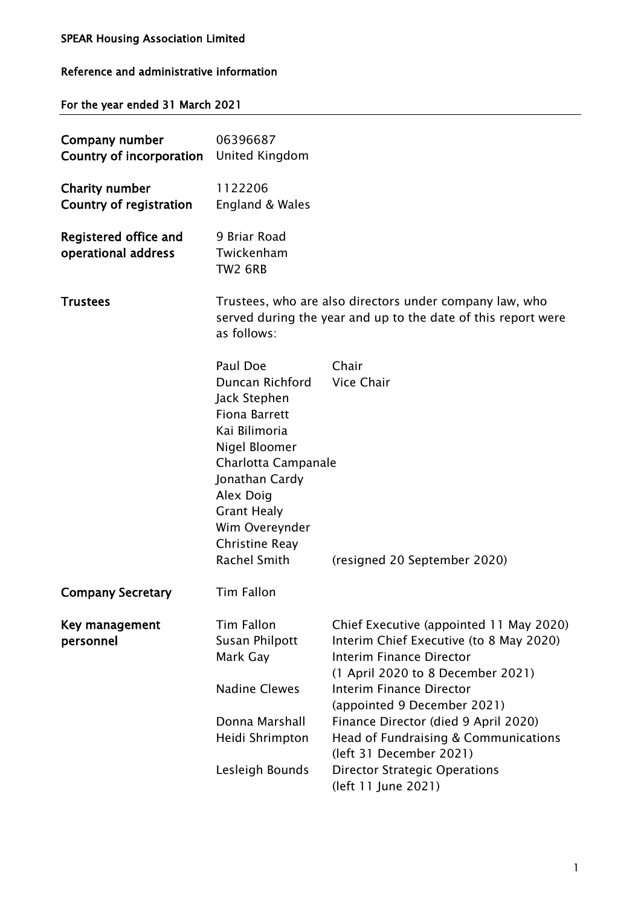SPEAR Housing Association Limited

Reference and administrative information

For the year ended 31 March 2021

| | | |
|---|---|---|
| **Company number** | 06396687 | |
| **Country of incorporation** | United Kingdom | |
| **Charity number** | 1122206 | |
| **Country of registration** | England & Wales | |
| **Registered office and operational address** | 9 Briar Road<br>Twickenham<br>TW2 6RB | |
| **Trustees** | Trustees, who are also directors under company law, who served during the year and up to the date of this report were as follows: | |
| | Paul Doe | Chair |
| | Duncan Richford | Vice Chair |
| | Jack Stephen | |
| | Fiona Barrett | |
| | Kai Bilimoria | |
| | Nigel Bloomer | |
| | Charlotta Campanale | |
| | Jonathan Cardy | |
| | Alex Doig | |
| | Grant Healy | |
| | Wim Overeynder | |
| | Christine Reay | |
| | Rachel Smith | (resigned 20 September 2020) |
| **Company Secretary** | Tim Fallon | |
| **Key management personnel** | Tim Fallon | Chief Executive (appointed 11 May 2020) |
| | Susan Philpott | Interim Chief Executive (to 8 May 2020) |
| | Mark Gay | Interim Finance Director (1 April 2020 to 8 December 2021) |
| | Nadine Clewes | Interim Finance Director (appointed 9 December 2021) |
| | Donna Marshall | Finance Director (died 9 April 2020) |
| | Heidi Shrimpton | Head of Fundraising & Communications (left 31 December 2021) |
| | Lesleigh Bounds | Director Strategic Operations (left 11 June 2021) |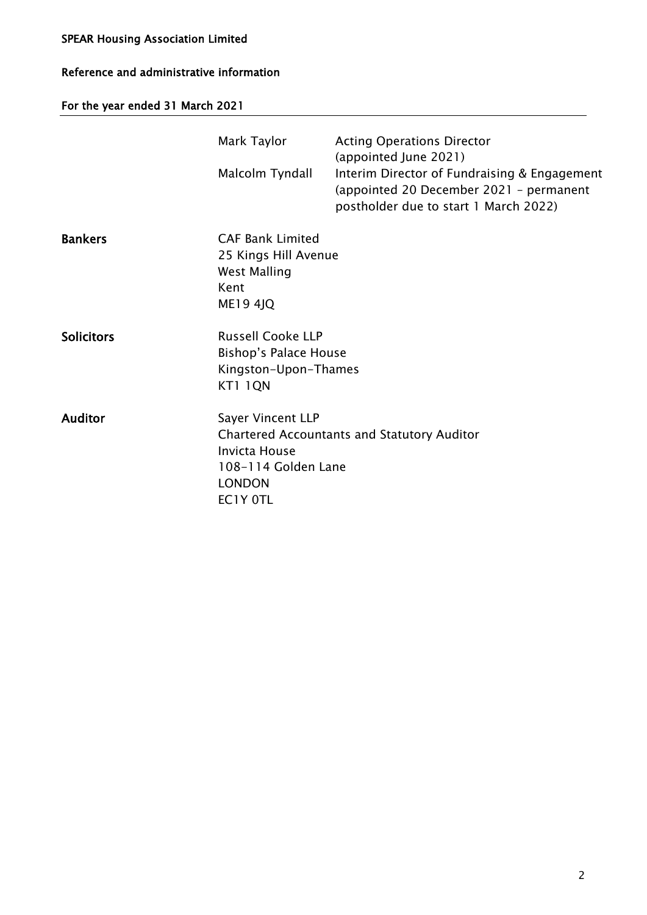**SPEAR Housing Association Limited**

**Reference and administrative information**

**For the year ended 31 March 2021**

| | | |
|---|---|---|
| | Mark Taylor | Acting Operations Director (appointed June 2021) |
| | Malcolm Tyndall | Interim Director of Fundraising & Engagement (appointed 20 December 2021 – permanent postholder due to start 1 March 2022) |

**Bankers**

CAF Bank Limited
25 Kings Hill Avenue
West Malling
Kent
ME19 4JQ

**Solicitors**

Russell Cooke LLP
Bishop's Palace House
Kingston-Upon-Thames
KT1 1QN

**Auditor**

Sayer Vincent LLP
Chartered Accountants and Statutory Auditor
Invicta House
108-114 Golden Lane
LONDON
EC1Y 0TL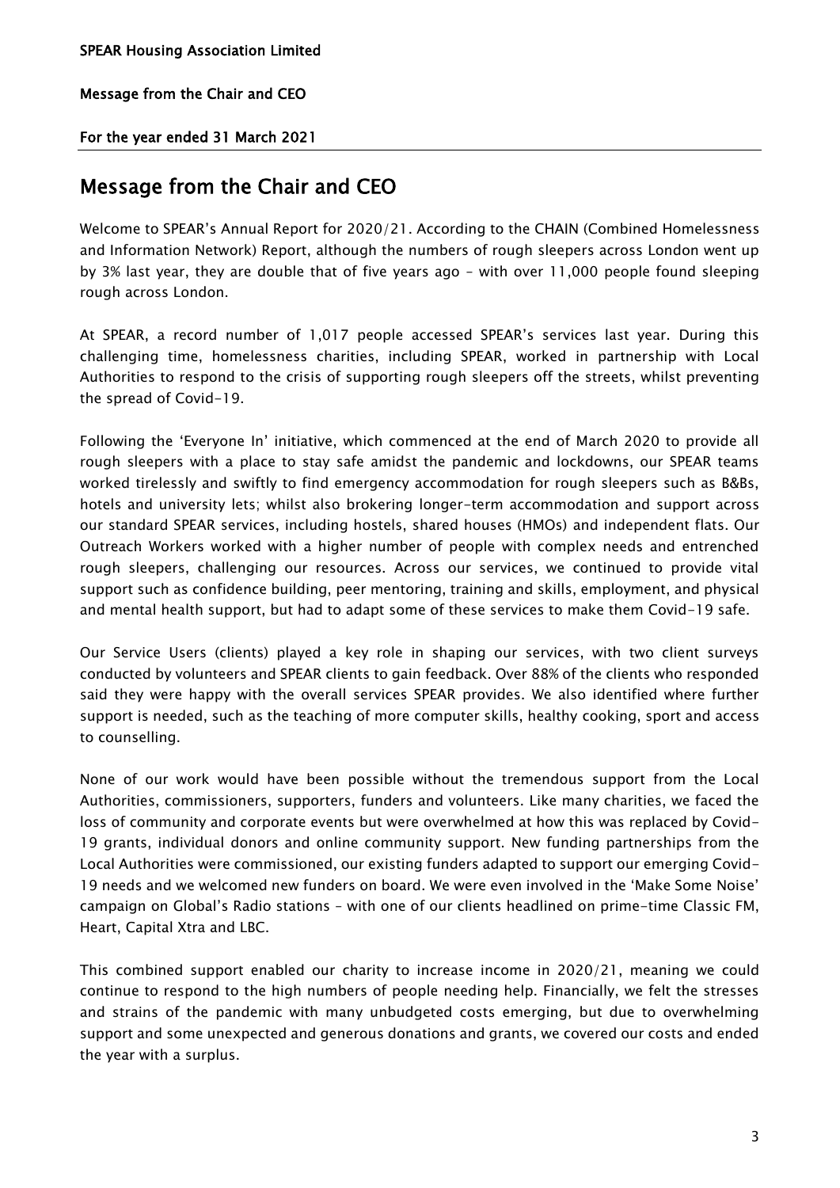# Message from the Chair and CEO

Welcome to SPEAR's Annual Report for 2020/21. According to the CHAIN (Combined Homelessness and Information Network) Report, although the numbers of rough sleepers across London went up by 3% last year, they are double that of five years ago – with over 11,000 people found sleeping rough across London.

At SPEAR, a record number of 1,017 people accessed SPEAR's services last year. During this challenging time, homelessness charities, including SPEAR, worked in partnership with Local Authorities to respond to the crisis of supporting rough sleepers off the streets, whilst preventing the spread of Covid-19.

Following the 'Everyone In' initiative, which commenced at the end of March 2020 to provide all rough sleepers with a place to stay safe amidst the pandemic and lockdowns, our SPEAR teams worked tirelessly and swiftly to find emergency accommodation for rough sleepers such as B&Bs, hotels and university lets; whilst also brokering longer-term accommodation and support across our standard SPEAR services, including hostels, shared houses (HMOs) and independent flats. Our Outreach Workers worked with a higher number of people with complex needs and entrenched rough sleepers, challenging our resources. Across our services, we continued to provide vital support such as confidence building, peer mentoring, training and skills, employment, and physical and mental health support, but had to adapt some of these services to make them Covid-19 safe.

Our Service Users (clients) played a key role in shaping our services, with two client surveys conducted by volunteers and SPEAR clients to gain feedback. Over 88% of the clients who responded said they were happy with the overall services SPEAR provides. We also identified where further support is needed, such as the teaching of more computer skills, healthy cooking, sport and access to counselling.

None of our work would have been possible without the tremendous support from the Local Authorities, commissioners, supporters, funders and volunteers. Like many charities, we faced the loss of community and corporate events but were overwhelmed at how this was replaced by Covid-19 grants, individual donors and online community support. New funding partnerships from the Local Authorities were commissioned, our existing funders adapted to support our emerging Covid-19 needs and we welcomed new funders on board. We were even involved in the 'Make Some Noise' campaign on Global's Radio stations – with one of our clients headlined on prime-time Classic FM, Heart, Capital Xtra and LBC.

This combined support enabled our charity to increase income in 2020/21, meaning we could continue to respond to the high numbers of people needing help. Financially, we felt the stresses and strains of the pandemic with many unbudgeted costs emerging, but due to overwhelming support and some unexpected and generous donations and grants, we covered our costs and ended the year with a surplus.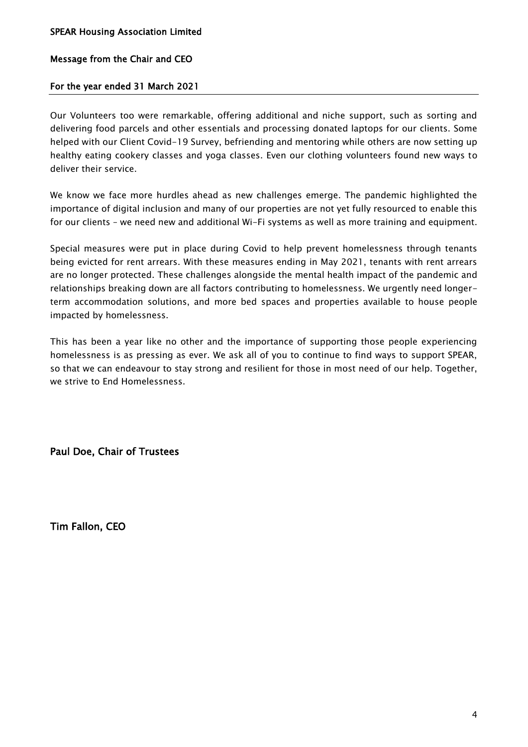Our Volunteers too were remarkable, offering additional and niche support, such as sorting and delivering food parcels and other essentials and processing donated laptops for our clients. Some helped with our Client Covid-19 Survey, befriending and mentoring while others are now setting up healthy eating cookery classes and yoga classes. Even our clothing volunteers found new ways to deliver their service.

We know we face more hurdles ahead as new challenges emerge. The pandemic highlighted the importance of digital inclusion and many of our properties are not yet fully resourced to enable this for our clients – we need new and additional Wi-Fi systems as well as more training and equipment.

Special measures were put in place during Covid to help prevent homelessness through tenants being evicted for rent arrears. With these measures ending in May 2021, tenants with rent arrears are no longer protected. These challenges alongside the mental health impact of the pandemic and relationships breaking down are all factors contributing to homelessness. We urgently need longer-term accommodation solutions, and more bed spaces and properties available to house people impacted by homelessness.

This has been a year like no other and the importance of supporting those people experiencing homelessness is as pressing as ever. We ask all of you to continue to find ways to support SPEAR, so that we can endeavour to stay strong and resilient for those in most need of our help. Together, we strive to End Homelessness.

**Paul Doe, Chair of Trustees**

**Tim Fallon, CEO**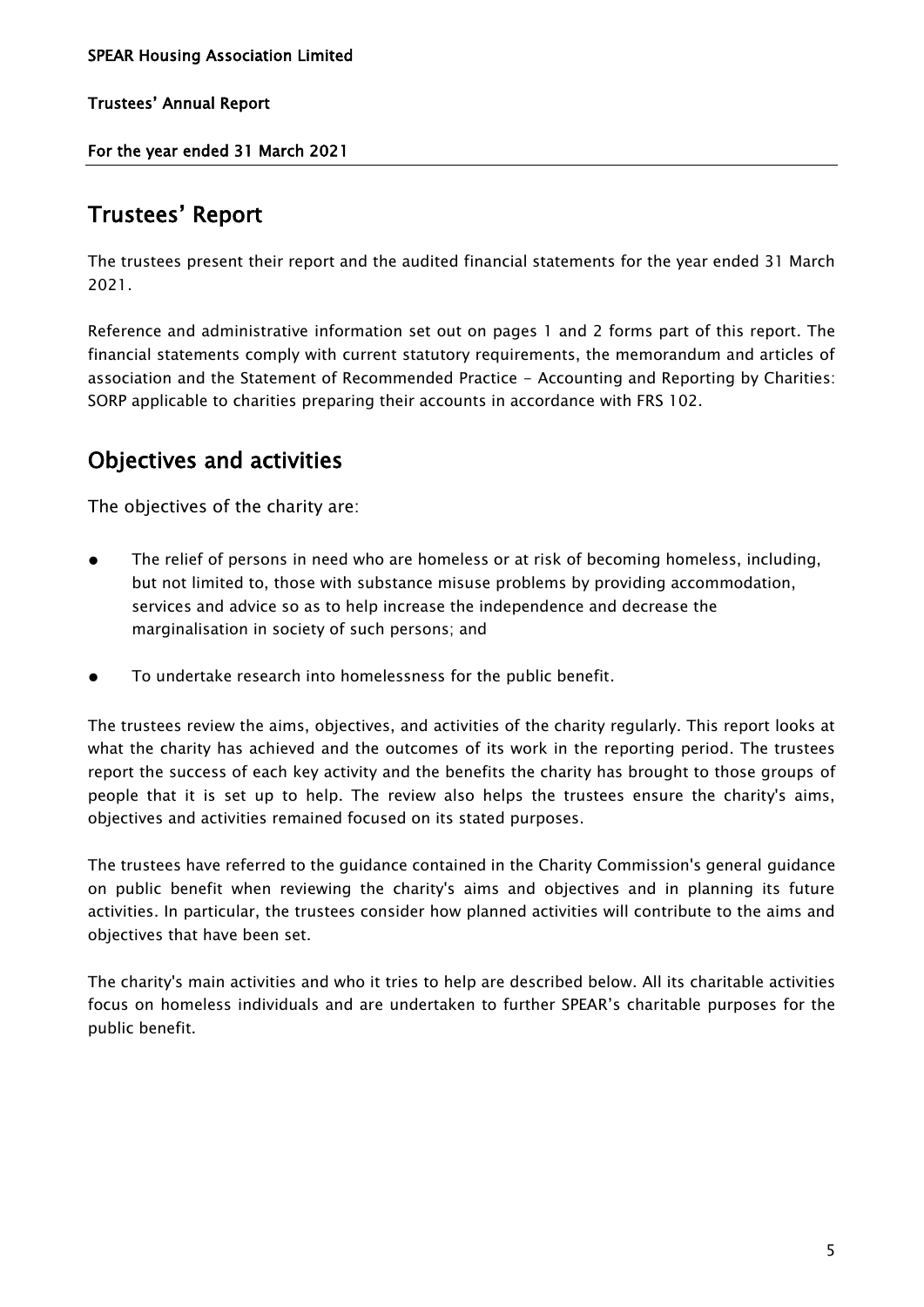## Trustees' Report

The trustees present their report and the audited financial statements for the year ended 31 March 2021.

Reference and administrative information set out on pages 1 and 2 forms part of this report. The financial statements comply with current statutory requirements, the memorandum and articles of association and the Statement of Recommended Practice - Accounting and Reporting by Charities: SORP applicable to charities preparing their accounts in accordance with FRS 102.

## Objectives and activities

The objectives of the charity are:

- The relief of persons in need who are homeless or at risk of becoming homeless, including, but not limited to, those with substance misuse problems by providing accommodation, services and advice so as to help increase the independence and decrease the marginalisation in society of such persons; and
- To undertake research into homelessness for the public benefit.

The trustees review the aims, objectives, and activities of the charity regularly. This report looks at what the charity has achieved and the outcomes of its work in the reporting period. The trustees report the success of each key activity and the benefits the charity has brought to those groups of people that it is set up to help. The review also helps the trustees ensure the charity's aims, objectives and activities remained focused on its stated purposes.

The trustees have referred to the guidance contained in the Charity Commission's general guidance on public benefit when reviewing the charity's aims and objectives and in planning its future activities. In particular, the trustees consider how planned activities will contribute to the aims and objectives that have been set.

The charity's main activities and who it tries to help are described below. All its charitable activities focus on homeless individuals and are undertaken to further SPEAR's charitable purposes for the public benefit.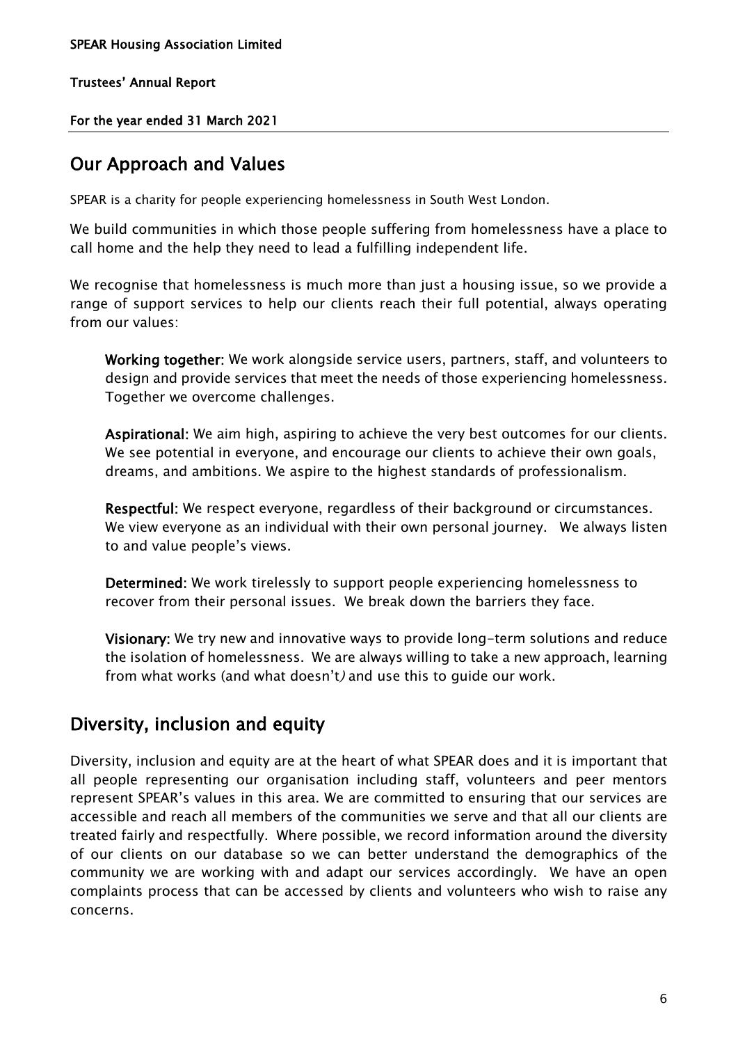## Our Approach and Values

SPEAR is a charity for people experiencing homelessness in South West London.

We build communities in which those people suffering from homelessness have a place to call home and the help they need to lead a fulfilling independent life.

We recognise that homelessness is much more than just a housing issue, so we provide a range of support services to help our clients reach their full potential, always operating from our values:

**Working together:** We work alongside service users, partners, staff, and volunteers to design and provide services that meet the needs of those experiencing homelessness. Together we overcome challenges.

**Aspirational:** We aim high, aspiring to achieve the very best outcomes for our clients. We see potential in everyone, and encourage our clients to achieve their own goals, dreams, and ambitions. We aspire to the highest standards of professionalism.

**Respectful:** We respect everyone, regardless of their background or circumstances. We view everyone as an individual with their own personal journey. We always listen to and value people's views.

**Determined:** We work tirelessly to support people experiencing homelessness to recover from their personal issues. We break down the barriers they face.

**Visionary:** We try new and innovative ways to provide long-term solutions and reduce the isolation of homelessness. We are always willing to take a new approach, learning from what works (and what doesn't*)* and use this to guide our work.

## Diversity, inclusion and equity

Diversity, inclusion and equity are at the heart of what SPEAR does and it is important that all people representing our organisation including staff, volunteers and peer mentors represent SPEAR's values in this area. We are committed to ensuring that our services are accessible and reach all members of the communities we serve and that all our clients are treated fairly and respectfully. Where possible, we record information around the diversity of our clients on our database so we can better understand the demographics of the community we are working with and adapt our services accordingly. We have an open complaints process that can be accessed by clients and volunteers who wish to raise any concerns.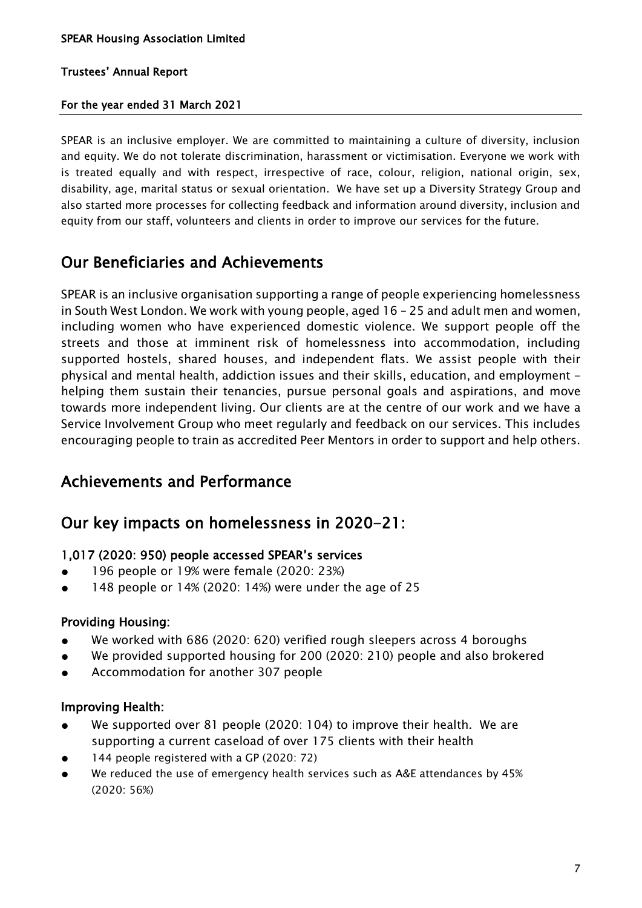SPEAR is an inclusive employer. We are committed to maintaining a culture of diversity, inclusion and equity. We do not tolerate discrimination, harassment or victimisation. Everyone we work with is treated equally and with respect, irrespective of race, colour, religion, national origin, sex, disability, age, marital status or sexual orientation. We have set up a Diversity Strategy Group and also started more processes for collecting feedback and information around diversity, inclusion and equity from our staff, volunteers and clients in order to improve our services for the future.

## Our Beneficiaries and Achievements

SPEAR is an inclusive organisation supporting a range of people experiencing homelessness in South West London. We work with young people, aged 16 – 25 and adult men and women, including women who have experienced domestic violence. We support people off the streets and those at imminent risk of homelessness into accommodation, including supported hostels, shared houses, and independent flats. We assist people with their physical and mental health, addiction issues and their skills, education, and employment - helping them sustain their tenancies, pursue personal goals and aspirations, and move towards more independent living. Our clients are at the centre of our work and we have a Service Involvement Group who meet regularly and feedback on our services. This includes encouraging people to train as accredited Peer Mentors in order to support and help others.

## Achievements and Performance

## Our key impacts on homelessness in 2020-21:

### 1,017 (2020: 950) people accessed SPEAR's services

- 196 people or 19% were female (2020: 23%)
- 148 people or 14% (2020: 14%) were under the age of 25

### Providing Housing:

- We worked with 686 (2020: 620) verified rough sleepers across 4 boroughs
- We provided supported housing for 200 (2020: 210) people and also brokered
- Accommodation for another 307 people

### Improving Health:

- We supported over 81 people (2020: 104) to improve their health. We are supporting a current caseload of over 175 clients with their health
- 144 people registered with a GP (2020: 72)
- We reduced the use of emergency health services such as A&E attendances by 45% (2020: 56%)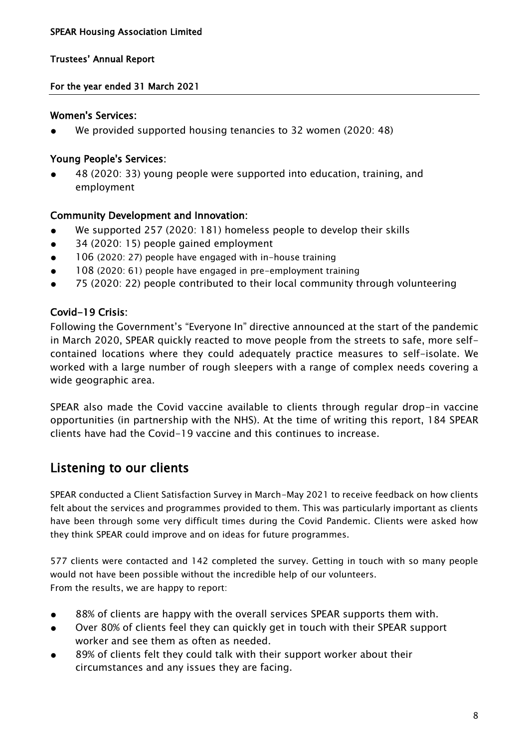### Women's Services:

- We provided supported housing tenancies to 32 women (2020: 48)

### Young People's Services:

- 48 (2020: 33) young people were supported into education, training, and employment

### Community Development and Innovation:

- We supported 257 (2020: 181) homeless people to develop their skills
- 34 (2020: 15) people gained employment
- 106 (2020: 27) people have engaged with in-house training
- 108 (2020: 61) people have engaged in pre-employment training
- 75 (2020: 22) people contributed to their local community through volunteering

### Covid-19 Crisis:

Following the Government's "Everyone In" directive announced at the start of the pandemic in March 2020, SPEAR quickly reacted to move people from the streets to safe, more self-contained locations where they could adequately practice measures to self-isolate. We worked with a large number of rough sleepers with a range of complex needs covering a wide geographic area.

SPEAR also made the Covid vaccine available to clients through regular drop-in vaccine opportunities (in partnership with the NHS). At the time of writing this report, 184 SPEAR clients have had the Covid-19 vaccine and this continues to increase.

## Listening to our clients

SPEAR conducted a Client Satisfaction Survey in March-May 2021 to receive feedback on how clients felt about the services and programmes provided to them. This was particularly important as clients have been through some very difficult times during the Covid Pandemic. Clients were asked how they think SPEAR could improve and on ideas for future programmes.

577 clients were contacted and 142 completed the survey. Getting in touch with so many people would not have been possible without the incredible help of our volunteers.
From the results, we are happy to report:

- 88% of clients are happy with the overall services SPEAR supports them with.
- Over 80% of clients feel they can quickly get in touch with their SPEAR support worker and see them as often as needed.
- 89% of clients felt they could talk with their support worker about their circumstances and any issues they are facing.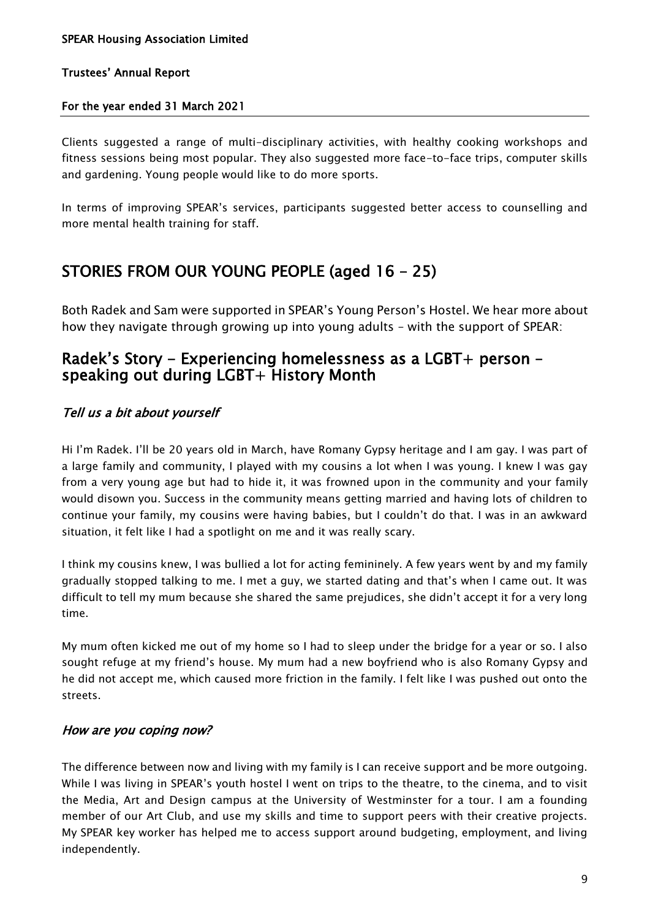Clients suggested a range of multi-disciplinary activities, with healthy cooking workshops and fitness sessions being most popular. They also suggested more face-to-face trips, computer skills and gardening. Young people would like to do more sports.

In terms of improving SPEAR's services, participants suggested better access to counselling and more mental health training for staff.

# STORIES FROM OUR YOUNG PEOPLE (aged 16 - 25)

Both Radek and Sam were supported in SPEAR's Young Person's Hostel. We hear more about how they navigate through growing up into young adults – with the support of SPEAR:

## Radek's Story - Experiencing homelessness as a LGBT+ person – speaking out during LGBT+ History Month

### *Tell us a bit about yourself*

Hi I'm Radek. I'll be 20 years old in March, have Romany Gypsy heritage and I am gay. I was part of a large family and community, I played with my cousins a lot when I was young. I knew I was gay from a very young age but had to hide it, it was frowned upon in the community and your family would disown you. Success in the community means getting married and having lots of children to continue your family, my cousins were having babies, but I couldn't do that. I was in an awkward situation, it felt like I had a spotlight on me and it was really scary.

I think my cousins knew, I was bullied a lot for acting femininely. A few years went by and my family gradually stopped talking to me. I met a guy, we started dating and that's when I came out. It was difficult to tell my mum because she shared the same prejudices, she didn't accept it for a very long time.

My mum often kicked me out of my home so I had to sleep under the bridge for a year or so. I also sought refuge at my friend's house. My mum had a new boyfriend who is also Romany Gypsy and he did not accept me, which caused more friction in the family. I felt like I was pushed out onto the streets.

### *How are you coping now?*

The difference between now and living with my family is I can receive support and be more outgoing. While I was living in SPEAR's youth hostel I went on trips to the theatre, to the cinema, and to visit the Media, Art and Design campus at the University of Westminster for a tour. I am a founding member of our Art Club, and use my skills and time to support peers with their creative projects. My SPEAR key worker has helped me to access support around budgeting, employment, and living independently.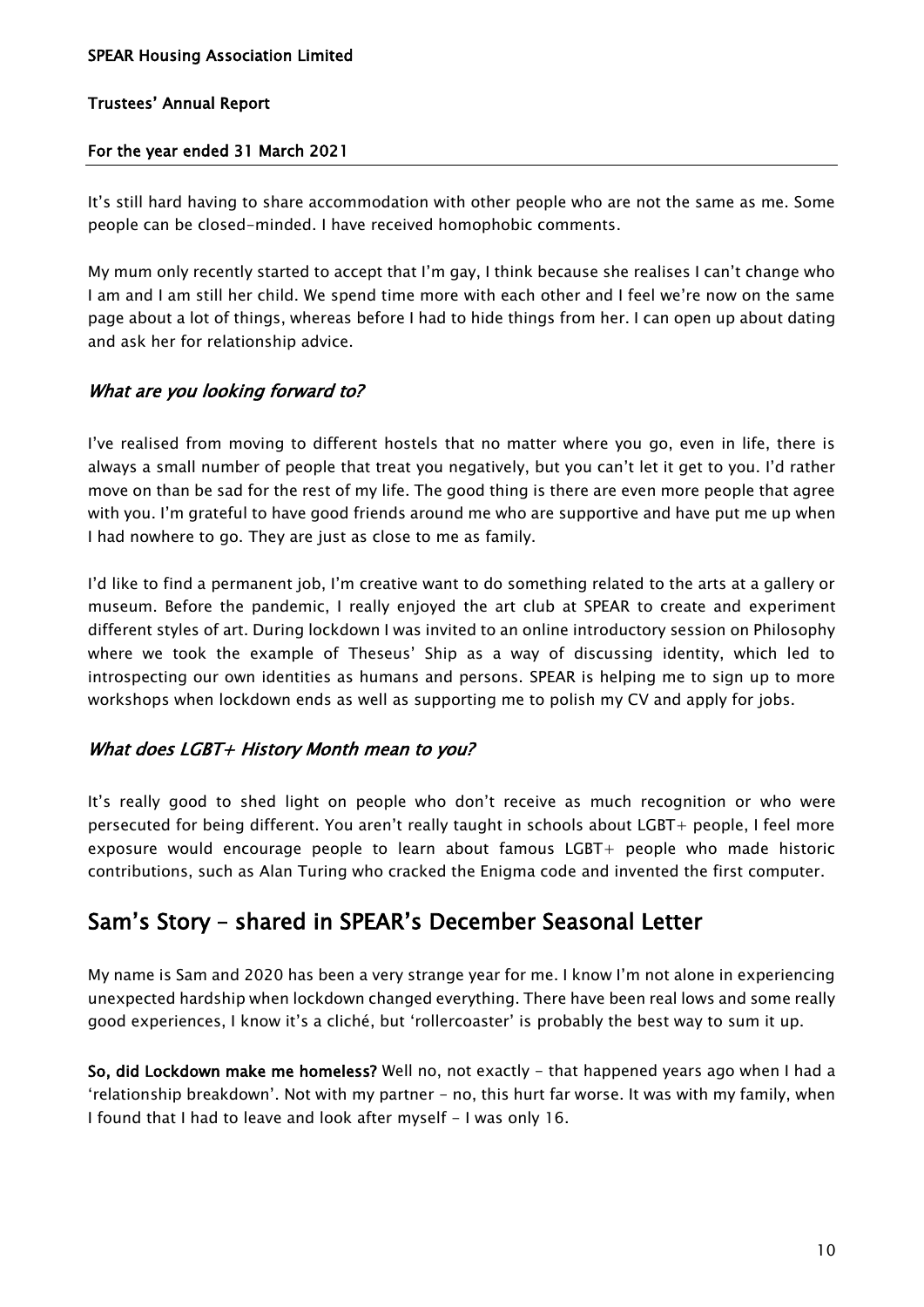It's still hard having to share accommodation with other people who are not the same as me. Some people can be closed-minded. I have received homophobic comments.

My mum only recently started to accept that I'm gay, I think because she realises I can't change who I am and I am still her child. We spend time more with each other and I feel we're now on the same page about a lot of things, whereas before I had to hide things from her. I can open up about dating and ask her for relationship advice.

### *What are you looking forward to?*

I've realised from moving to different hostels that no matter where you go, even in life, there is always a small number of people that treat you negatively, but you can't let it get to you. I'd rather move on than be sad for the rest of my life. The good thing is there are even more people that agree with you. I'm grateful to have good friends around me who are supportive and have put me up when I had nowhere to go. They are just as close to me as family.

I'd like to find a permanent job, I'm creative want to do something related to the arts at a gallery or museum. Before the pandemic, I really enjoyed the art club at SPEAR to create and experiment different styles of art. During lockdown I was invited to an online introductory session on Philosophy where we took the example of Theseus' Ship as a way of discussing identity, which led to introspecting our own identities as humans and persons. SPEAR is helping me to sign up to more workshops when lockdown ends as well as supporting me to polish my CV and apply for jobs.

### *What does LGBT+ History Month mean to you?*

It's really good to shed light on people who don't receive as much recognition or who were persecuted for being different. You aren't really taught in schools about LGBT+ people, I feel more exposure would encourage people to learn about famous LGBT+ people who made historic contributions, such as Alan Turing who cracked the Enigma code and invented the first computer.

## Sam's Story – shared in SPEAR's December Seasonal Letter

My name is Sam and 2020 has been a very strange year for me. I know I'm not alone in experiencing unexpected hardship when lockdown changed everything. There have been real lows and some really good experiences, I know it's a cliché, but 'rollercoaster' is probably the best way to sum it up.

**So, did Lockdown make me homeless?** Well no, not exactly - that happened years ago when I had a 'relationship breakdown'. Not with my partner - no, this hurt far worse. It was with my family, when I found that I had to leave and look after myself - I was only 16.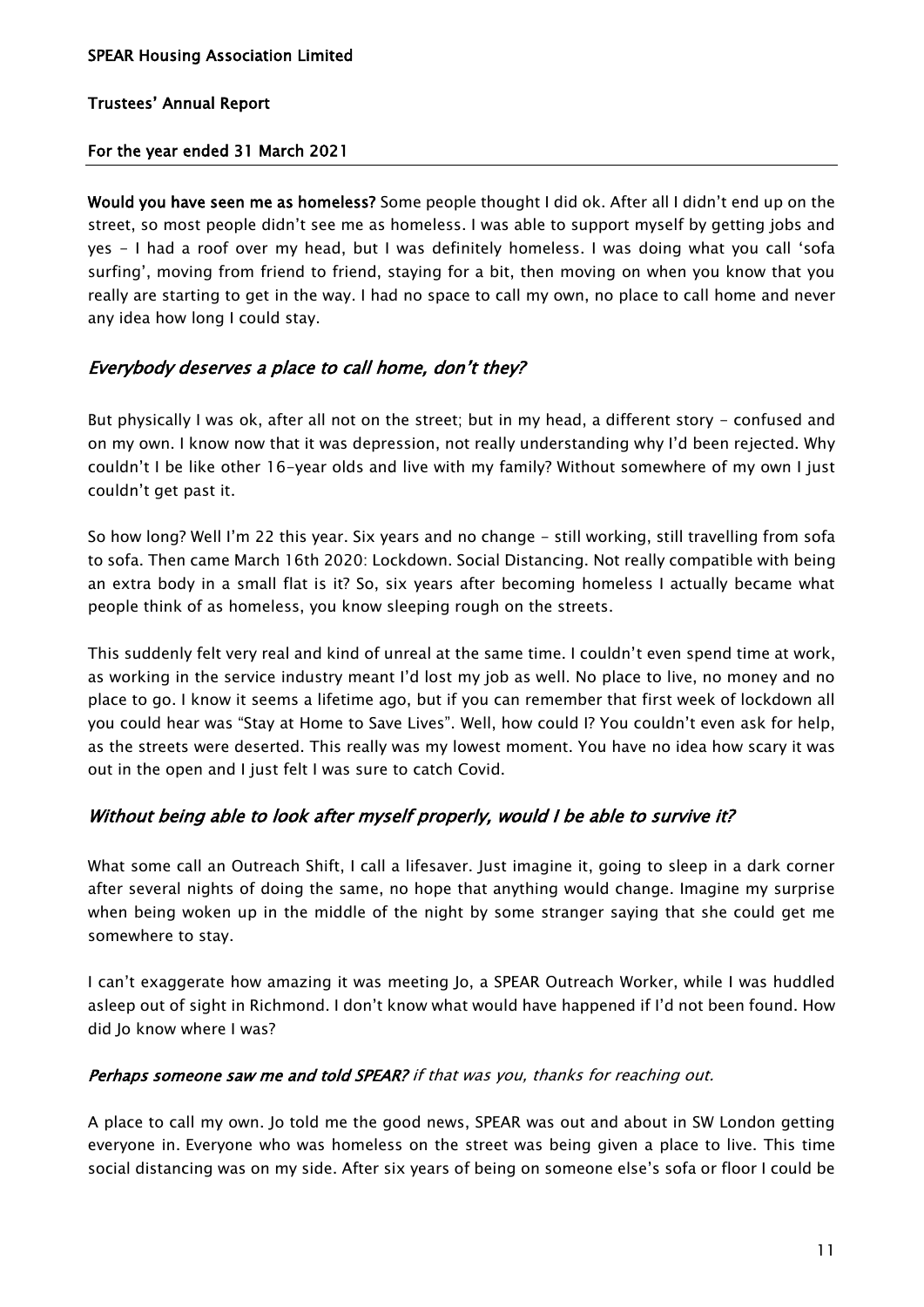**Would you have seen me as homeless?** Some people thought I did ok. After all I didn't end up on the street, so most people didn't see me as homeless. I was able to support myself by getting jobs and yes - I had a roof over my head, but I was definitely homeless. I was doing what you call 'sofa surfing', moving from friend to friend, staying for a bit, then moving on when you know that you really are starting to get in the way. I had no space to call my own, no place to call home and never any idea how long I could stay.

## *Everybody deserves a place to call home, don't they?*

But physically I was ok, after all not on the street; but in my head, a different story - confused and on my own. I know now that it was depression, not really understanding why I'd been rejected. Why couldn't I be like other 16-year olds and live with my family? Without somewhere of my own I just couldn't get past it.

So how long? Well I'm 22 this year. Six years and no change - still working, still travelling from sofa to sofa. Then came March 16th 2020: Lockdown. Social Distancing. Not really compatible with being an extra body in a small flat is it? So, six years after becoming homeless I actually became what people think of as homeless, you know sleeping rough on the streets.

This suddenly felt very real and kind of unreal at the same time. I couldn't even spend time at work, as working in the service industry meant I'd lost my job as well. No place to live, no money and no place to go. I know it seems a lifetime ago, but if you can remember that first week of lockdown all you could hear was "Stay at Home to Save Lives". Well, how could I? You couldn't even ask for help, as the streets were deserted. This really was my lowest moment. You have no idea how scary it was out in the open and I just felt I was sure to catch Covid.

## *Without being able to look after myself properly, would I be able to survive it?*

What some call an Outreach Shift, I call a lifesaver. Just imagine it, going to sleep in a dark corner after several nights of doing the same, no hope that anything would change. Imagine my surprise when being woken up in the middle of the night by some stranger saying that she could get me somewhere to stay.

I can't exaggerate how amazing it was meeting Jo, a SPEAR Outreach Worker, while I was huddled asleep out of sight in Richmond. I don't know what would have happened if I'd not been found. How did Jo know where I was?

***Perhaps someone saw me and told SPEAR?*** *if that was you, thanks for reaching out.*

A place to call my own. Jo told me the good news, SPEAR was out and about in SW London getting everyone in. Everyone who was homeless on the street was being given a place to live. This time social distancing was on my side. After six years of being on someone else's sofa or floor I could be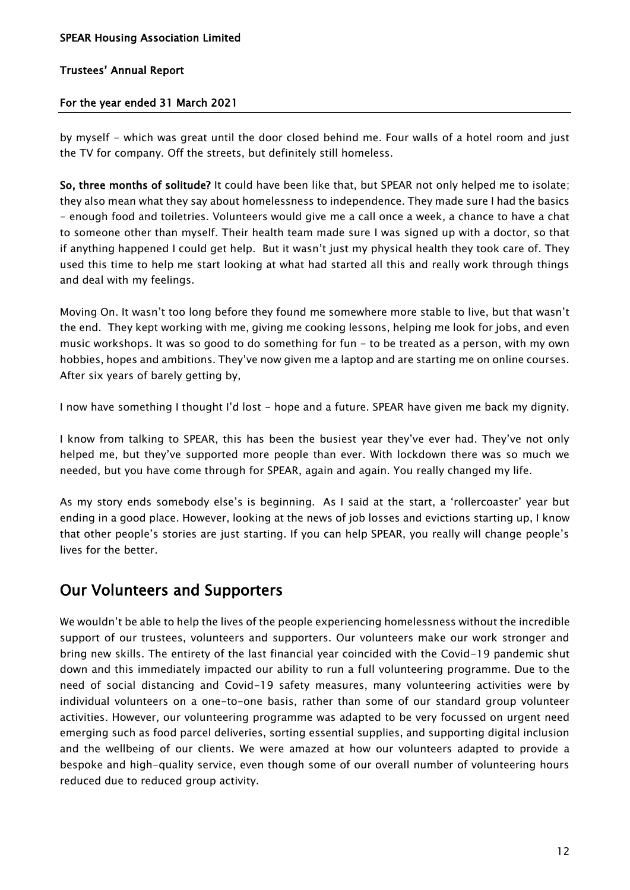by myself - which was great until the door closed behind me. Four walls of a hotel room and just the TV for company. Off the streets, but definitely still homeless.

**So, three months of solitude?** It could have been like that, but SPEAR not only helped me to isolate; they also mean what they say about homelessness to independence. They made sure I had the basics - enough food and toiletries. Volunteers would give me a call once a week, a chance to have a chat to someone other than myself. Their health team made sure I was signed up with a doctor, so that if anything happened I could get help. But it wasn't just my physical health they took care of. They used this time to help me start looking at what had started all this and really work through things and deal with my feelings.

Moving On. It wasn't too long before they found me somewhere more stable to live, but that wasn't the end. They kept working with me, giving me cooking lessons, helping me look for jobs, and even music workshops. It was so good to do something for fun - to be treated as a person, with my own hobbies, hopes and ambitions. They've now given me a laptop and are starting me on online courses. After six years of barely getting by,

I now have something I thought I'd lost - hope and a future. SPEAR have given me back my dignity.

I know from talking to SPEAR, this has been the busiest year they've ever had. They've not only helped me, but they've supported more people than ever. With lockdown there was so much we needed, but you have come through for SPEAR, again and again. You really changed my life.

As my story ends somebody else's is beginning. As I said at the start, a 'rollercoaster' year but ending in a good place. However, looking at the news of job losses and evictions starting up, I know that other people's stories are just starting. If you can help SPEAR, you really will change people's lives for the better.

## Our Volunteers and Supporters

We wouldn't be able to help the lives of the people experiencing homelessness without the incredible support of our trustees, volunteers and supporters. Our volunteers make our work stronger and bring new skills. The entirety of the last financial year coincided with the Covid-19 pandemic shut down and this immediately impacted our ability to run a full volunteering programme. Due to the need of social distancing and Covid-19 safety measures, many volunteering activities were by individual volunteers on a one-to-one basis, rather than some of our standard group volunteer activities. However, our volunteering programme was adapted to be very focussed on urgent need emerging such as food parcel deliveries, sorting essential supplies, and supporting digital inclusion and the wellbeing of our clients. We were amazed at how our volunteers adapted to provide a bespoke and high-quality service, even though some of our overall number of volunteering hours reduced due to reduced group activity.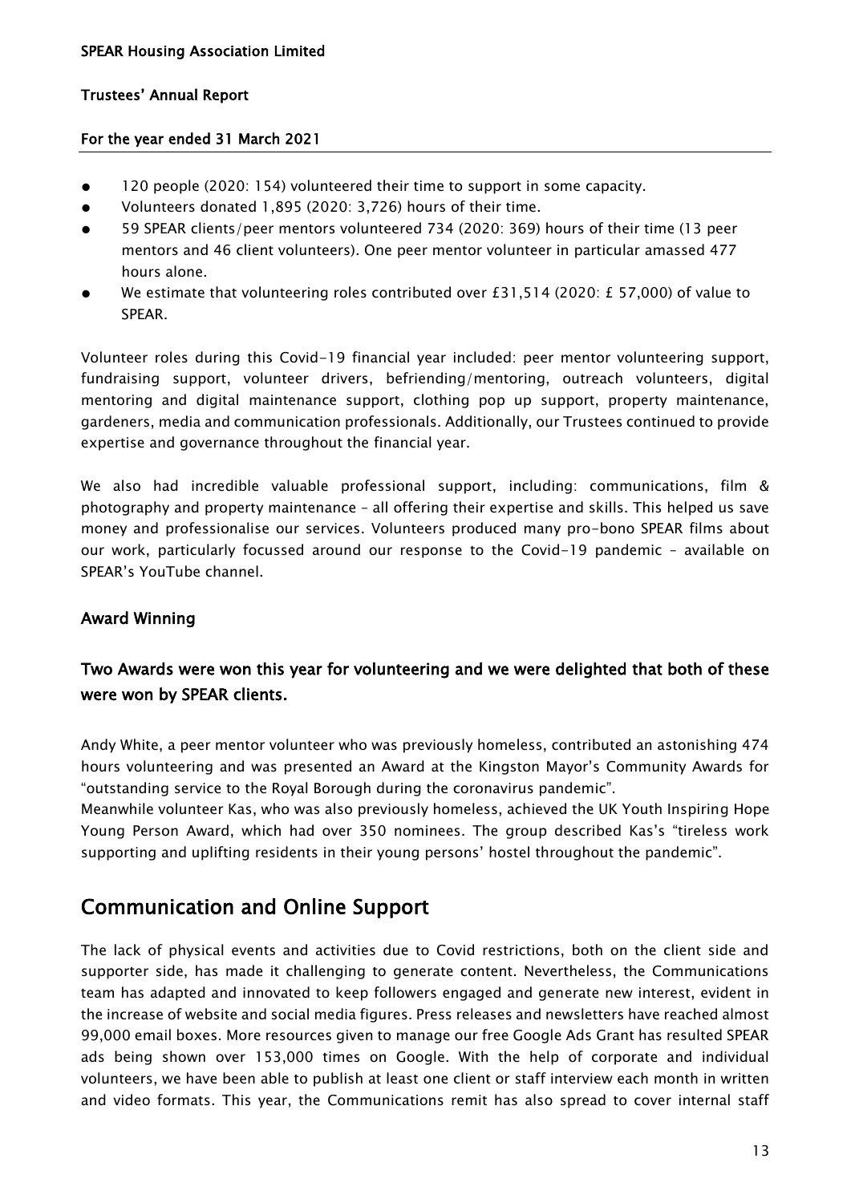- 120 people (2020: 154) volunteered their time to support in some capacity.
- Volunteers donated 1,895 (2020: 3,726) hours of their time.
- 59 SPEAR clients/peer mentors volunteered 734 (2020: 369) hours of their time (13 peer mentors and 46 client volunteers). One peer mentor volunteer in particular amassed 477 hours alone.
- We estimate that volunteering roles contributed over £31,514 (2020: £ 57,000) of value to SPEAR.

Volunteer roles during this Covid-19 financial year included: peer mentor volunteering support, fundraising support, volunteer drivers, befriending/mentoring, outreach volunteers, digital mentoring and digital maintenance support, clothing pop up support, property maintenance, gardeners, media and communication professionals. Additionally, our Trustees continued to provide expertise and governance throughout the financial year.

We also had incredible valuable professional support, including: communications, film & photography and property maintenance – all offering their expertise and skills. This helped us save money and professionalise our services. Volunteers produced many pro-bono SPEAR films about our work, particularly focussed around our response to the Covid-19 pandemic – available on SPEAR's YouTube channel.

### Award Winning

### Two Awards were won this year for volunteering and we were delighted that both of these were won by SPEAR clients.

Andy White, a peer mentor volunteer who was previously homeless, contributed an astonishing 474 hours volunteering and was presented an Award at the Kingston Mayor's Community Awards for "outstanding service to the Royal Borough during the coronavirus pandemic".
Meanwhile volunteer Kas, who was also previously homeless, achieved the UK Youth Inspiring Hope Young Person Award, which had over 350 nominees. The group described Kas's "tireless work supporting and uplifting residents in their young persons' hostel throughout the pandemic".

## Communication and Online Support

The lack of physical events and activities due to Covid restrictions, both on the client side and supporter side, has made it challenging to generate content. Nevertheless, the Communications team has adapted and innovated to keep followers engaged and generate new interest, evident in the increase of website and social media figures. Press releases and newsletters have reached almost 99,000 email boxes. More resources given to manage our free Google Ads Grant has resulted SPEAR ads being shown over 153,000 times on Google. With the help of corporate and individual volunteers, we have been able to publish at least one client or staff interview each month in written and video formats. This year, the Communications remit has also spread to cover internal staff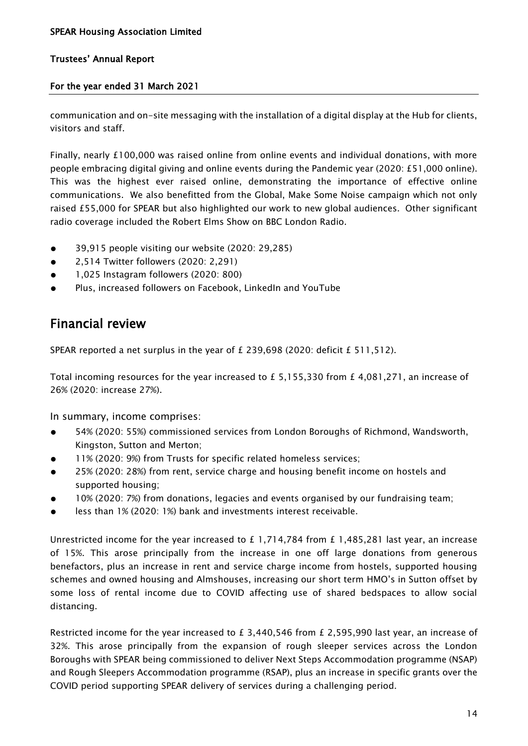communication and on-site messaging with the installation of a digital display at the Hub for clients, visitors and staff.

Finally, nearly £100,000 was raised online from online events and individual donations, with more people embracing digital giving and online events during the Pandemic year (2020: £51,000 online). This was the highest ever raised online, demonstrating the importance of effective online communications. We also benefitted from the Global, Make Some Noise campaign which not only raised £55,000 for SPEAR but also highlighted our work to new global audiences. Other significant radio coverage included the Robert Elms Show on BBC London Radio.

- 39,915 people visiting our website (2020: 29,285)
- 2,514 Twitter followers (2020: 2,291)
- 1,025 Instagram followers (2020: 800)
- Plus, increased followers on Facebook, LinkedIn and YouTube

## Financial review

SPEAR reported a net surplus in the year of £ 239,698 (2020: deficit £ 511,512).

Total incoming resources for the year increased to £ 5,155,330 from £ 4,081,271, an increase of 26% (2020: increase 27%).

In summary, income comprises:

- 54% (2020: 55%) commissioned services from London Boroughs of Richmond, Wandsworth, Kingston, Sutton and Merton;
- 11% (2020: 9%) from Trusts for specific related homeless services;
- 25% (2020: 28%) from rent, service charge and housing benefit income on hostels and supported housing;
- 10% (2020: 7%) from donations, legacies and events organised by our fundraising team;
- less than 1% (2020: 1%) bank and investments interest receivable.

Unrestricted income for the year increased to £ 1,714,784 from £ 1,485,281 last year, an increase of 15%. This arose principally from the increase in one off large donations from generous benefactors, plus an increase in rent and service charge income from hostels, supported housing schemes and owned housing and Almshouses, increasing our short term HMO's in Sutton offset by some loss of rental income due to COVID affecting use of shared bedspaces to allow social distancing.

Restricted income for the year increased to £ 3,440,546 from £ 2,595,990 last year, an increase of 32%. This arose principally from the expansion of rough sleeper services across the London Boroughs with SPEAR being commissioned to deliver Next Steps Accommodation programme (NSAP) and Rough Sleepers Accommodation programme (RSAP), plus an increase in specific grants over the COVID period supporting SPEAR delivery of services during a challenging period.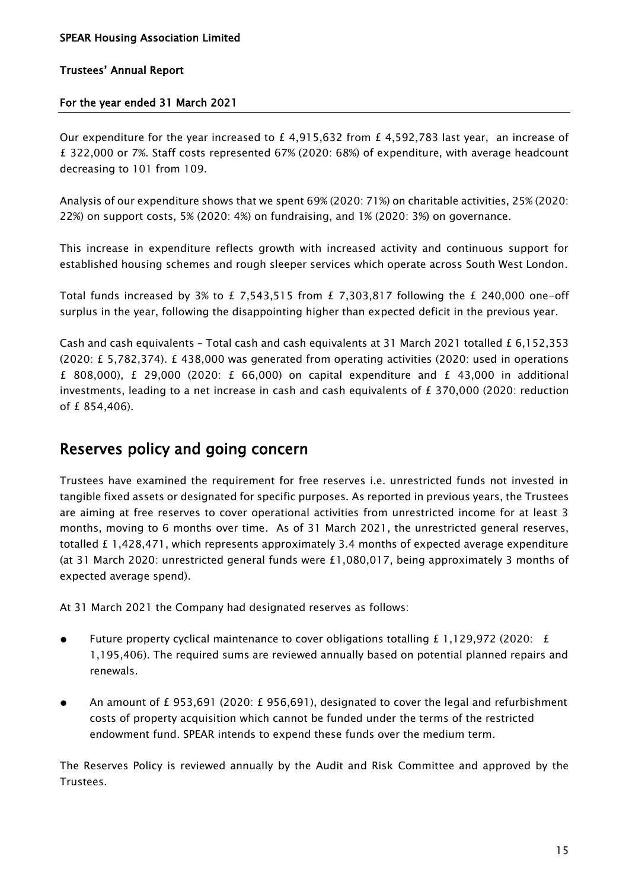Our expenditure for the year increased to £ 4,915,632 from £ 4,592,783 last year, an increase of £ 322,000 or 7%. Staff costs represented 67% (2020: 68%) of expenditure, with average headcount decreasing to 101 from 109.

Analysis of our expenditure shows that we spent 69% (2020: 71%) on charitable activities, 25% (2020: 22%) on support costs, 5% (2020: 4%) on fundraising, and 1% (2020: 3%) on governance.

This increase in expenditure reflects growth with increased activity and continuous support for established housing schemes and rough sleeper services which operate across South West London.

Total funds increased by 3% to £ 7,543,515 from £ 7,303,817 following the £ 240,000 one-off surplus in the year, following the disappointing higher than expected deficit in the previous year.

Cash and cash equivalents – Total cash and cash equivalents at 31 March 2021 totalled £ 6,152,353 (2020: £ 5,782,374). £ 438,000 was generated from operating activities (2020: used in operations £ 808,000), £ 29,000 (2020: £ 66,000) on capital expenditure and £ 43,000 in additional investments, leading to a net increase in cash and cash equivalents of £ 370,000 (2020: reduction of £ 854,406).

## Reserves policy and going concern

Trustees have examined the requirement for free reserves i.e. unrestricted funds not invested in tangible fixed assets or designated for specific purposes. As reported in previous years, the Trustees are aiming at free reserves to cover operational activities from unrestricted income for at least 3 months, moving to 6 months over time. As of 31 March 2021, the unrestricted general reserves, totalled £ 1,428,471, which represents approximately 3.4 months of expected average expenditure (at 31 March 2020: unrestricted general funds were £1,080,017, being approximately 3 months of expected average spend).

At 31 March 2021 the Company had designated reserves as follows:

- Future property cyclical maintenance to cover obligations totalling £ 1,129,972 (2020: £ 1,195,406). The required sums are reviewed annually based on potential planned repairs and renewals.
- An amount of £ 953,691 (2020: £ 956,691), designated to cover the legal and refurbishment costs of property acquisition which cannot be funded under the terms of the restricted endowment fund. SPEAR intends to expend these funds over the medium term.

The Reserves Policy is reviewed annually by the Audit and Risk Committee and approved by the Trustees.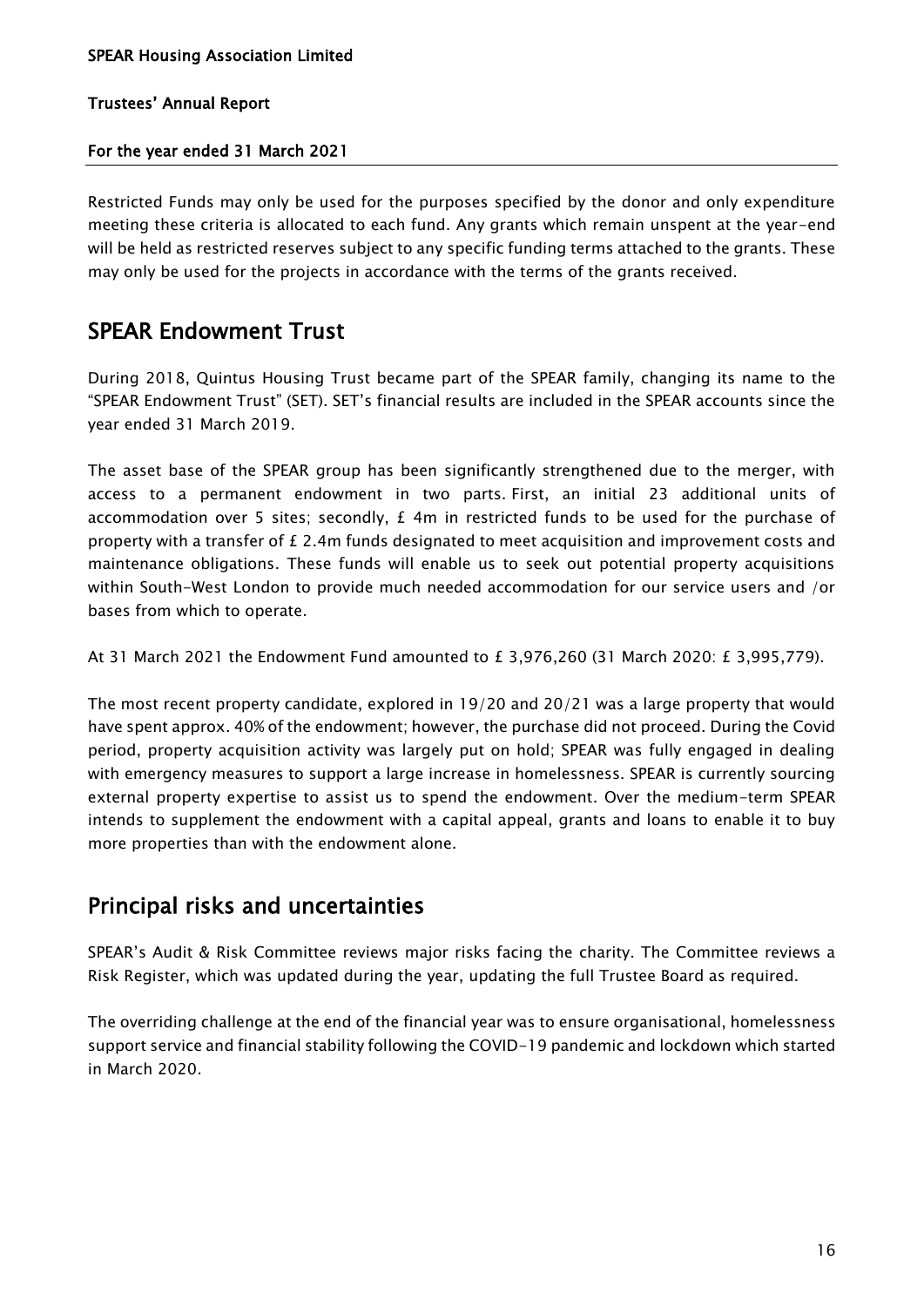Restricted Funds may only be used for the purposes specified by the donor and only expenditure meeting these criteria is allocated to each fund. Any grants which remain unspent at the year-end will be held as restricted reserves subject to any specific funding terms attached to the grants. These may only be used for the projects in accordance with the terms of the grants received.

## SPEAR Endowment Trust

During 2018, Quintus Housing Trust became part of the SPEAR family, changing its name to the "SPEAR Endowment Trust" (SET). SET's financial results are included in the SPEAR accounts since the year ended 31 March 2019.

The asset base of the SPEAR group has been significantly strengthened due to the merger, with access to a permanent endowment in two parts. First, an initial 23 additional units of accommodation over 5 sites; secondly, £ 4m in restricted funds to be used for the purchase of property with a transfer of £ 2.4m funds designated to meet acquisition and improvement costs and maintenance obligations. These funds will enable us to seek out potential property acquisitions within South-West London to provide much needed accommodation for our service users and /or bases from which to operate.

At 31 March 2021 the Endowment Fund amounted to £ 3,976,260 (31 March 2020: £ 3,995,779).

The most recent property candidate, explored in 19/20 and 20/21 was a large property that would have spent approx. 40% of the endowment; however, the purchase did not proceed. During the Covid period, property acquisition activity was largely put on hold; SPEAR was fully engaged in dealing with emergency measures to support a large increase in homelessness. SPEAR is currently sourcing external property expertise to assist us to spend the endowment. Over the medium-term SPEAR intends to supplement the endowment with a capital appeal, grants and loans to enable it to buy more properties than with the endowment alone.

## Principal risks and uncertainties

SPEAR's Audit & Risk Committee reviews major risks facing the charity. The Committee reviews a Risk Register, which was updated during the year, updating the full Trustee Board as required.

The overriding challenge at the end of the financial year was to ensure organisational, homelessness support service and financial stability following the COVID-19 pandemic and lockdown which started in March 2020.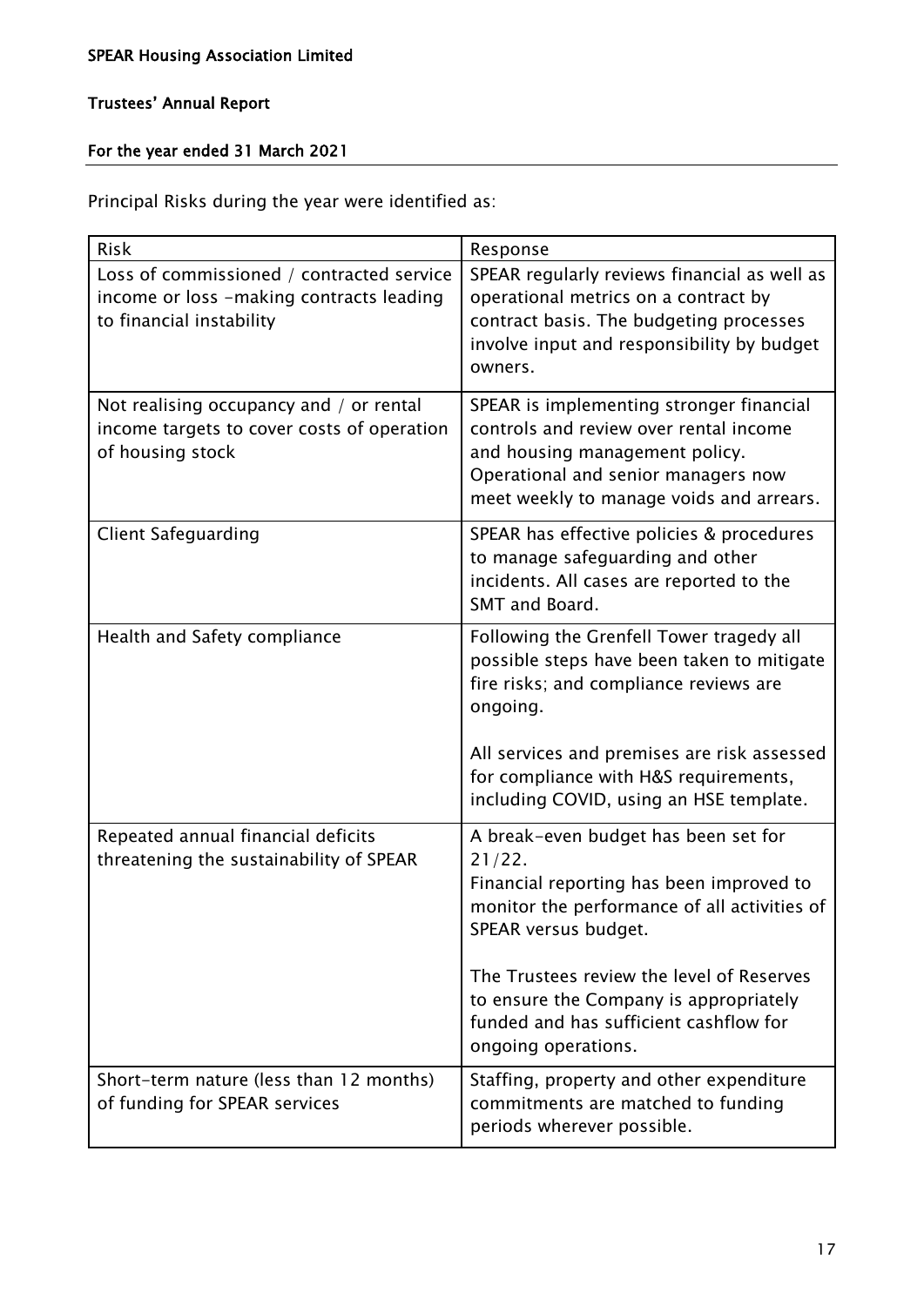Principal Risks during the year were identified as:

| Risk | Response |
| --- | --- |
| Loss of commissioned / contracted service income or loss -making contracts leading to financial instability | SPEAR regularly reviews financial as well as operational metrics on a contract by contract basis. The budgeting processes involve input and responsibility by budget owners. |
| Not realising occupancy and / or rental income targets to cover costs of operation of housing stock | SPEAR is implementing stronger financial controls and review over rental income and housing management policy. Operational and senior managers now meet weekly to manage voids and arrears. |
| Client Safeguarding | SPEAR has effective policies & procedures to manage safeguarding and other incidents. All cases are reported to the SMT and Board. |
| Health and Safety compliance | Following the Grenfell Tower tragedy all possible steps have been taken to mitigate fire risks; and compliance reviews are ongoing.<br><br>All services and premises are risk assessed for compliance with H&S requirements, including COVID, using an HSE template. |
| Repeated annual financial deficits threatening the sustainability of SPEAR | A break-even budget has been set for 21/22.<br>Financial reporting has been improved to monitor the performance of all activities of SPEAR versus budget.<br><br>The Trustees review the level of Reserves to ensure the Company is appropriately funded and has sufficient cashflow for ongoing operations. |
| Short-term nature (less than 12 months) of funding for SPEAR services | Staffing, property and other expenditure commitments are matched to funding periods wherever possible. |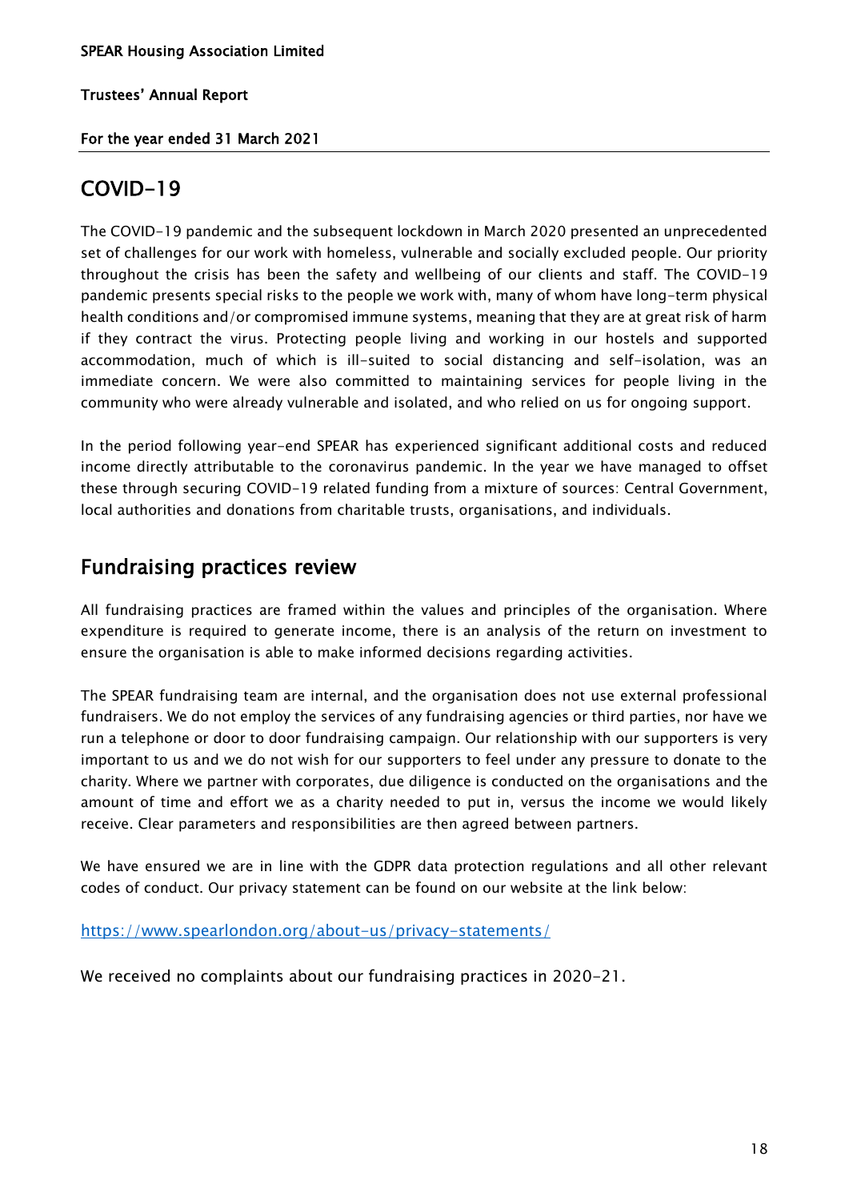## COVID-19

The COVID-19 pandemic and the subsequent lockdown in March 2020 presented an unprecedented set of challenges for our work with homeless, vulnerable and socially excluded people. Our priority throughout the crisis has been the safety and wellbeing of our clients and staff. The COVID-19 pandemic presents special risks to the people we work with, many of whom have long-term physical health conditions and/or compromised immune systems, meaning that they are at great risk of harm if they contract the virus. Protecting people living and working in our hostels and supported accommodation, much of which is ill-suited to social distancing and self-isolation, was an immediate concern. We were also committed to maintaining services for people living in the community who were already vulnerable and isolated, and who relied on us for ongoing support.

In the period following year-end SPEAR has experienced significant additional costs and reduced income directly attributable to the coronavirus pandemic. In the year we have managed to offset these through securing COVID-19 related funding from a mixture of sources: Central Government, local authorities and donations from charitable trusts, organisations, and individuals.

## Fundraising practices review

All fundraising practices are framed within the values and principles of the organisation. Where expenditure is required to generate income, there is an analysis of the return on investment to ensure the organisation is able to make informed decisions regarding activities.

The SPEAR fundraising team are internal, and the organisation does not use external professional fundraisers. We do not employ the services of any fundraising agencies or third parties, nor have we run a telephone or door to door fundraising campaign. Our relationship with our supporters is very important to us and we do not wish for our supporters to feel under any pressure to donate to the charity. Where we partner with corporates, due diligence is conducted on the organisations and the amount of time and effort we as a charity needed to put in, versus the income we would likely receive. Clear parameters and responsibilities are then agreed between partners.

We have ensured we are in line with the GDPR data protection regulations and all other relevant codes of conduct. Our privacy statement can be found on our website at the link below:

https://www.spearlondon.org/about-us/privacy-statements/

We received no complaints about our fundraising practices in 2020-21.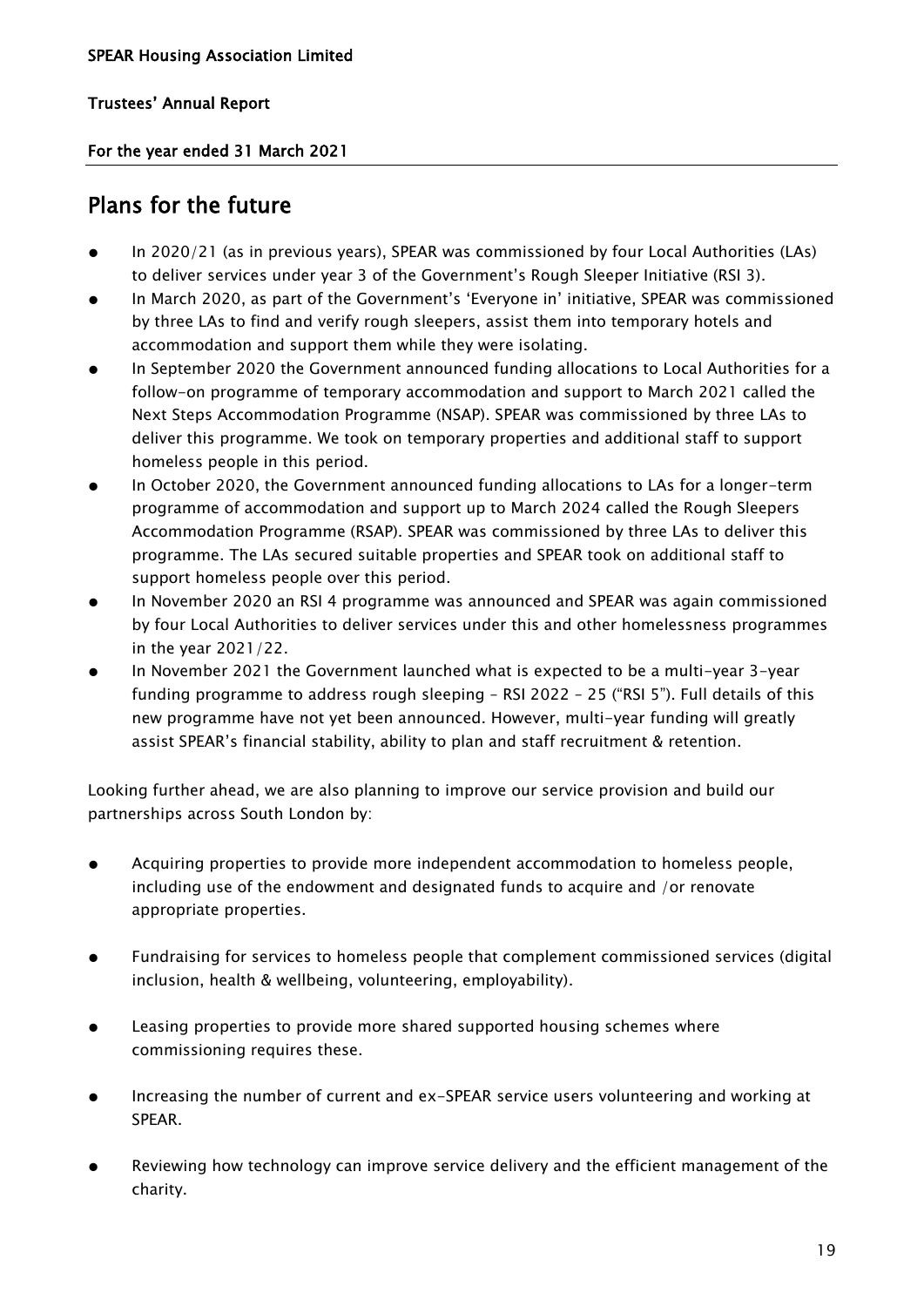## Plans for the future

- In 2020/21 (as in previous years), SPEAR was commissioned by four Local Authorities (LAs) to deliver services under year 3 of the Government's Rough Sleeper Initiative (RSI 3).
- In March 2020, as part of the Government's 'Everyone in' initiative, SPEAR was commissioned by three LAs to find and verify rough sleepers, assist them into temporary hotels and accommodation and support them while they were isolating.
- In September 2020 the Government announced funding allocations to Local Authorities for a follow-on programme of temporary accommodation and support to March 2021 called the Next Steps Accommodation Programme (NSAP). SPEAR was commissioned by three LAs to deliver this programme. We took on temporary properties and additional staff to support homeless people in this period.
- In October 2020, the Government announced funding allocations to LAs for a longer-term programme of accommodation and support up to March 2024 called the Rough Sleepers Accommodation Programme (RSAP). SPEAR was commissioned by three LAs to deliver this programme. The LAs secured suitable properties and SPEAR took on additional staff to support homeless people over this period.
- In November 2020 an RSI 4 programme was announced and SPEAR was again commissioned by four Local Authorities to deliver services under this and other homelessness programmes in the year 2021/22.
- In November 2021 the Government launched what is expected to be a multi-year 3-year funding programme to address rough sleeping – RSI 2022 – 25 ("RSI 5"). Full details of this new programme have not yet been announced. However, multi-year funding will greatly assist SPEAR's financial stability, ability to plan and staff recruitment & retention.

Looking further ahead, we are also planning to improve our service provision and build our partnerships across South London by:

- Acquiring properties to provide more independent accommodation to homeless people, including use of the endowment and designated funds to acquire and /or renovate appropriate properties.
- Fundraising for services to homeless people that complement commissioned services (digital inclusion, health & wellbeing, volunteering, employability).
- Leasing properties to provide more shared supported housing schemes where commissioning requires these.
- Increasing the number of current and ex-SPEAR service users volunteering and working at SPEAR.
- Reviewing how technology can improve service delivery and the efficient management of the charity.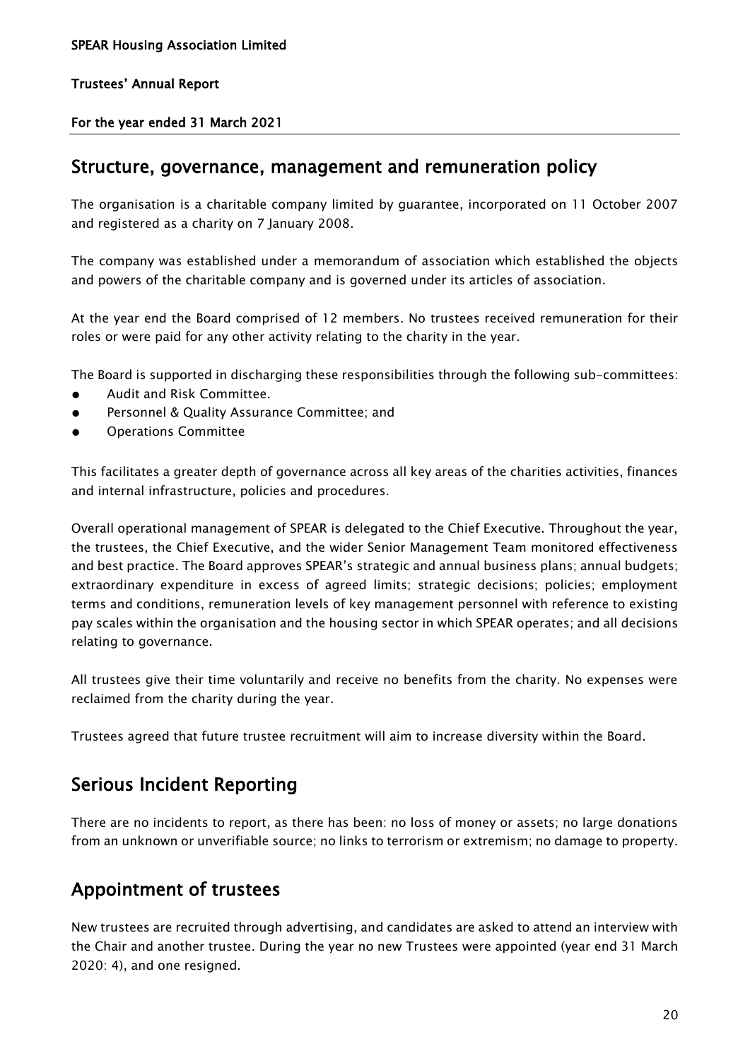## Structure, governance, management and remuneration policy

The organisation is a charitable company limited by guarantee, incorporated on 11 October 2007 and registered as a charity on 7 January 2008.

The company was established under a memorandum of association which established the objects and powers of the charitable company and is governed under its articles of association.

At the year end the Board comprised of 12 members. No trustees received remuneration for their roles or were paid for any other activity relating to the charity in the year.

The Board is supported in discharging these responsibilities through the following sub-committees:

- Audit and Risk Committee.
- Personnel & Quality Assurance Committee; and
- Operations Committee

This facilitates a greater depth of governance across all key areas of the charities activities, finances and internal infrastructure, policies and procedures.

Overall operational management of SPEAR is delegated to the Chief Executive. Throughout the year, the trustees, the Chief Executive, and the wider Senior Management Team monitored effectiveness and best practice. The Board approves SPEAR's strategic and annual business plans; annual budgets; extraordinary expenditure in excess of agreed limits; strategic decisions; policies; employment terms and conditions, remuneration levels of key management personnel with reference to existing pay scales within the organisation and the housing sector in which SPEAR operates; and all decisions relating to governance.

All trustees give their time voluntarily and receive no benefits from the charity. No expenses were reclaimed from the charity during the year.

Trustees agreed that future trustee recruitment will aim to increase diversity within the Board.

## Serious Incident Reporting

There are no incidents to report, as there has been: no loss of money or assets; no large donations from an unknown or unverifiable source; no links to terrorism or extremism; no damage to property.

## Appointment of trustees

New trustees are recruited through advertising, and candidates are asked to attend an interview with the Chair and another trustee. During the year no new Trustees were appointed (year end 31 March 2020: 4), and one resigned.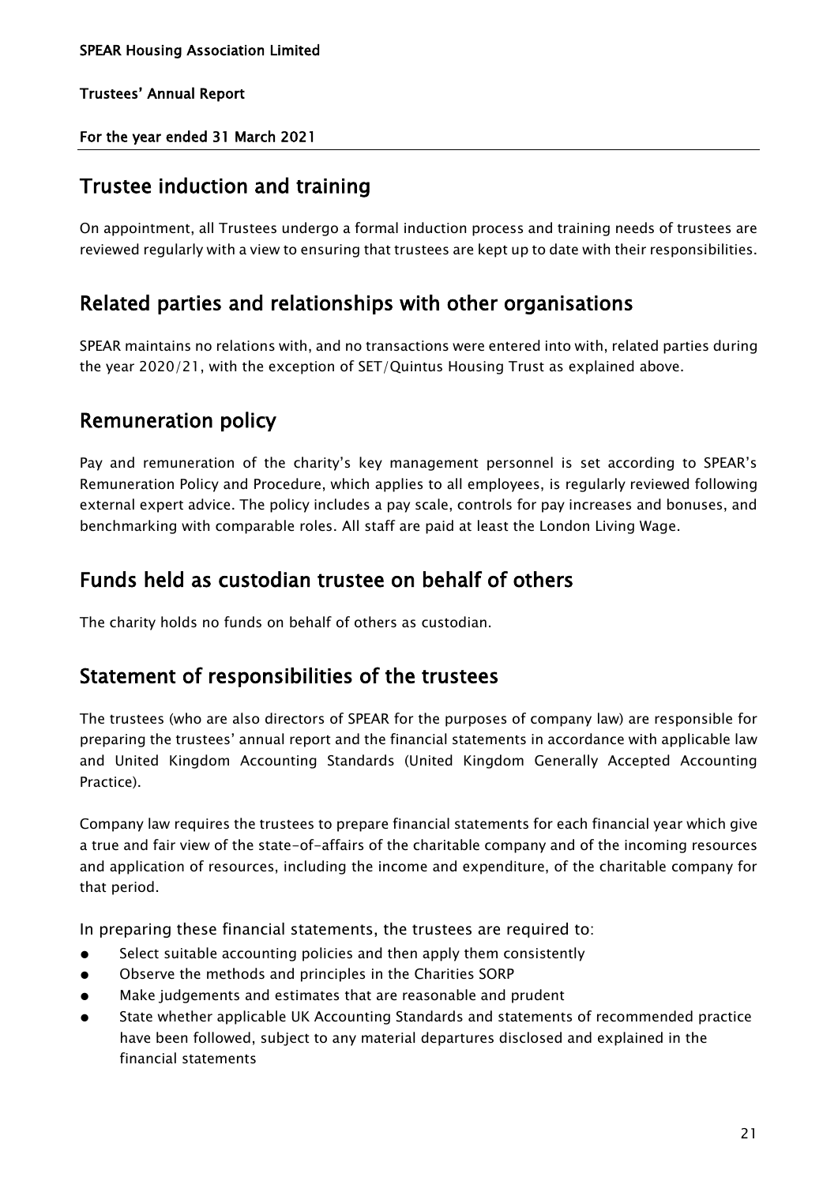## Trustee induction and training

On appointment, all Trustees undergo a formal induction process and training needs of trustees are reviewed regularly with a view to ensuring that trustees are kept up to date with their responsibilities.

## Related parties and relationships with other organisations

SPEAR maintains no relations with, and no transactions were entered into with, related parties during the year 2020/21, with the exception of SET/Quintus Housing Trust as explained above.

## Remuneration policy

Pay and remuneration of the charity's key management personnel is set according to SPEAR's Remuneration Policy and Procedure, which applies to all employees, is regularly reviewed following external expert advice. The policy includes a pay scale, controls for pay increases and bonuses, and benchmarking with comparable roles. All staff are paid at least the London Living Wage.

## Funds held as custodian trustee on behalf of others

The charity holds no funds on behalf of others as custodian.

## Statement of responsibilities of the trustees

The trustees (who are also directors of SPEAR for the purposes of company law) are responsible for preparing the trustees' annual report and the financial statements in accordance with applicable law and United Kingdom Accounting Standards (United Kingdom Generally Accepted Accounting Practice).

Company law requires the trustees to prepare financial statements for each financial year which give a true and fair view of the state-of-affairs of the charitable company and of the incoming resources and application of resources, including the income and expenditure, of the charitable company for that period.

In preparing these financial statements, the trustees are required to:

- Select suitable accounting policies and then apply them consistently
- Observe the methods and principles in the Charities SORP
- Make judgements and estimates that are reasonable and prudent
- State whether applicable UK Accounting Standards and statements of recommended practice have been followed, subject to any material departures disclosed and explained in the financial statements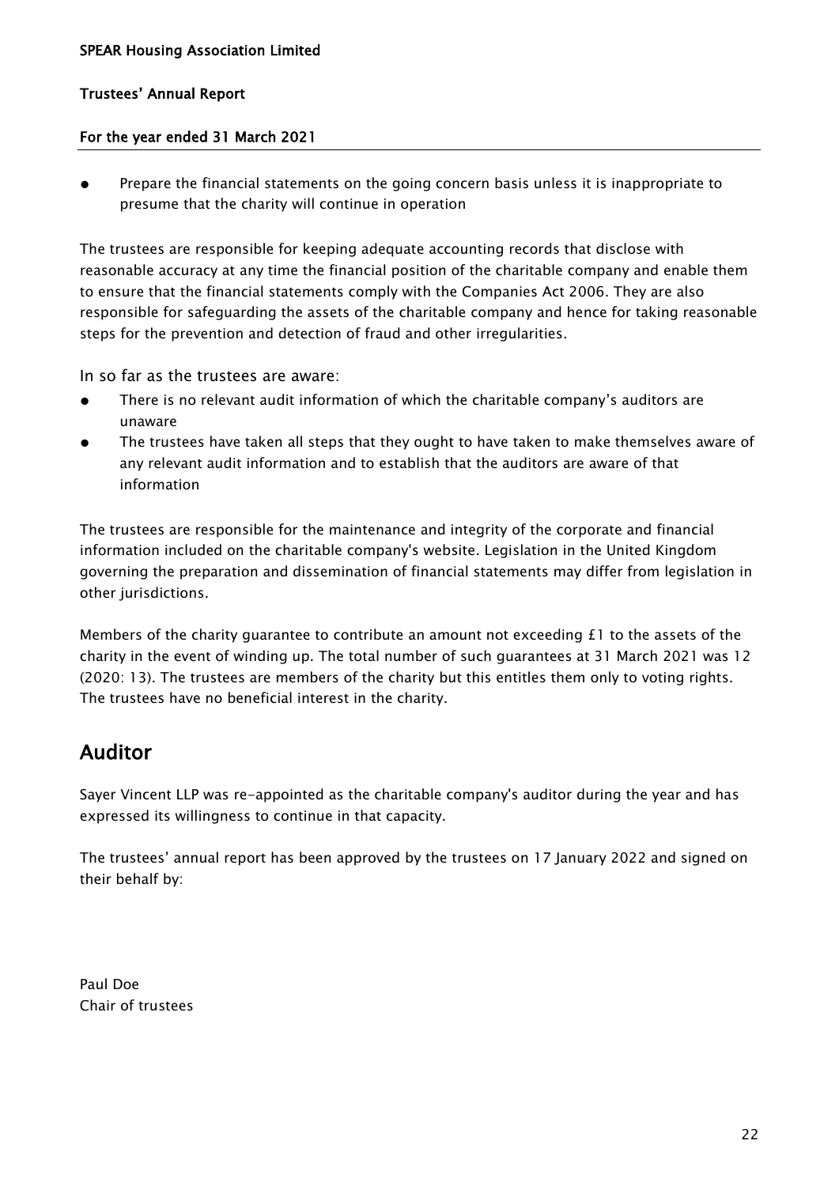- Prepare the financial statements on the going concern basis unless it is inappropriate to presume that the charity will continue in operation

The trustees are responsible for keeping adequate accounting records that disclose with reasonable accuracy at any time the financial position of the charitable company and enable them to ensure that the financial statements comply with the Companies Act 2006. They are also responsible for safeguarding the assets of the charitable company and hence for taking reasonable steps for the prevention and detection of fraud and other irregularities.

In so far as the trustees are aware:

- There is no relevant audit information of which the charitable company's auditors are unaware
- The trustees have taken all steps that they ought to have taken to make themselves aware of any relevant audit information and to establish that the auditors are aware of that information

The trustees are responsible for the maintenance and integrity of the corporate and financial information included on the charitable company's website. Legislation in the United Kingdom governing the preparation and dissemination of financial statements may differ from legislation in other jurisdictions.

Members of the charity guarantee to contribute an amount not exceeding £1 to the assets of the charity in the event of winding up. The total number of such guarantees at 31 March 2021 was 12 (2020: 13). The trustees are members of the charity but this entitles them only to voting rights. The trustees have no beneficial interest in the charity.

## Auditor

Sayer Vincent LLP was re-appointed as the charitable company's auditor during the year and has expressed its willingness to continue in that capacity.

The trustees' annual report has been approved by the trustees on 17 January 2022 and signed on their behalf by:

Paul Doe
Chair of trustees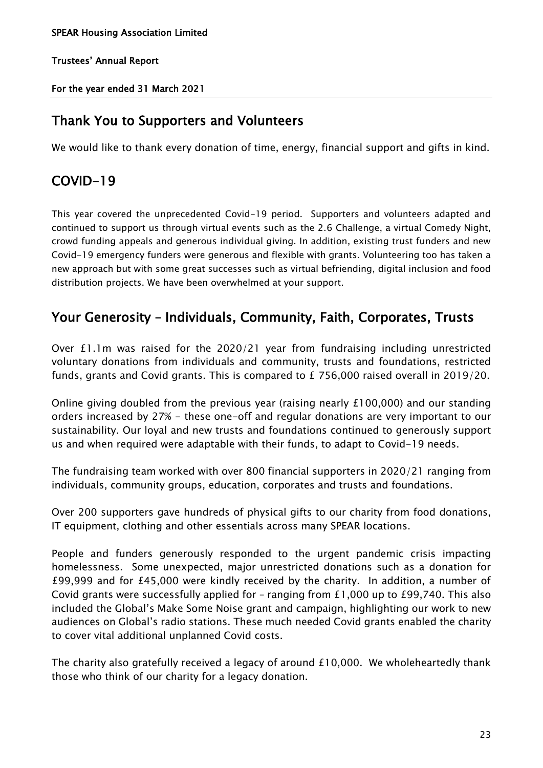## Thank You to Supporters and Volunteers

We would like to thank every donation of time, energy, financial support and gifts in kind.

## COVID-19

This year covered the unprecedented Covid-19 period. Supporters and volunteers adapted and continued to support us through virtual events such as the 2.6 Challenge, a virtual Comedy Night, crowd funding appeals and generous individual giving. In addition, existing trust funders and new Covid-19 emergency funders were generous and flexible with grants. Volunteering too has taken a new approach but with some great successes such as virtual befriending, digital inclusion and food distribution projects. We have been overwhelmed at your support.

## Your Generosity – Individuals, Community, Faith, Corporates, Trusts

Over £1.1m was raised for the 2020/21 year from fundraising including unrestricted voluntary donations from individuals and community, trusts and foundations, restricted funds, grants and Covid grants. This is compared to £ 756,000 raised overall in 2019/20.

Online giving doubled from the previous year (raising nearly £100,000) and our standing orders increased by 27% - these one-off and regular donations are very important to our sustainability. Our loyal and new trusts and foundations continued to generously support us and when required were adaptable with their funds, to adapt to Covid-19 needs.

The fundraising team worked with over 800 financial supporters in 2020/21 ranging from individuals, community groups, education, corporates and trusts and foundations.

Over 200 supporters gave hundreds of physical gifts to our charity from food donations, IT equipment, clothing and other essentials across many SPEAR locations.

People and funders generously responded to the urgent pandemic crisis impacting homelessness. Some unexpected, major unrestricted donations such as a donation for £99,999 and for £45,000 were kindly received by the charity. In addition, a number of Covid grants were successfully applied for – ranging from £1,000 up to £99,740. This also included the Global's Make Some Noise grant and campaign, highlighting our work to new audiences on Global's radio stations. These much needed Covid grants enabled the charity to cover vital additional unplanned Covid costs.

The charity also gratefully received a legacy of around £10,000. We wholeheartedly thank those who think of our charity for a legacy donation.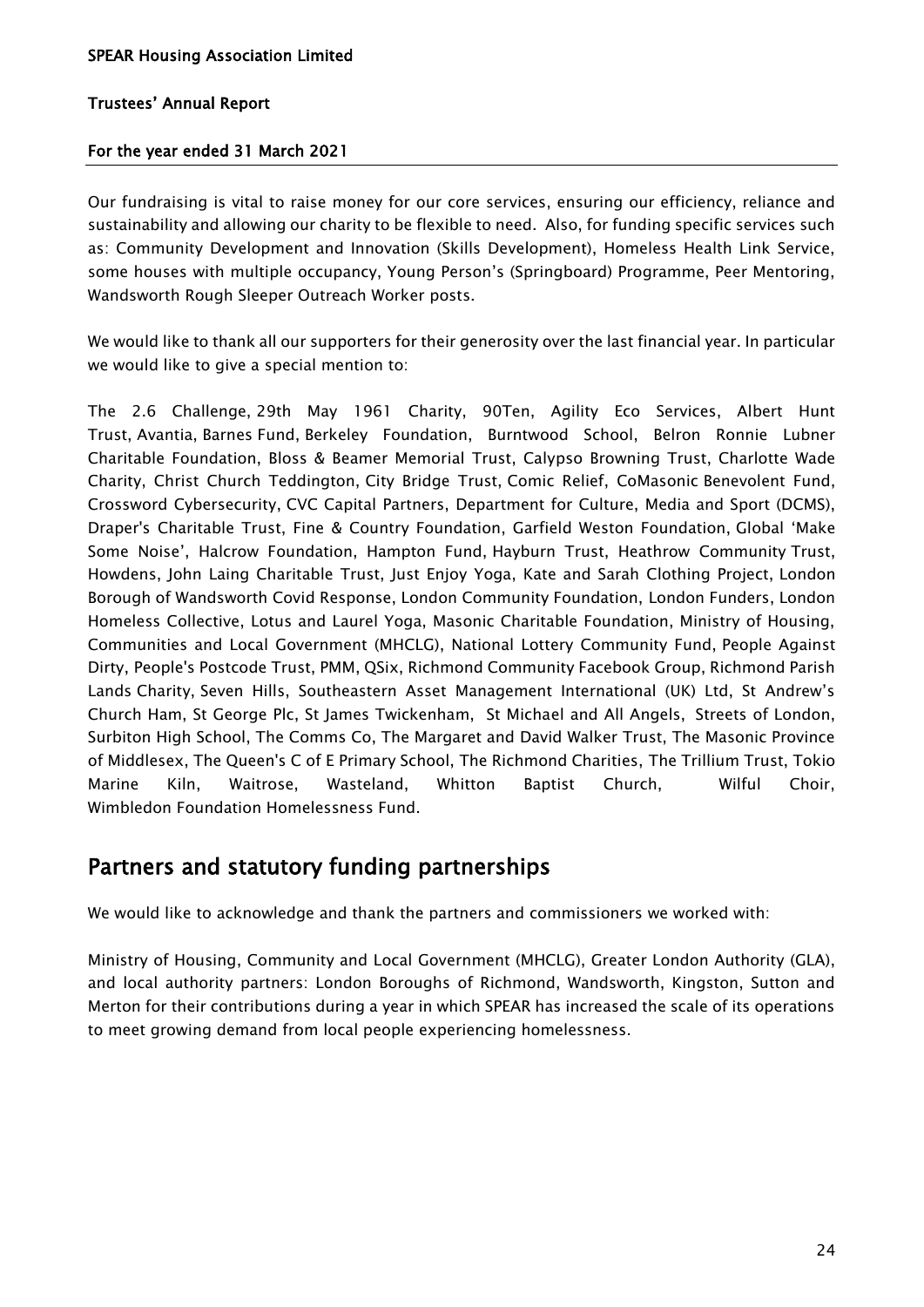Our fundraising is vital to raise money for our core services, ensuring our efficiency, reliance and sustainability and allowing our charity to be flexible to need. Also, for funding specific services such as: Community Development and Innovation (Skills Development), Homeless Health Link Service, some houses with multiple occupancy, Young Person's (Springboard) Programme, Peer Mentoring, Wandsworth Rough Sleeper Outreach Worker posts.

We would like to thank all our supporters for their generosity over the last financial year. In particular we would like to give a special mention to:

The 2.6 Challenge, 29th May 1961 Charity, 90Ten, Agility Eco Services, Albert Hunt Trust, Avantia, Barnes Fund, Berkeley Foundation, Burntwood School, Belron Ronnie Lubner Charitable Foundation, Bloss & Beamer Memorial Trust, Calypso Browning Trust, Charlotte Wade Charity, Christ Church Teddington, City Bridge Trust, Comic Relief, CoMasonic Benevolent Fund, Crossword Cybersecurity, CVC Capital Partners, Department for Culture, Media and Sport (DCMS), Draper's Charitable Trust, Fine & Country Foundation, Garfield Weston Foundation, Global 'Make Some Noise', Halcrow Foundation, Hampton Fund, Hayburn Trust, Heathrow Community Trust, Howdens, John Laing Charitable Trust, Just Enjoy Yoga, Kate and Sarah Clothing Project, London Borough of Wandsworth Covid Response, London Community Foundation, London Funders, London Homeless Collective, Lotus and Laurel Yoga, Masonic Charitable Foundation, Ministry of Housing, Communities and Local Government (MHCLG), National Lottery Community Fund, People Against Dirty, People's Postcode Trust, PMM, QSix, Richmond Community Facebook Group, Richmond Parish Lands Charity, Seven Hills, Southeastern Asset Management International (UK) Ltd, St Andrew's Church Ham, St George Plc, St James Twickenham, St Michael and All Angels, Streets of London, Surbiton High School, The Comms Co, The Margaret and David Walker Trust, The Masonic Province of Middlesex, The Queen's C of E Primary School, The Richmond Charities, The Trillium Trust, Tokio Marine Kiln, Waitrose, Wasteland, Whitton Baptist Church, Wilful Choir, Wimbledon Foundation Homelessness Fund.

## Partners and statutory funding partnerships

We would like to acknowledge and thank the partners and commissioners we worked with:

Ministry of Housing, Community and Local Government (MHCLG), Greater London Authority (GLA), and local authority partners: London Boroughs of Richmond, Wandsworth, Kingston, Sutton and Merton for their contributions during a year in which SPEAR has increased the scale of its operations to meet growing demand from local people experiencing homelessness.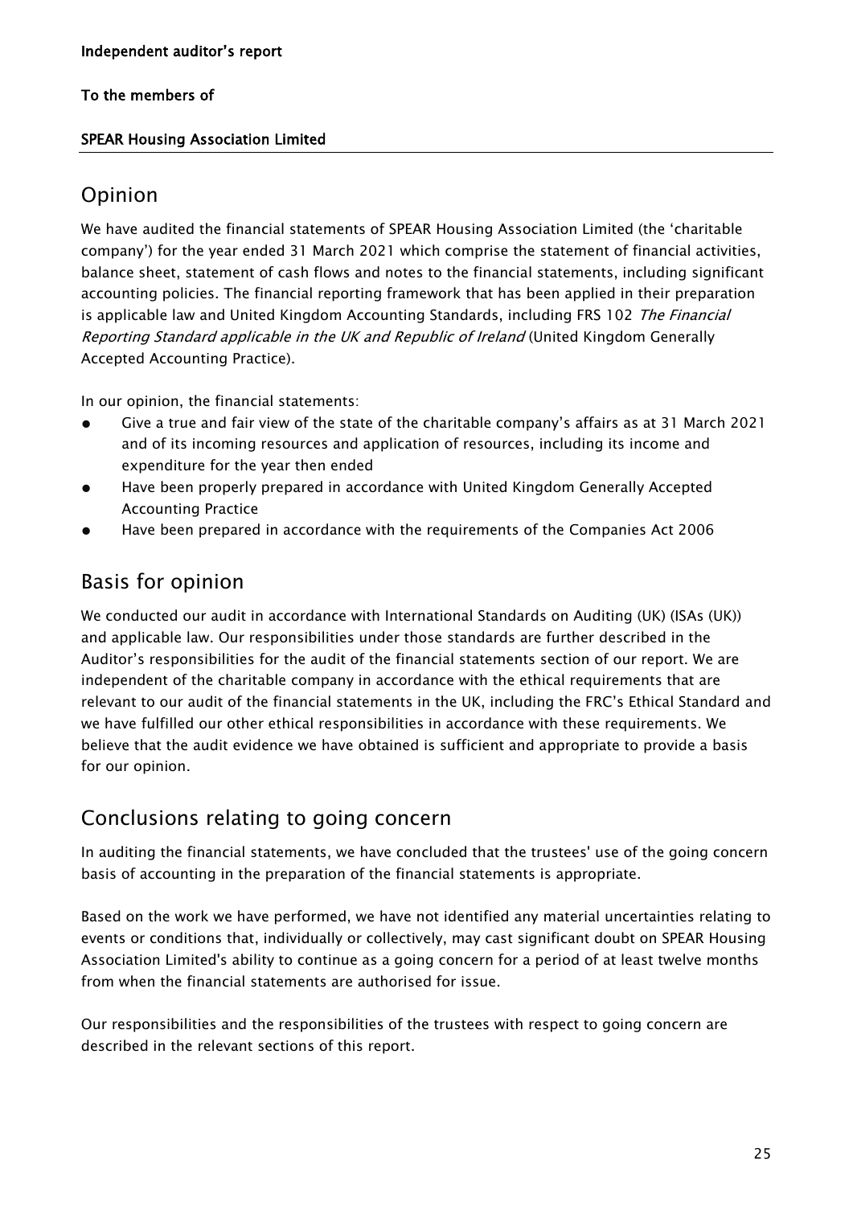**Independent auditor's report**

**To the members of**

**SPEAR Housing Association Limited**

## Opinion

We have audited the financial statements of SPEAR Housing Association Limited (the 'charitable company') for the year ended 31 March 2021 which comprise the statement of financial activities, balance sheet, statement of cash flows and notes to the financial statements, including significant accounting policies. The financial reporting framework that has been applied in their preparation is applicable law and United Kingdom Accounting Standards, including FRS 102 *The Financial Reporting Standard applicable in the UK and Republic of Ireland* (United Kingdom Generally Accepted Accounting Practice).

In our opinion, the financial statements:

- Give a true and fair view of the state of the charitable company's affairs as at 31 March 2021 and of its incoming resources and application of resources, including its income and expenditure for the year then ended
- Have been properly prepared in accordance with United Kingdom Generally Accepted Accounting Practice
- Have been prepared in accordance with the requirements of the Companies Act 2006

## Basis for opinion

We conducted our audit in accordance with International Standards on Auditing (UK) (ISAs (UK)) and applicable law. Our responsibilities under those standards are further described in the Auditor's responsibilities for the audit of the financial statements section of our report. We are independent of the charitable company in accordance with the ethical requirements that are relevant to our audit of the financial statements in the UK, including the FRC's Ethical Standard and we have fulfilled our other ethical responsibilities in accordance with these requirements. We believe that the audit evidence we have obtained is sufficient and appropriate to provide a basis for our opinion.

## Conclusions relating to going concern

In auditing the financial statements, we have concluded that the trustees' use of the going concern basis of accounting in the preparation of the financial statements is appropriate.

Based on the work we have performed, we have not identified any material uncertainties relating to events or conditions that, individually or collectively, may cast significant doubt on SPEAR Housing Association Limited's ability to continue as a going concern for a period of at least twelve months from when the financial statements are authorised for issue.

Our responsibilities and the responsibilities of the trustees with respect to going concern are described in the relevant sections of this report.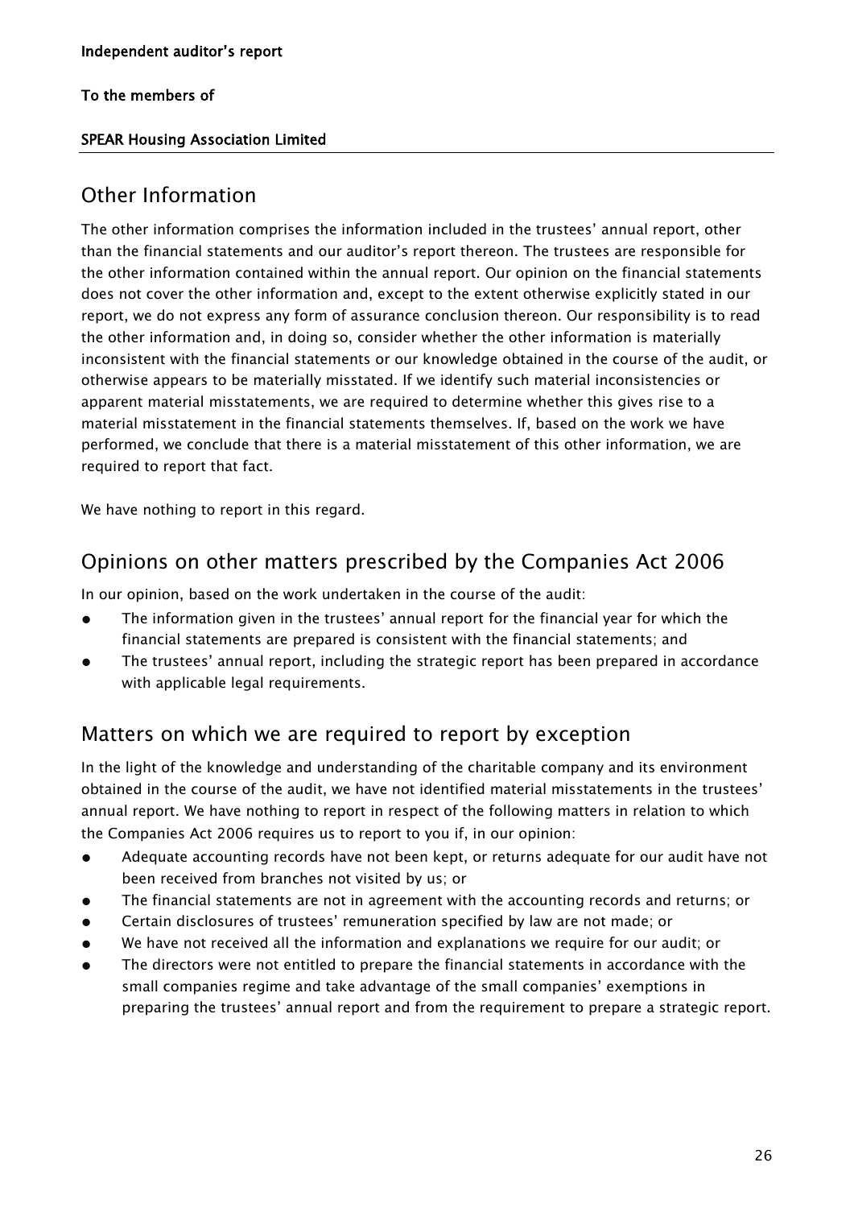**Independent auditor's report**

**To the members of**

**SPEAR Housing Association Limited**

## Other Information

The other information comprises the information included in the trustees' annual report, other than the financial statements and our auditor's report thereon. The trustees are responsible for the other information contained within the annual report. Our opinion on the financial statements does not cover the other information and, except to the extent otherwise explicitly stated in our report, we do not express any form of assurance conclusion thereon. Our responsibility is to read the other information and, in doing so, consider whether the other information is materially inconsistent with the financial statements or our knowledge obtained in the course of the audit, or otherwise appears to be materially misstated. If we identify such material inconsistencies or apparent material misstatements, we are required to determine whether this gives rise to a material misstatement in the financial statements themselves. If, based on the work we have performed, we conclude that there is a material misstatement of this other information, we are required to report that fact.

We have nothing to report in this regard.

## Opinions on other matters prescribed by the Companies Act 2006

In our opinion, based on the work undertaken in the course of the audit:

- The information given in the trustees' annual report for the financial year for which the financial statements are prepared is consistent with the financial statements; and
- The trustees' annual report, including the strategic report has been prepared in accordance with applicable legal requirements.

## Matters on which we are required to report by exception

In the light of the knowledge and understanding of the charitable company and its environment obtained in the course of the audit, we have not identified material misstatements in the trustees' annual report. We have nothing to report in respect of the following matters in relation to which the Companies Act 2006 requires us to report to you if, in our opinion:

- Adequate accounting records have not been kept, or returns adequate for our audit have not been received from branches not visited by us; or
- The financial statements are not in agreement with the accounting records and returns; or
- Certain disclosures of trustees' remuneration specified by law are not made; or
- We have not received all the information and explanations we require for our audit; or
- The directors were not entitled to prepare the financial statements in accordance with the small companies regime and take advantage of the small companies' exemptions in preparing the trustees' annual report and from the requirement to prepare a strategic report.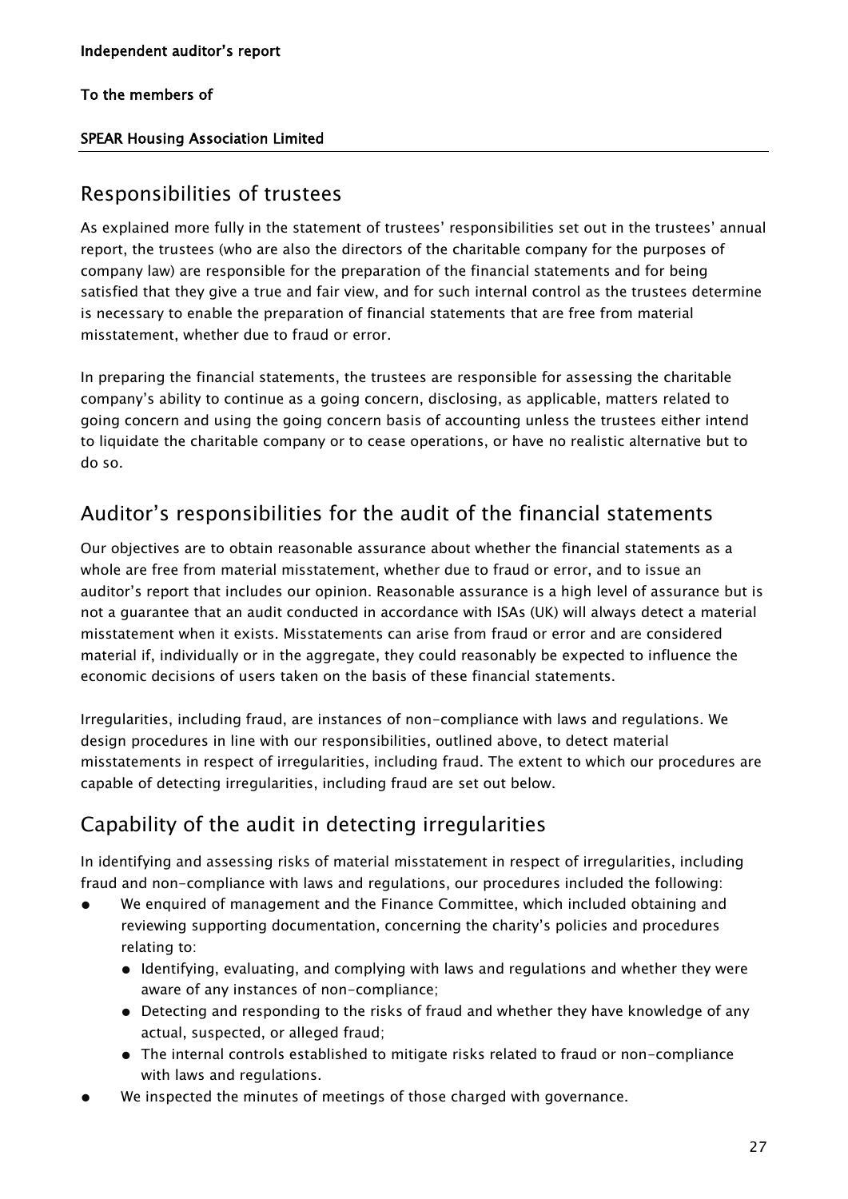**Independent auditor's report**

**To the members of**

**SPEAR Housing Association Limited**

## Responsibilities of trustees

As explained more fully in the statement of trustees' responsibilities set out in the trustees' annual report, the trustees (who are also the directors of the charitable company for the purposes of company law) are responsible for the preparation of the financial statements and for being satisfied that they give a true and fair view, and for such internal control as the trustees determine is necessary to enable the preparation of financial statements that are free from material misstatement, whether due to fraud or error.

In preparing the financial statements, the trustees are responsible for assessing the charitable company's ability to continue as a going concern, disclosing, as applicable, matters related to going concern and using the going concern basis of accounting unless the trustees either intend to liquidate the charitable company or to cease operations, or have no realistic alternative but to do so.

## Auditor's responsibilities for the audit of the financial statements

Our objectives are to obtain reasonable assurance about whether the financial statements as a whole are free from material misstatement, whether due to fraud or error, and to issue an auditor's report that includes our opinion. Reasonable assurance is a high level of assurance but is not a guarantee that an audit conducted in accordance with ISAs (UK) will always detect a material misstatement when it exists. Misstatements can arise from fraud or error and are considered material if, individually or in the aggregate, they could reasonably be expected to influence the economic decisions of users taken on the basis of these financial statements.

Irregularities, including fraud, are instances of non-compliance with laws and regulations. We design procedures in line with our responsibilities, outlined above, to detect material misstatements in respect of irregularities, including fraud. The extent to which our procedures are capable of detecting irregularities, including fraud are set out below.

## Capability of the audit in detecting irregularities

In identifying and assessing risks of material misstatement in respect of irregularities, including fraud and non-compliance with laws and regulations, our procedures included the following:

- We enquired of management and the Finance Committee, which included obtaining and reviewing supporting documentation, concerning the charity's policies and procedures relating to:
  - Identifying, evaluating, and complying with laws and regulations and whether they were aware of any instances of non-compliance;
  - Detecting and responding to the risks of fraud and whether they have knowledge of any actual, suspected, or alleged fraud;
  - The internal controls established to mitigate risks related to fraud or non-compliance with laws and regulations.
- We inspected the minutes of meetings of those charged with governance.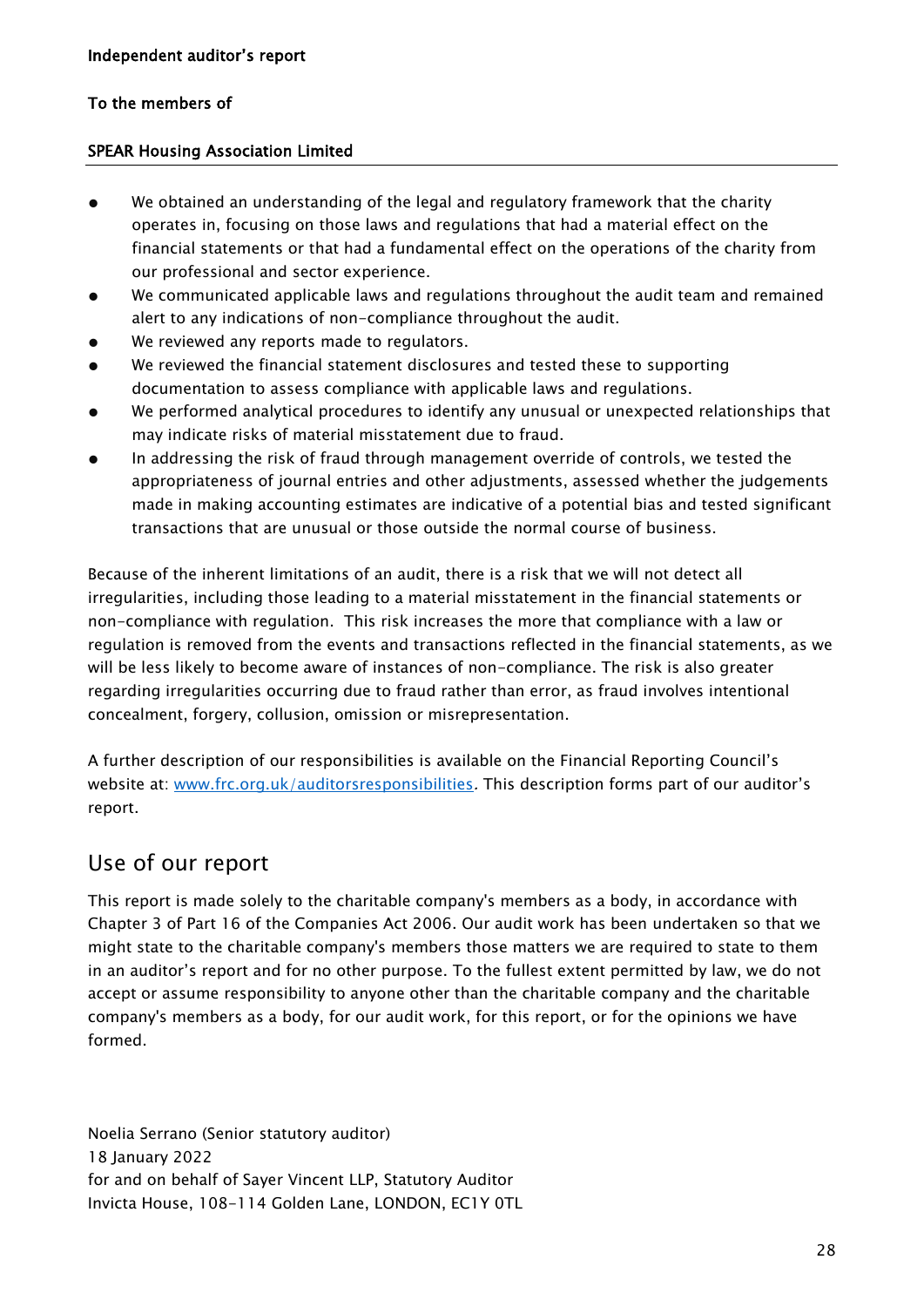**Independent auditor's report**

**To the members of**

**SPEAR Housing Association Limited**

- We obtained an understanding of the legal and regulatory framework that the charity operates in, focusing on those laws and regulations that had a material effect on the financial statements or that had a fundamental effect on the operations of the charity from our professional and sector experience.
- We communicated applicable laws and regulations throughout the audit team and remained alert to any indications of non-compliance throughout the audit.
- We reviewed any reports made to regulators.
- We reviewed the financial statement disclosures and tested these to supporting documentation to assess compliance with applicable laws and regulations.
- We performed analytical procedures to identify any unusual or unexpected relationships that may indicate risks of material misstatement due to fraud.
- In addressing the risk of fraud through management override of controls, we tested the appropriateness of journal entries and other adjustments, assessed whether the judgements made in making accounting estimates are indicative of a potential bias and tested significant transactions that are unusual or those outside the normal course of business.

Because of the inherent limitations of an audit, there is a risk that we will not detect all irregularities, including those leading to a material misstatement in the financial statements or non-compliance with regulation. This risk increases the more that compliance with a law or regulation is removed from the events and transactions reflected in the financial statements, as we will be less likely to become aware of instances of non-compliance. The risk is also greater regarding irregularities occurring due to fraud rather than error, as fraud involves intentional concealment, forgery, collusion, omission or misrepresentation.

A further description of our responsibilities is available on the Financial Reporting Council's website at: www.frc.org.uk/auditorsresponsibilities. This description forms part of our auditor's report.

## Use of our report

This report is made solely to the charitable company's members as a body, in accordance with Chapter 3 of Part 16 of the Companies Act 2006. Our audit work has been undertaken so that we might state to the charitable company's members those matters we are required to state to them in an auditor's report and for no other purpose. To the fullest extent permitted by law, we do not accept or assume responsibility to anyone other than the charitable company and the charitable company's members as a body, for our audit work, for this report, or for the opinions we have formed.

Noelia Serrano (Senior statutory auditor)
18 January 2022
for and on behalf of Sayer Vincent LLP, Statutory Auditor
Invicta House, 108-114 Golden Lane, LONDON, EC1Y 0TL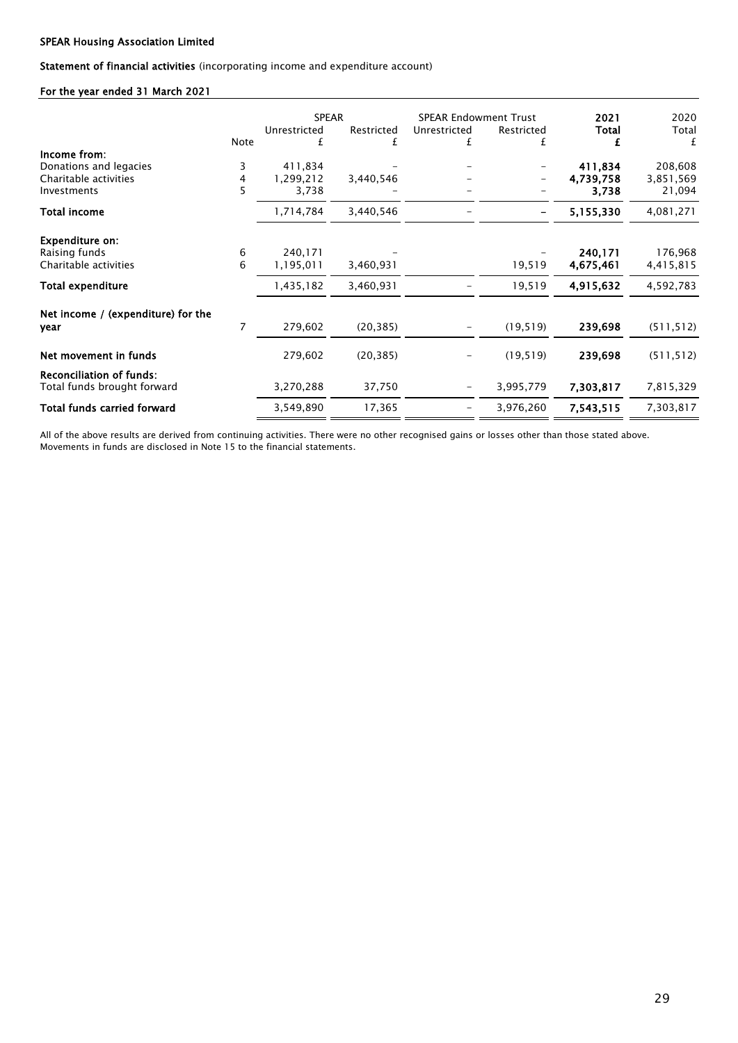**SPEAR Housing Association Limited**

**Statement of financial activities** (incorporating income and expenditure account)

**For the year ended 31 March 2021**

| | | SPEAR | | SPEAR Endowment Trust | | 2021 | 2020 |
|---|---|---|---|---|---|---|---|
| | Note | Unrestricted £ | Restricted £ | Unrestricted £ | Restricted £ | **Total £** | Total £ |
| **Income from:** | | | | | | | |
| Donations and legacies | 3 | 411,834 | – | – | – | **411,834** | 208,608 |
| Charitable activities | 4 | 1,299,212 | 3,440,546 | – | – | **4,739,758** | 3,851,569 |
| Investments | 5 | 3,738 | – | – | – | **3,738** | 21,094 |
| **Total income** | | 1,714,784 | 3,440,546 | – | – | **5,155,330** | 4,081,271 |
| **Expenditure on:** | | | | | | | |
| Raising funds | 6 | 240,171 | – | | – | **240,171** | 176,968 |
| Charitable activities | 6 | 1,195,011 | 3,460,931 | | 19,519 | **4,675,461** | 4,415,815 |
| **Total expenditure** | | 1,435,182 | 3,460,931 | – | 19,519 | **4,915,632** | 4,592,783 |
| **Net income / (expenditure) for the year** | 7 | 279,602 | (20,385) | – | (19,519) | **239,698** | (511,512) |
| **Net movement in funds** | | 279,602 | (20,385) | – | (19,519) | **239,698** | (511,512) |
| **Reconciliation of funds:** | | | | | | | |
| Total funds brought forward | | 3,270,288 | 37,750 | – | 3,995,779 | **7,303,817** | 7,815,329 |
| **Total funds carried forward** | | 3,549,890 | 17,365 | – | 3,976,260 | **7,543,515** | 7,303,817 |

All of the above results are derived from continuing activities. There were no other recognised gains or losses other than those stated above. Movements in funds are disclosed in Note 15 to the financial statements.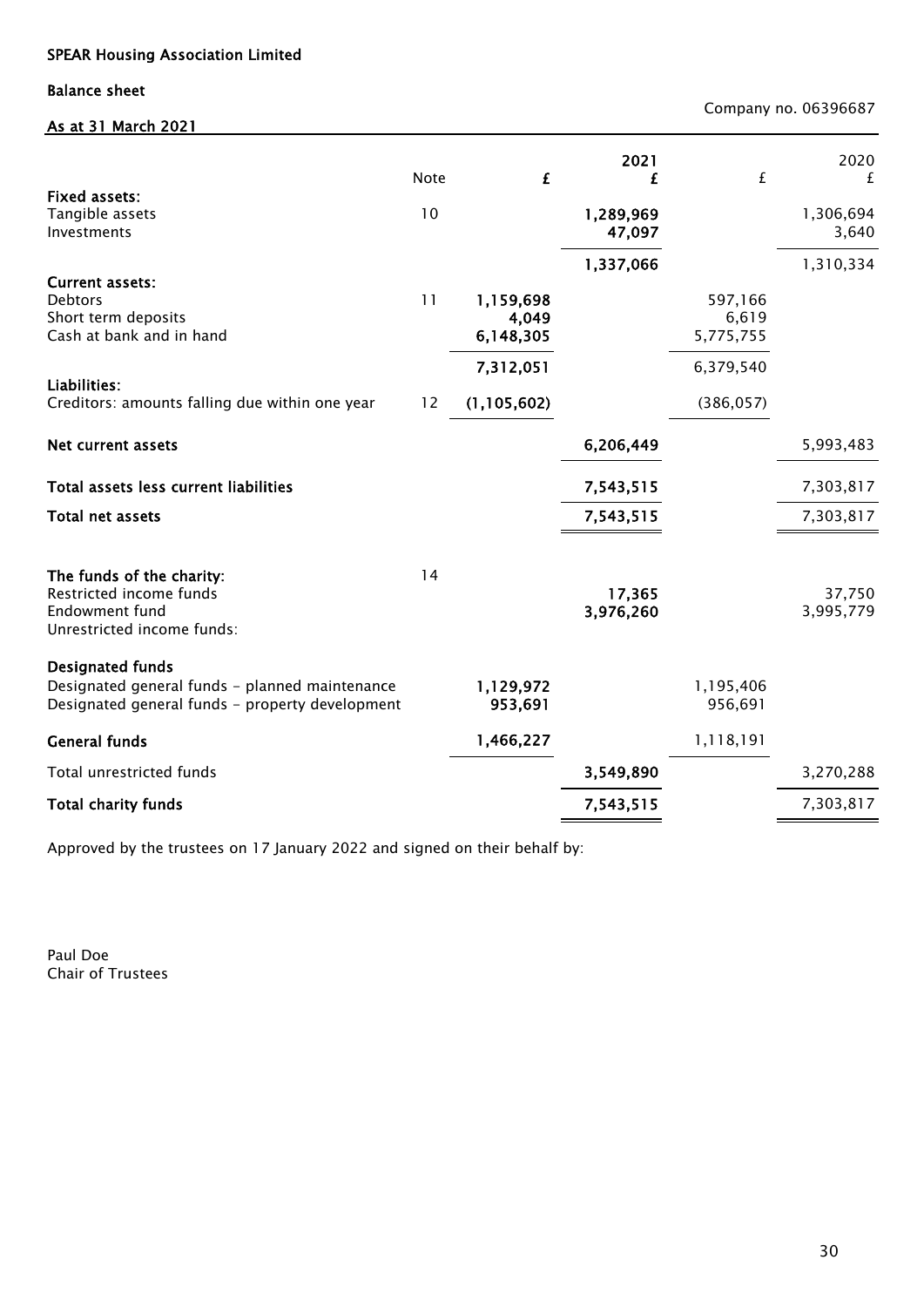**SPEAR Housing Association Limited**

**Balance sheet**

Company no. 06396687

**As at 31 March 2021**

| | Note | £ | 2021 £ | £ | 2020 £ |
|---|---|---|---|---|---|
| **Fixed assets:** | | | | | |
| Tangible assets | 10 | | **1,289,969** | | 1,306,694 |
| Investments | | | **47,097** | | 3,640 |
| | | | **1,337,066** | | 1,310,334 |
| **Current assets:** | | | | | |
| Debtors | 11 | **1,159,698** | | 597,166 | |
| Short term deposits | | **4,049** | | 6,619 | |
| Cash at bank and in hand | | **6,148,305** | | 5,775,755 | |
| | | **7,312,051** | | 6,379,540 | |
| **Liabilities:** | | | | | |
| Creditors: amounts falling due within one year | 12 | **(1,105,602)** | | (386,057) | |
| **Net current assets** | | | **6,206,449** | | 5,993,483 |
| **Total assets less current liabilities** | | | **7,543,515** | | 7,303,817 |
| **Total net assets** | | | **7,543,515** | | 7,303,817 |
| | | | | | |
| **The funds of the charity:** | 14 | | | | |
| Restricted income funds | | | **17,365** | | 37,750 |
| Endowment fund | | | **3,976,260** | | 3,995,779 |
| Unrestricted income funds: | | | | | |
| **Designated funds** | | | | | |
| Designated general funds - planned maintenance | | **1,129,972** | | 1,195,406 | |
| Designated general funds - property development | | **953,691** | | 956,691 | |
| **General funds** | | **1,466,227** | | 1,118,191 | |
| Total unrestricted funds | | | **3,549,890** | | 3,270,288 |
| **Total charity funds** | | | **7,543,515** | | 7,303,817 |

Approved by the trustees on 17 January 2022 and signed on their behalf by:

Paul Doe
Chair of Trustees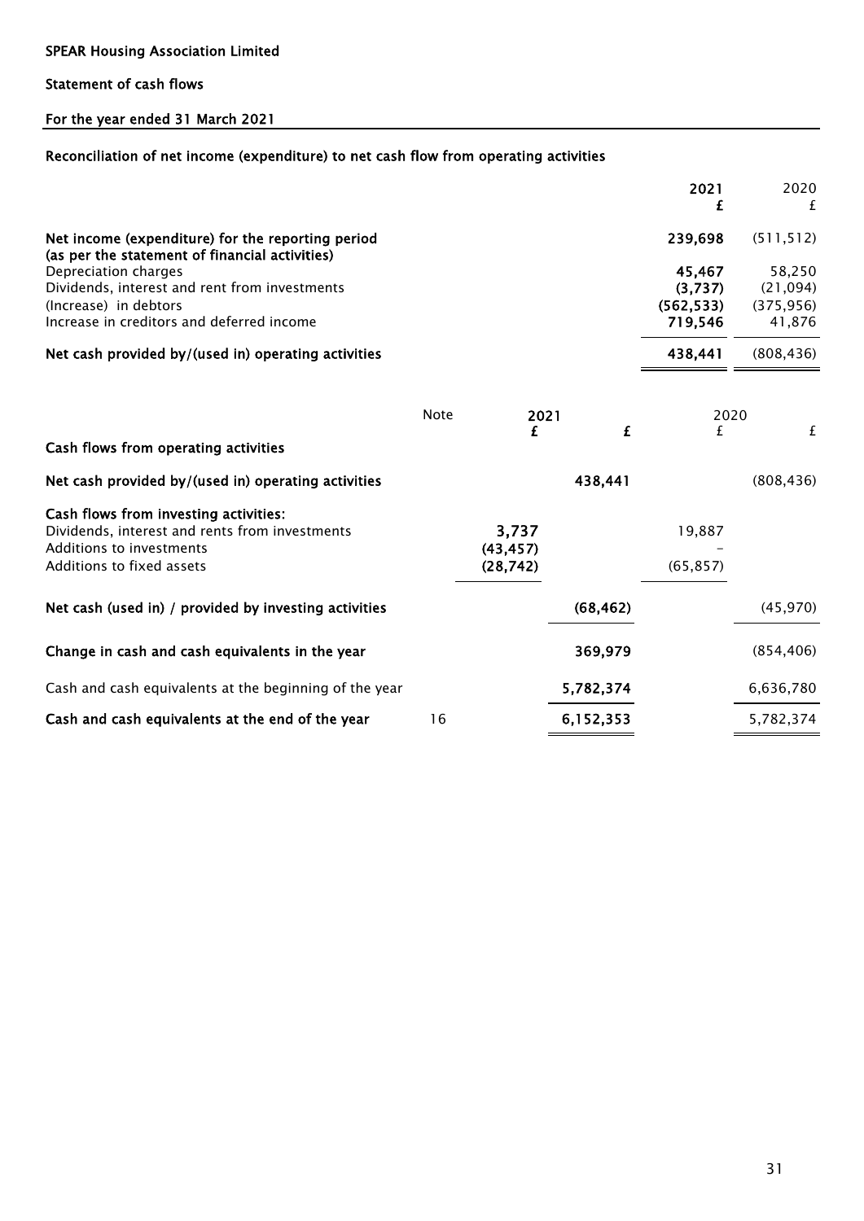SPEAR Housing Association Limited

Statement of cash flows

For the year ended 31 March 2021

## Reconciliation of net income (expenditure) to net cash flow from operating activities

| | 2021 £ | 2020 £ |
|---|---|---|
| **Net income (expenditure) for the reporting period (as per the statement of financial activities)** | **239,698** | (511,512) |
| Depreciation charges | **45,467** | 58,250 |
| Dividends, interest and rent from investments | **(3,737)** | (21,094) |
| (Increase) in debtors | **(562,533)** | (375,956) |
| Increase in creditors and deferred income | **719,546** | 41,876 |
| **Net cash provided by/(used in) operating activities** | **438,441** | (808,436) |

| | Note | 2021 £ | 2021 £ | 2020 £ | 2020 £ |
|---|---|---|---|---|---|
| **Cash flows from operating activities** | | | | | |
| **Net cash provided by/(used in) operating activities** | | | **438,441** | | (808,436) |
| **Cash flows from investing activities:** | | | | | |
| Dividends, interest and rents from investments | | **3,737** | | 19,887 | |
| Additions to investments | | **(43,457)** | | – | |
| Additions to fixed assets | | **(28,742)** | | (65,857) | |
| **Net cash (used in) / provided by investing activities** | | | **(68,462)** | | (45,970) |
| **Change in cash and cash equivalents in the year** | | | **369,979** | | (854,406) |
| Cash and cash equivalents at the beginning of the year | | | **5,782,374** | | 6,636,780 |
| **Cash and cash equivalents at the end of the year** | 16 | | **6,152,353** | | 5,782,374 |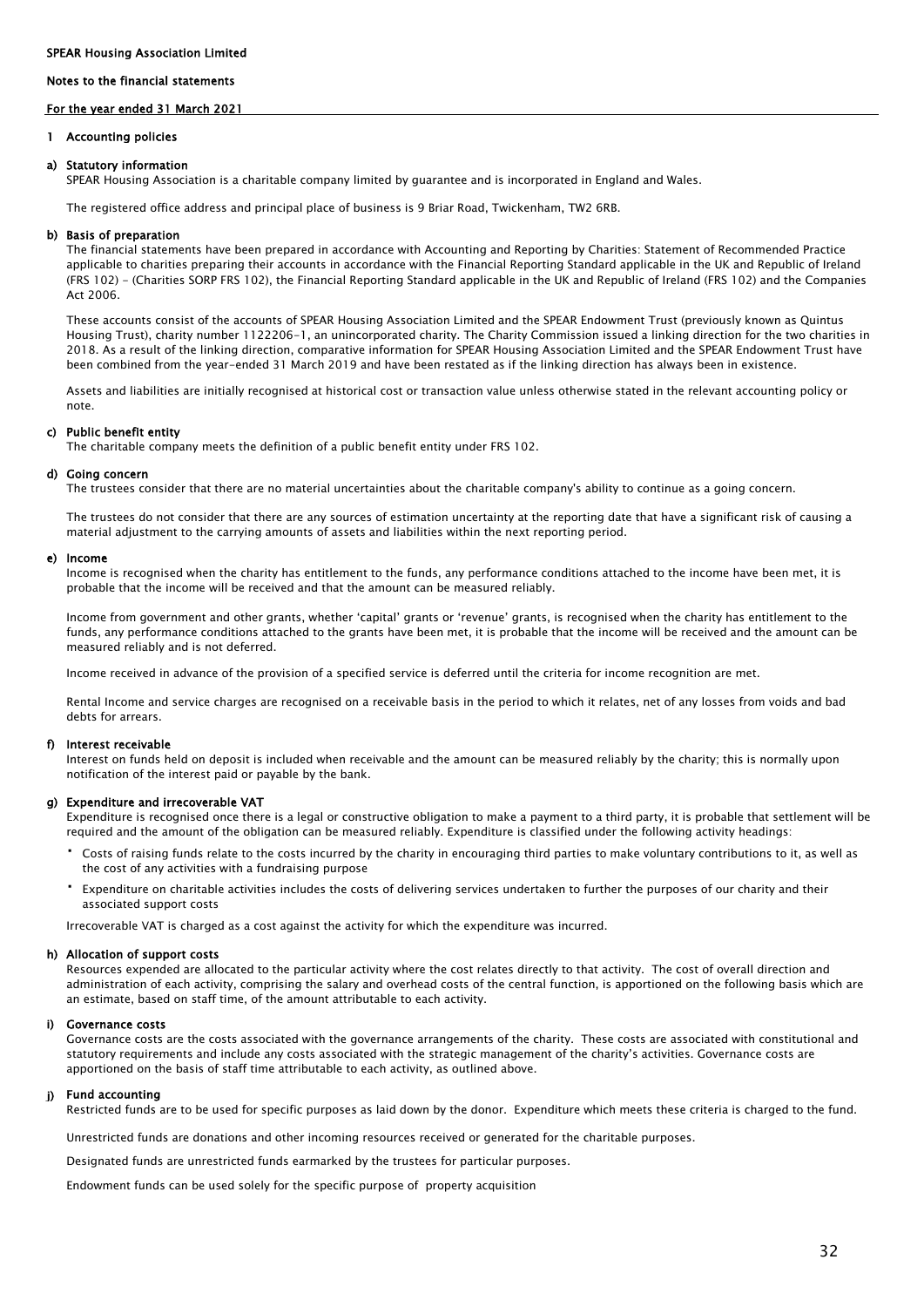SPEAR Housing Association Limited

Notes to the financial statements

For the year ended 31 March 2021

## 1 Accounting policies

### a) Statutory information

SPEAR Housing Association is a charitable company limited by guarantee and is incorporated in England and Wales.

The registered office address and principal place of business is 9 Briar Road, Twickenham, TW2 6RB.

### b) Basis of preparation

The financial statements have been prepared in accordance with Accounting and Reporting by Charities: Statement of Recommended Practice applicable to charities preparing their accounts in accordance with the Financial Reporting Standard applicable in the UK and Republic of Ireland (FRS 102) - (Charities SORP FRS 102), the Financial Reporting Standard applicable in the UK and Republic of Ireland (FRS 102) and the Companies Act 2006.

These accounts consist of the accounts of SPEAR Housing Association Limited and the SPEAR Endowment Trust (previously known as Quintus Housing Trust), charity number 1122206-1, an unincorporated charity. The Charity Commission issued a linking direction for the two charities in 2018. As a result of the linking direction, comparative information for SPEAR Housing Association Limited and the SPEAR Endowment Trust have been combined from the year-ended 31 March 2019 and have been restated as if the linking direction has always been in existence.

Assets and liabilities are initially recognised at historical cost or transaction value unless otherwise stated in the relevant accounting policy or note.

### c) Public benefit entity

The charitable company meets the definition of a public benefit entity under FRS 102.

### d) Going concern

The trustees consider that there are no material uncertainties about the charitable company's ability to continue as a going concern.

The trustees do not consider that there are any sources of estimation uncertainty at the reporting date that have a significant risk of causing a material adjustment to the carrying amounts of assets and liabilities within the next reporting period.

### e) Income

Income is recognised when the charity has entitlement to the funds, any performance conditions attached to the income have been met, it is probable that the income will be received and that the amount can be measured reliably.

Income from government and other grants, whether 'capital' grants or 'revenue' grants, is recognised when the charity has entitlement to the funds, any performance conditions attached to the grants have been met, it is probable that the income will be received and the amount can be measured reliably and is not deferred.

Income received in advance of the provision of a specified service is deferred until the criteria for income recognition are met.

Rental Income and service charges are recognised on a receivable basis in the period to which it relates, net of any losses from voids and bad debts for arrears.

### f) Interest receivable

Interest on funds held on deposit is included when receivable and the amount can be measured reliably by the charity; this is normally upon notification of the interest paid or payable by the bank.

### g) Expenditure and irrecoverable VAT

Expenditure is recognised once there is a legal or constructive obligation to make a payment to a third party, it is probable that settlement will be required and the amount of the obligation can be measured reliably. Expenditure is classified under the following activity headings:

- Costs of raising funds relate to the costs incurred by the charity in encouraging third parties to make voluntary contributions to it, as well as the cost of any activities with a fundraising purpose
- Expenditure on charitable activities includes the costs of delivering services undertaken to further the purposes of our charity and their associated support costs

Irrecoverable VAT is charged as a cost against the activity for which the expenditure was incurred.

### h) Allocation of support costs

Resources expended are allocated to the particular activity where the cost relates directly to that activity. The cost of overall direction and administration of each activity, comprising the salary and overhead costs of the central function, is apportioned on the following basis which are an estimate, based on staff time, of the amount attributable to each activity.

### i) Governance costs

Governance costs are the costs associated with the governance arrangements of the charity. These costs are associated with constitutional and statutory requirements and include any costs associated with the strategic management of the charity's activities. Governance costs are apportioned on the basis of staff time attributable to each activity, as outlined above.

### j) Fund accounting

Restricted funds are to be used for specific purposes as laid down by the donor. Expenditure which meets these criteria is charged to the fund.

Unrestricted funds are donations and other incoming resources received or generated for the charitable purposes.

Designated funds are unrestricted funds earmarked by the trustees for particular purposes.

Endowment funds can be used solely for the specific purpose of property acquisition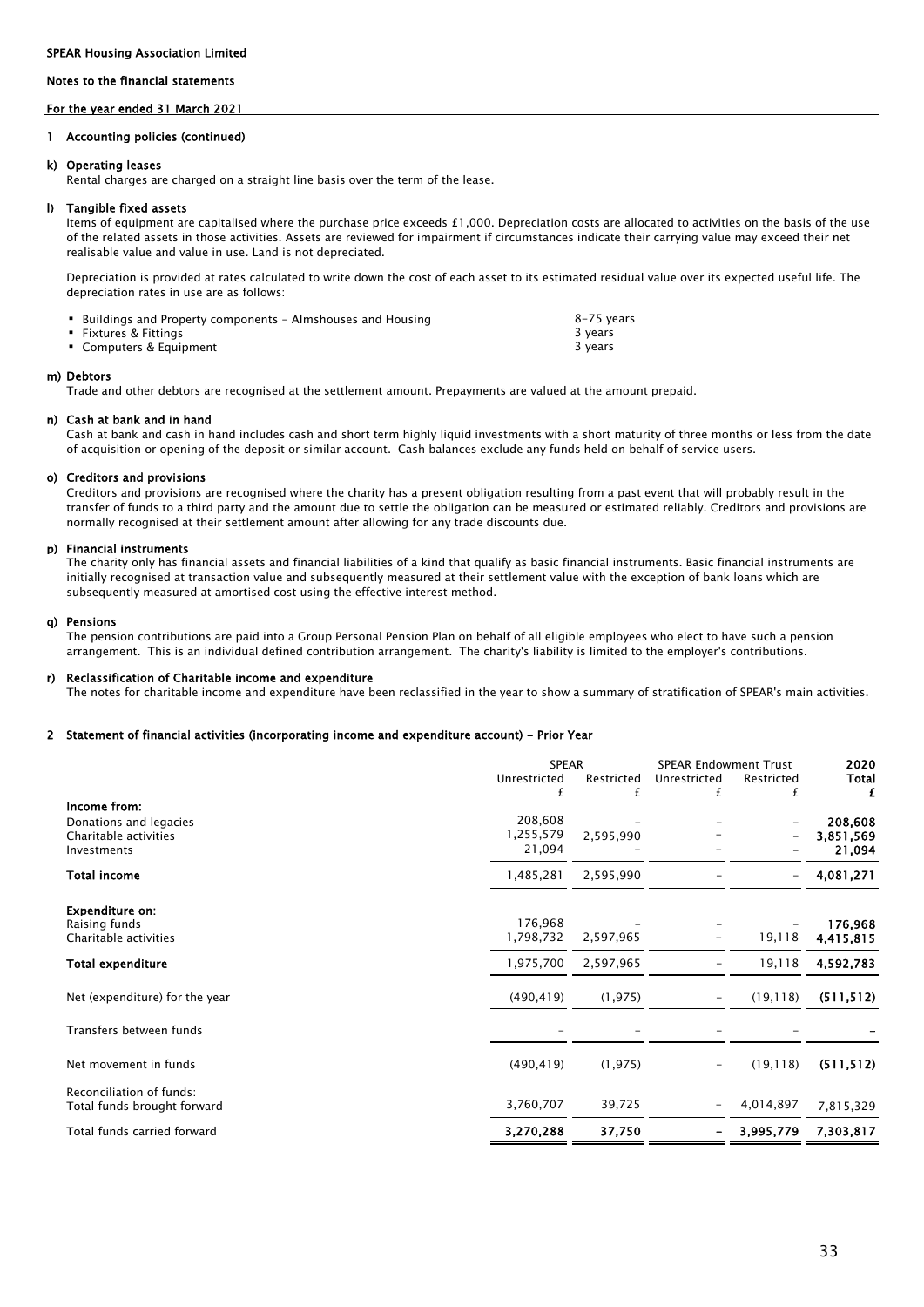## 1 Accounting policies (continued)

### k) Operating leases

Rental charges are charged on a straight line basis over the term of the lease.

### l) Tangible fixed assets

Items of equipment are capitalised where the purchase price exceeds £1,000. Depreciation costs are allocated to activities on the basis of the use of the related assets in those activities. Assets are reviewed for impairment if circumstances indicate their carrying value may exceed their net realisable value and value in use. Land is not depreciated.

Depreciation is provided at rates calculated to write down the cost of each asset to its estimated residual value over its expected useful life. The depreciation rates in use are as follows:

- Buildings and Property components - Almshouses and Housing: 8-75 years
- Fixtures & Fittings: 3 years
- Computers & Equipment: 3 years

### m) Debtors

Trade and other debtors are recognised at the settlement amount. Prepayments are valued at the amount prepaid.

### n) Cash at bank and in hand

Cash at bank and cash in hand includes cash and short term highly liquid investments with a short maturity of three months or less from the date of acquisition or opening of the deposit or similar account. Cash balances exclude any funds held on behalf of service users.

### o) Creditors and provisions

Creditors and provisions are recognised where the charity has a present obligation resulting from a past event that will probably result in the transfer of funds to a third party and the amount due to settle the obligation can be measured or estimated reliably. Creditors and provisions are normally recognised at their settlement amount after allowing for any trade discounts due.

### p) Financial instruments

The charity only has financial assets and financial liabilities of a kind that qualify as basic financial instruments. Basic financial instruments are initially recognised at transaction value and subsequently measured at their settlement value with the exception of bank loans which are subsequently measured at amortised cost using the effective interest method.

### q) Pensions

The pension contributions are paid into a Group Personal Pension Plan on behalf of all eligible employees who elect to have such a pension arrangement. This is an individual defined contribution arrangement. The charity's liability is limited to the employer's contributions.

### r) Reclassification of Charitable income and expenditure

The notes for charitable income and expenditure have been reclassified in the year to show a summary of stratification of SPEAR's main activities.

## 2 Statement of financial activities (incorporating income and expenditure account) - Prior Year

| | SPEAR | | SPEAR Endowment Trust | | 2020 |
|---|---|---|---|---|---|
| | Unrestricted | Restricted | Unrestricted | Restricted | Total |
| | £ | £ | £ | £ | £ |
| **Income from:** | | | | | |
| Donations and legacies | 208,608 | - | - | - | **208,608** |
| Charitable activities | 1,255,579 | 2,595,990 | - | - | **3,851,569** |
| Investments | 21,094 | - | - | - | **21,094** |
| **Total income** | 1,485,281 | 2,595,990 | - | - | **4,081,271** |
| **Expenditure on:** | | | | | |
| Raising funds | 176,968 | - | - | - | **176,968** |
| Charitable activities | 1,798,732 | 2,597,965 | - | 19,118 | **4,415,815** |
| **Total expenditure** | 1,975,700 | 2,597,965 | - | 19,118 | **4,592,783** |
| Net (expenditure) for the year | (490,419) | (1,975) | - | (19,118) | **(511,512)** |
| Transfers between funds | - | - | - | - | **-** |
| Net movement in funds | (490,419) | (1,975) | - | (19,118) | **(511,512)** |
| Reconciliation of funds: | | | | | |
| Total funds brought forward | 3,760,707 | 39,725 | - | 4,014,897 | 7,815,329 |
| Total funds carried forward | **3,270,288** | **37,750** | **-** | **3,995,779** | **7,303,817** |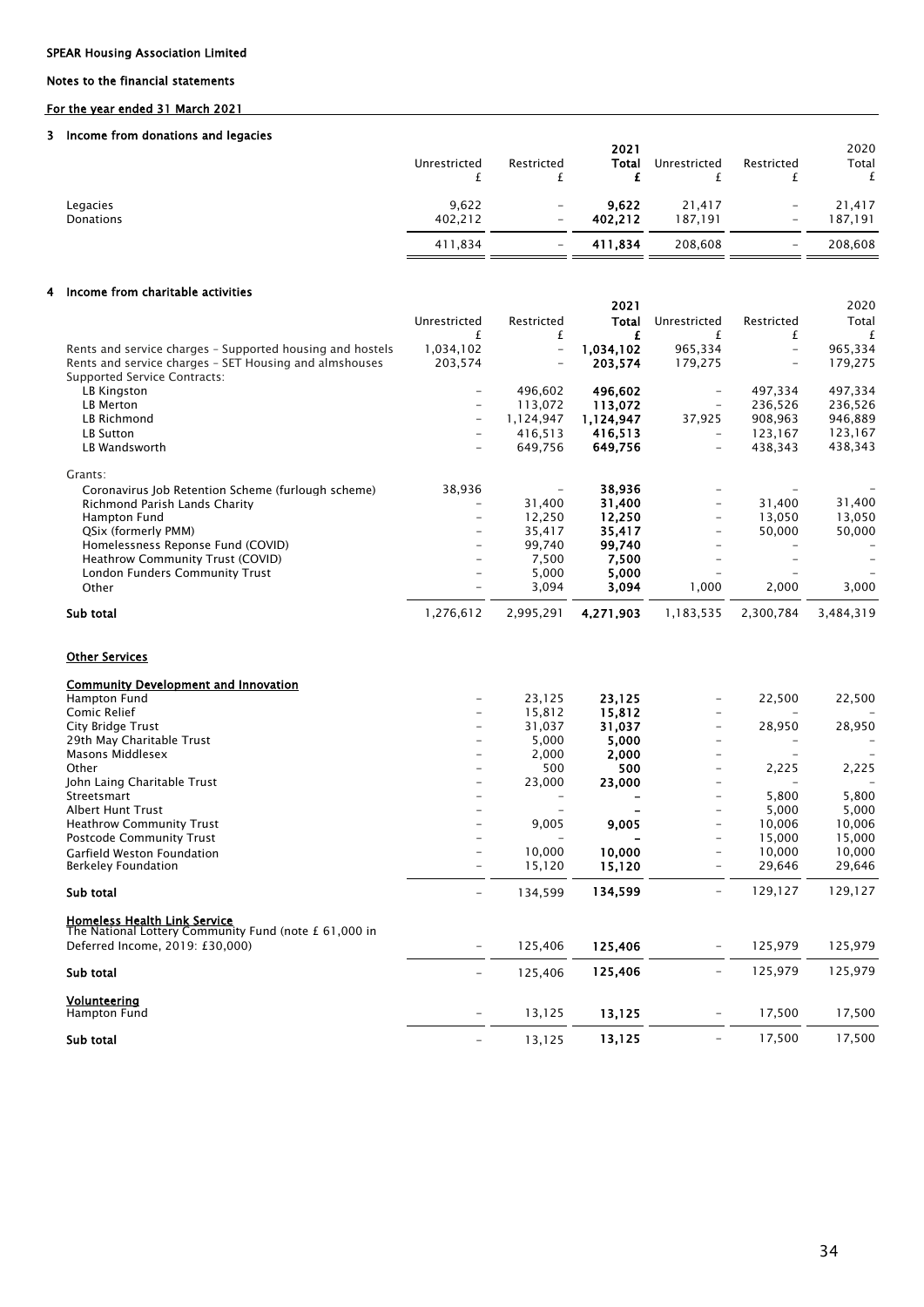SPEAR Housing Association Limited

Notes to the financial statements

For the year ended 31 March 2021

## 3 Income from donations and legacies

| | Unrestricted £ | Restricted £ | 2021 Total £ | Unrestricted £ | Restricted £ | 2020 Total £ |
|---|---|---|---|---|---|---|
| Legacies | 9,622 | – | **9,622** | 21,417 | – | 21,417 |
| Donations | 402,212 | – | **402,212** | 187,191 | – | 187,191 |
| | 411,834 | – | **411,834** | 208,608 | – | 208,608 |

## 4 Income from charitable activities

| | Unrestricted £ | Restricted £ | 2021 Total £ | Unrestricted £ | Restricted £ | 2020 Total £ |
|---|---|---|---|---|---|---|
| Rents and service charges – Supported housing and hostels | 1,034,102 | – | **1,034,102** | 965,334 | – | 965,334 |
| Rents and service charges – SET Housing and almshouses | 203,574 | – | **203,574** | 179,275 | – | 179,275 |
| Supported Service Contracts: | | | | | | |
| LB Kingston | – | 496,602 | **496,602** | – | 497,334 | 497,334 |
| LB Merton | – | 113,072 | **113,072** | – | 236,526 | 236,526 |
| LB Richmond | – | 1,124,947 | **1,124,947** | 37,925 | 908,963 | 946,889 |
| LB Sutton | – | 416,513 | **416,513** | – | 123,167 | 123,167 |
| LB Wandsworth | – | 649,756 | **649,756** | – | 438,343 | 438,343 |
| Grants: | | | | | | |
| Coronavirus Job Retention Scheme (furlough scheme) | 38,936 | – | **38,936** | – | – | – |
| Richmond Parish Lands Charity | – | 31,400 | **31,400** | – | 31,400 | 31,400 |
| Hampton Fund | – | 12,250 | **12,250** | – | 13,050 | 13,050 |
| QSix (formerly PMM) | – | 35,417 | **35,417** | – | 50,000 | 50,000 |
| Homelessness Reponse Fund (COVID) | – | 99,740 | **99,740** | – | – | – |
| Heathrow Community Trust (COVID) | – | 7,500 | **7,500** | – | – | – |
| London Funders Community Trust | – | 5,000 | **5,000** | – | – | – |
| Other | – | 3,094 | **3,094** | 1,000 | 2,000 | 3,000 |
| **Sub total** | 1,276,612 | 2,995,291 | **4,271,903** | 1,183,535 | 2,300,784 | 3,484,319 |
| **Other Services** | | | | | | |
| **Community Development and Innovation** | | | | | | |
| Hampton Fund | – | 23,125 | **23,125** | – | 22,500 | 22,500 |
| Comic Relief | – | 15,812 | **15,812** | – | – | – |
| City Bridge Trust | – | 31,037 | **31,037** | – | 28,950 | 28,950 |
| 29th May Charitable Trust | – | 5,000 | **5,000** | – | – | – |
| Masons Middlesex | – | 2,000 | **2,000** | – | – | – |
| Other | – | 500 | **500** | – | 2,225 | 2,225 |
| John Laing Charitable Trust | – | 23,000 | **23,000** | – | – | – |
| Streetsmart | – | – | **–** | – | 5,800 | 5,800 |
| Albert Hunt Trust | – | – | **–** | – | 5,000 | 5,000 |
| Heathrow Community Trust | – | 9,005 | **9,005** | – | 10,006 | 10,006 |
| Postcode Community Trust | – | – | **–** | – | 15,000 | 15,000 |
| Garfield Weston Foundation | – | 10,000 | **10,000** | – | 10,000 | 10,000 |
| Berkeley Foundation | – | 15,120 | **15,120** | – | 29,646 | 29,646 |
| **Sub total** | – | 134,599 | **134,599** | – | 129,127 | 129,127 |
| **Homeless Health Link Service** | | | | | | |
| The National Lottery Community Fund (note £ 61,000 in Deferred Income, 2019: £30,000) | – | 125,406 | **125,406** | – | 125,979 | 125,979 |
| **Sub total** | – | 125,406 | **125,406** | – | 125,979 | 125,979 |
| **Volunteering** | | | | | | |
| Hampton Fund | – | 13,125 | **13,125** | – | 17,500 | 17,500 |
| **Sub total** | – | 13,125 | **13,125** | – | 17,500 | 17,500 |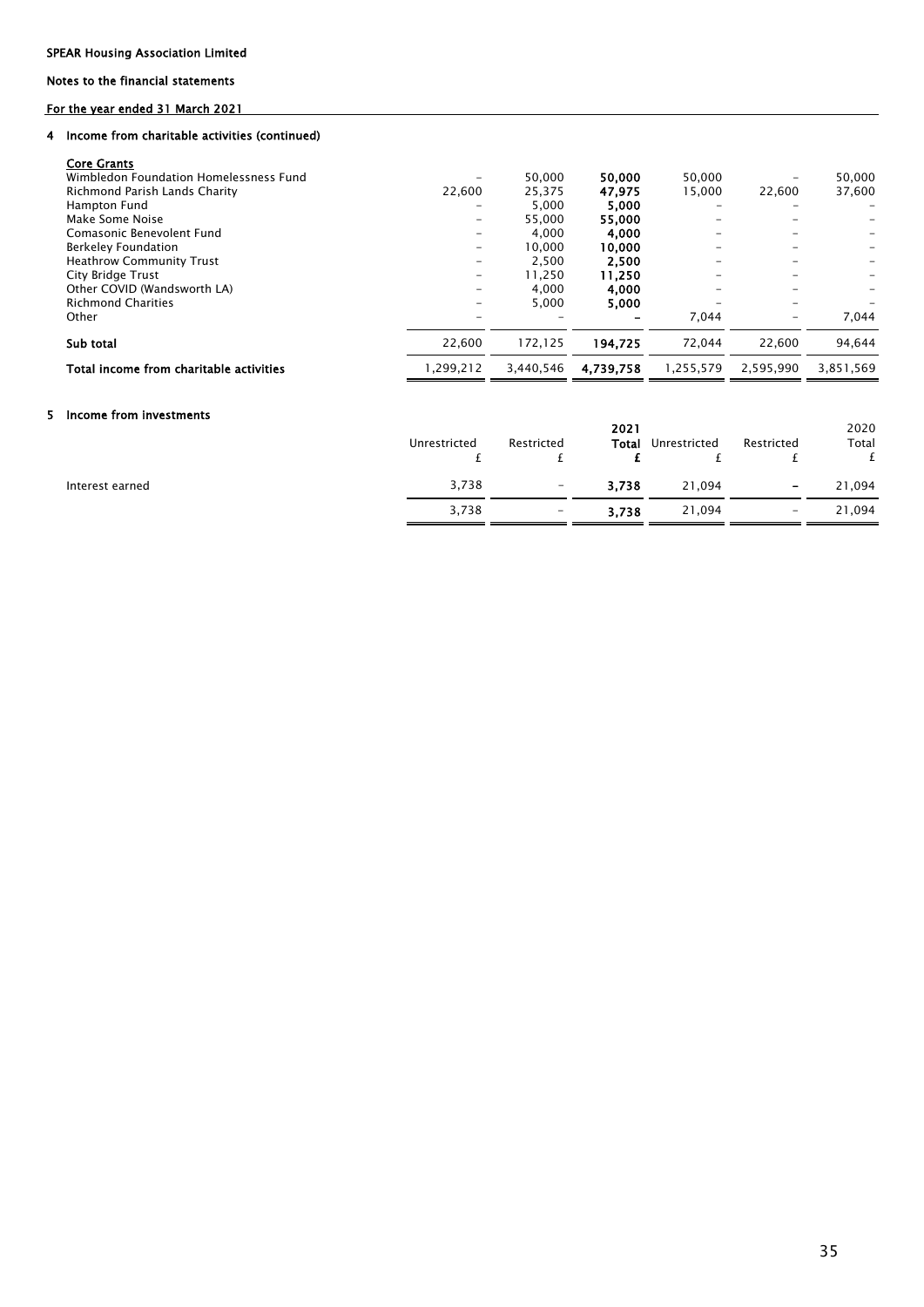SPEAR Housing Association Limited

Notes to the financial statements

For the year ended 31 March 2021

## 4 Income from charitable activities (continued)

| | | | | | | |
|---|---|---|---|---|---|---|
| **Core Grants** | | | | | | |
| Wimbledon Foundation Homelessness Fund | – | 50,000 | **50,000** | 50,000 | – | 50,000 |
| Richmond Parish Lands Charity | 22,600 | 25,375 | **47,975** | 15,000 | 22,600 | 37,600 |
| Hampton Fund | – | 5,000 | **5,000** | – | – | – |
| Make Some Noise | – | 55,000 | **55,000** | – | – | – |
| Comasonic Benevolent Fund | – | 4,000 | **4,000** | – | – | – |
| Berkeley Foundation | – | 10,000 | **10,000** | – | – | – |
| Heathrow Community Trust | – | 2,500 | **2,500** | – | – | – |
| City Bridge Trust | – | 11,250 | **11,250** | – | – | – |
| Other COVID (Wandsworth LA) | – | 4,000 | **4,000** | – | – | – |
| Richmond Charities | – | 5,000 | **5,000** | – | – | – |
| Other | – | – | **–** | 7,044 | – | 7,044 |
| **Sub total** | 22,600 | 172,125 | **194,725** | 72,044 | 22,600 | 94,644 |
| **Total income from charitable activities** | 1,299,212 | 3,440,546 | **4,739,758** | 1,255,579 | 2,595,990 | 3,851,569 |

## 5 Income from investments

| | Unrestricted £ | Restricted £ | **2021 Total £** | Unrestricted £ | Restricted £ | 2020 Total £ |
|---|---|---|---|---|---|---|
| Interest earned | 3,738 | – | **3,738** | 21,094 | – | 21,094 |
| | 3,738 | – | **3,738** | 21,094 | – | 21,094 |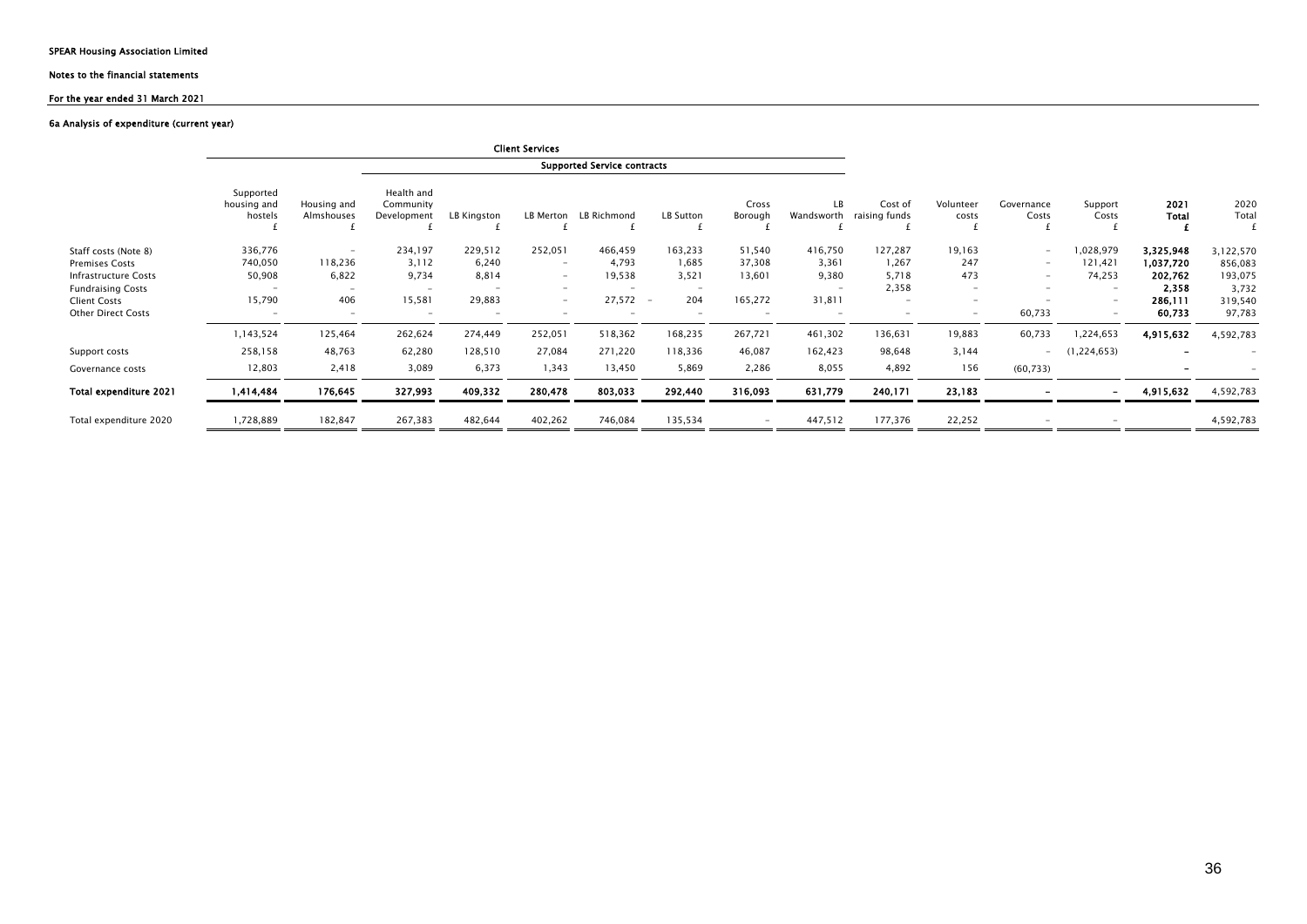SPEAR Housing Association Limited

Notes to the financial statements

For the year ended 31 March 2021

### 6a Analysis of expenditure (current year)

| | Client Services | | | | | | | | | | | | | | |
|---|---|---|---|---|---|---|---|---|---|---|---|---|---|---|---|
| | | | Supported Service contracts | | | | | | | | | | | | |
| | Supported housing and hostels £ | Housing and Almshouses £ | Health and Community Development £ | LB Kingston £ | LB Merton £ | LB Richmond £ | LB Sutton £ | Cross Borough £ | LB Wandsworth £ | Cost of raising funds £ | Volunteer costs £ | Governance Costs £ | Support Costs £ | **2021 Total £** | 2020 Total £ |
| Staff costs (Note 8) | 336,776 | – | 234,197 | 229,512 | 252,051 | 466,459 | 163,233 | 51,540 | 416,750 | 127,287 | 19,163 | – | 1,028,979 | **3,325,948** | 3,122,570 |
| Premises Costs | 740,050 | 118,236 | 3,112 | 6,240 | – | 4,793 | 1,685 | 37,308 | 3,361 | 1,267 | 247 | – | 121,421 | **1,037,720** | 856,083 |
| Infrastructure Costs | 50,908 | 6,822 | 9,734 | 8,814 | – | 19,538 | 3,521 | 13,601 | 9,380 | 5,718 | 473 | – | 74,253 | **202,762** | 193,075 |
| Fundraising Costs | – | – | – | – | – | – | – | | – | 2,358 | – | – | – | **2,358** | 3,732 |
| Client Costs | 15,790 | 406 | 15,581 | 29,883 | – | 27,572 – | 204 | 165,272 | 31,811 | – | – | – | – | **286,111** | 319,540 |
| Other Direct Costs | – | – | – | – | – | – | – | – | – | – | – | 60,733 | – | **60,733** | 97,783 |
| | 1,143,524 | 125,464 | 262,624 | 274,449 | 252,051 | 518,362 | 168,235 | 267,721 | 461,302 | 136,631 | 19,883 | 60,733 | 1,224,653 | **4,915,632** | 4,592,783 |
| Support costs | 258,158 | 48,763 | 62,280 | 128,510 | 27,084 | 271,220 | 118,336 | 46,087 | 162,423 | 98,648 | 3,144 | – | (1,224,653) | **–** | – |
| Governance costs | 12,803 | 2,418 | 3,089 | 6,373 | 1,343 | 13,450 | 5,869 | 2,286 | 8,055 | 4,892 | 156 | (60,733) | | **–** | – |
| **Total expenditure 2021** | **1,414,484** | **176,645** | **327,993** | **409,332** | **280,478** | **803,033** | **292,440** | **316,093** | **631,779** | **240,171** | **23,183** | **–** | **–** | **4,915,632** | 4,592,783 |
| Total expenditure 2020 | 1,728,889 | 182,847 | 267,383 | 482,644 | 402,262 | 746,084 | 135,534 | – | 447,512 | 177,376 | 22,252 | – | – | | 4,592,783 |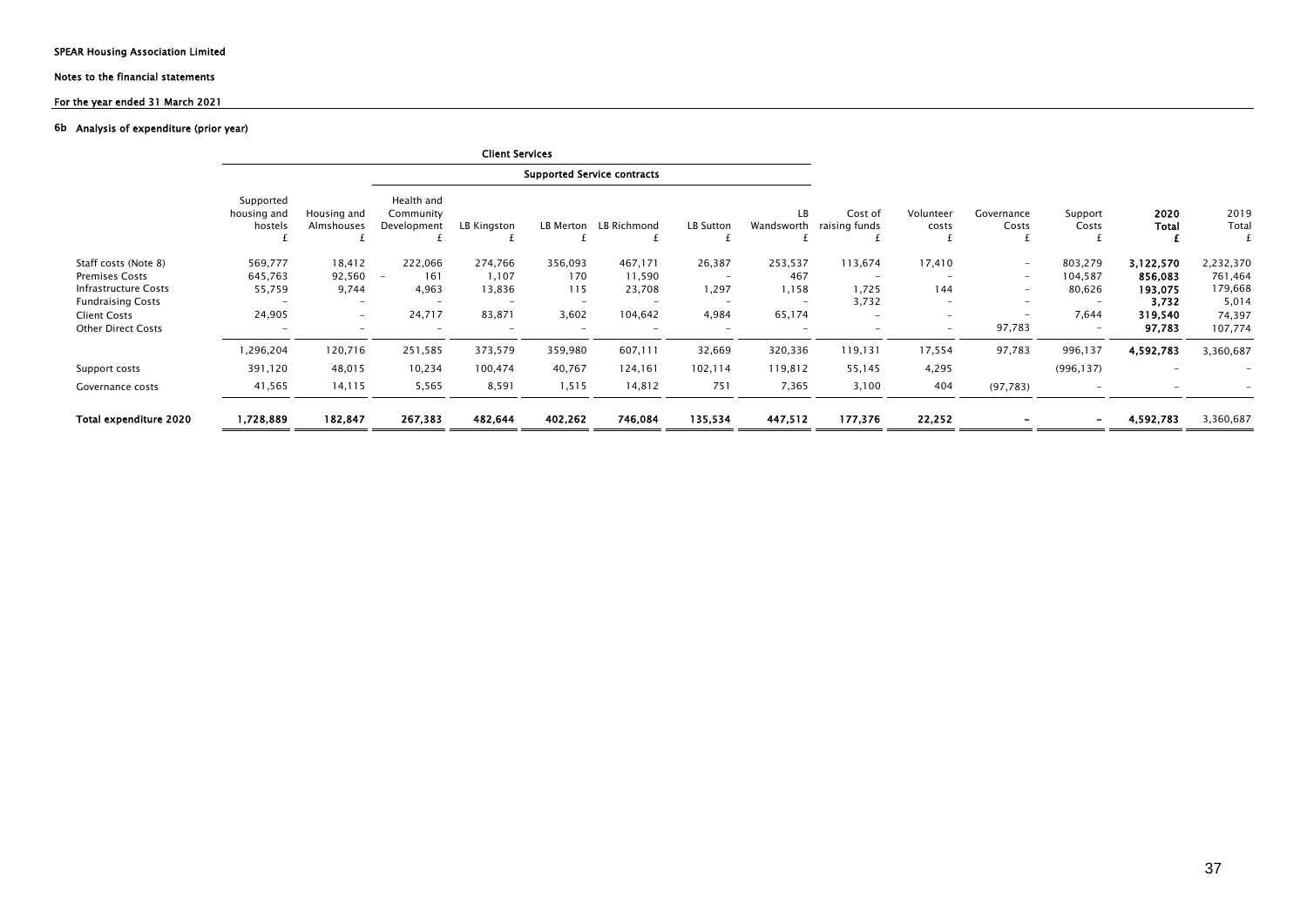SPEAR Housing Association Limited

Notes to the financial statements

For the year ended 31 March 2021

### 6b Analysis of expenditure (prior year)

| | Client Services | | | | | | | | | | | | | |
|---|---|---|---|---|---|---|---|---|---|---|---|---|---|---|
| | | | Supported Service contracts | | | | | | | | | | | |
| | Supported housing and hostels £ | Housing and Almshouses £ | Health and Community Development £ | LB Kingston £ | LB Merton £ | LB Richmond £ | LB Sutton £ | LB Wandsworth £ | Cost of raising funds £ | Volunteer costs £ | Governance Costs £ | Support Costs £ | **2020 Total £** | 2019 Total £ |
| Staff costs (Note 8) | 569,777 | 18,412 | 222,066 | 274,766 | 356,093 | 467,171 | 26,387 | 253,537 | 113,674 | 17,410 | – | 803,279 | **3,122,570** | 2,232,370 |
| Premises Costs | 645,763 | 92,560 | – 161 | 1,107 | 170 | 11,590 | – | 467 | – | – | – | 104,587 | **856,083** | 761,464 |
| Infrastructure Costs | 55,759 | 9,744 | 4,963 | 13,836 | 115 | 23,708 | 1,297 | 1,158 | 1,725 | 144 | – | 80,626 | **193,075** | 179,668 |
| Fundraising Costs | – | – | – | – | – | – | – | – | 3,732 | – | – | – | **3,732** | 5,014 |
| Client Costs | 24,905 | – | 24,717 | 83,871 | 3,602 | 104,642 | 4,984 | 65,174 | – | – | – | 7,644 | **319,540** | 74,397 |
| Other Direct Costs | – | – | – | – | – | – | – | – | – | – | 97,783 | – | **97,783** | 107,774 |
| | 1,296,204 | 120,716 | 251,585 | 373,579 | 359,980 | 607,111 | 32,669 | 320,336 | 119,131 | 17,554 | 97,783 | 996,137 | **4,592,783** | 3,360,687 |
| Support costs | 391,120 | 48,015 | 10,234 | 100,474 | 40,767 | 124,161 | 102,114 | 119,812 | 55,145 | 4,295 | | (996,137) | – | – |
| Governance costs | 41,565 | 14,115 | 5,565 | 8,591 | 1,515 | 14,812 | 751 | 7,365 | 3,100 | 404 | (97,783) | – | – | – |
| **Total expenditure 2020** | **1,728,889** | **182,847** | **267,383** | **482,644** | **402,262** | **746,084** | **135,534** | **447,512** | **177,376** | **22,252** | **–** | **–** | **4,592,783** | 3,360,687 |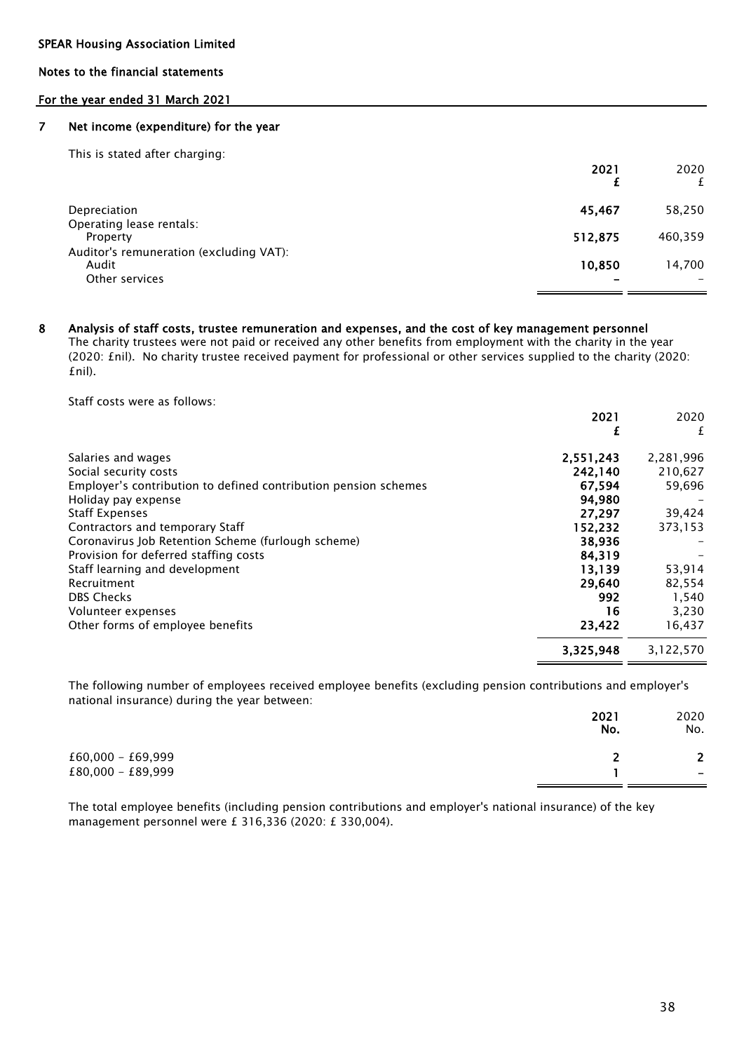SPEAR Housing Association Limited

Notes to the financial statements

For the year ended 31 March 2021

## 7 Net income (expenditure) for the year

This is stated after charging:

| | 2021 £ | 2020 £ |
|---|---|---|
| Depreciation | **45,467** | 58,250 |
| Operating lease rentals: | | |
| Property | **512,875** | 460,359 |
| Auditor's remuneration (excluding VAT): | | |
| Audit | **10,850** | 14,700 |
| Other services | **–** | – |

## 8 Analysis of staff costs, trustee remuneration and expenses, and the cost of key management personnel

The charity trustees were not paid or received any other benefits from employment with the charity in the year (2020: £nil). No charity trustee received payment for professional or other services supplied to the charity (2020: £nil).

Staff costs were as follows:

| | 2021 £ | 2020 £ |
|---|---|---|
| Salaries and wages | **2,551,243** | 2,281,996 |
| Social security costs | **242,140** | 210,627 |
| Employer's contribution to defined contribution pension schemes | **67,594** | 59,696 |
| Holiday pay expense | **94,980** | – |
| Staff Expenses | **27,297** | 39,424 |
| Contractors and temporary Staff | **152,232** | 373,153 |
| Coronavirus Job Retention Scheme (furlough scheme) | **38,936** | – |
| Provision for deferred staffing costs | **84,319** | – |
| Staff learning and development | **13,139** | 53,914 |
| Recruitment | **29,640** | 82,554 |
| DBS Checks | **992** | 1,540 |
| Volunteer expenses | **16** | 3,230 |
| Other forms of employee benefits | **23,422** | 16,437 |
| | **3,325,948** | 3,122,570 |

The following number of employees received employee benefits (excluding pension contributions and employer's national insurance) during the year between:

| | 2021 No. | 2020 No. |
|---|---|---|
| £60,000 - £69,999 | **2** | 2 |
| £80,000 - £89,999 | **1** | – |

The total employee benefits (including pension contributions and employer's national insurance) of the key management personnel were £ 316,336 (2020: £ 330,004).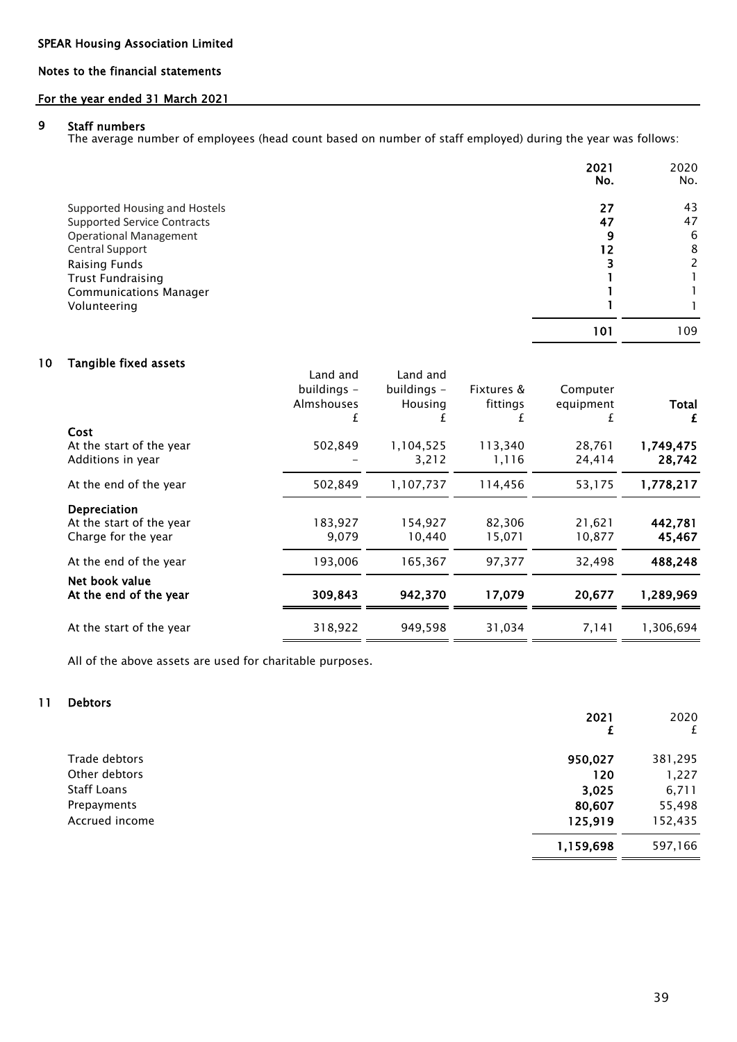SPEAR Housing Association Limited

Notes to the financial statements

For the year ended 31 March 2021

## 9 Staff numbers

The average number of employees (head count based on number of staff employed) during the year was follows:

| | 2021 No. | 2020 No. |
|---|---|---|
| Supported Housing and Hostels | **27** | 43 |
| Supported Service Contracts | **47** | 47 |
| Operational Management | **9** | 6 |
| Central Support | **12** | 8 |
| Raising Funds | **3** | 2 |
| Trust Fundraising | **1** | 1 |
| Communications Manager | **1** | 1 |
| Volunteering | **1** | 1 |
| | **101** | 109 |

## 10 Tangible fixed assets

| | Land and buildings – Almshouses £ | Land and buildings – Housing £ | Fixtures & fittings £ | Computer equipment £ | Total £ |
|---|---|---|---|---|---|
| **Cost** | | | | | |
| At the start of the year | 502,849 | 1,104,525 | 113,340 | 28,761 | **1,749,475** |
| Additions in year | – | 3,212 | 1,116 | 24,414 | **28,742** |
| At the end of the year | 502,849 | 1,107,737 | 114,456 | 53,175 | **1,778,217** |
| **Depreciation** | | | | | |
| At the start of the year | 183,927 | 154,927 | 82,306 | 21,621 | **442,781** |
| Charge for the year | 9,079 | 10,440 | 15,071 | 10,877 | **45,467** |
| At the end of the year | 193,006 | 165,367 | 97,377 | 32,498 | **488,248** |
| **Net book value** | | | | | |
| **At the end of the year** | **309,843** | **942,370** | **17,079** | **20,677** | **1,289,969** |
| At the start of the year | 318,922 | 949,598 | 31,034 | 7,141 | 1,306,694 |

All of the above assets are used for charitable purposes.

## 11 Debtors

| | 2021 £ | 2020 £ |
|---|---|---|
| Trade debtors | **950,027** | 381,295 |
| Other debtors | **120** | 1,227 |
| Staff Loans | **3,025** | 6,711 |
| Prepayments | **80,607** | 55,498 |
| Accrued income | **125,919** | 152,435 |
| | **1,159,698** | 597,166 |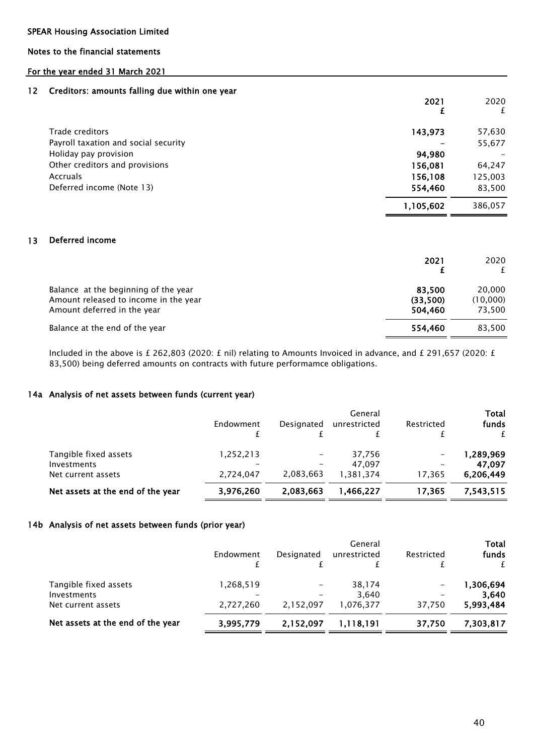SPEAR Housing Association Limited

Notes to the financial statements

For the year ended 31 March 2021

## 12 Creditors: amounts falling due within one year

| | 2021 £ | 2020 £ |
|---|---|---|
| Trade creditors | **143,973** | 57,630 |
| Payroll taxation and social security | – | 55,677 |
| Holiday pay provision | **94,980** | – |
| Other creditors and provisions | **156,081** | 64,247 |
| Accruals | **156,108** | 125,003 |
| Deferred income (Note 13) | **554,460** | 83,500 |
| | **1,105,602** | 386,057 |

## 13 Deferred income

| | 2021 £ | 2020 £ |
|---|---|---|
| Balance at the beginning of the year | **83,500** | 20,000 |
| Amount released to income in the year | **(33,500)** | (10,000) |
| Amount deferred in the year | **504,460** | 73,500 |
| Balance at the end of the year | **554,460** | 83,500 |

Included in the above is £ 262,803 (2020: £ nil) relating to Amounts Invoiced in advance, and £ 291,657 (2020: £ 83,500) being deferred amounts on contracts with future performamce obligations.

## 14a Analysis of net assets between funds (current year)

| | Endowment £ | Designated £ | General unrestricted £ | Restricted £ | Total funds £ |
|---|---|---|---|---|---|
| Tangible fixed assets | 1,252,213 | – | 37,756 | – | **1,289,969** |
| Investments | – | – | 47,097 | – | **47,097** |
| Net current assets | 2,724,047 | 2,083,663 | 1,381,374 | 17,365 | **6,206,449** |
| **Net assets at the end of the year** | **3,976,260** | **2,083,663** | **1,466,227** | **17,365** | **7,543,515** |

## 14b Analysis of net assets between funds (prior year)

| | Endowment £ | Designated £ | General unrestricted £ | Restricted £ | Total funds £ |
|---|---|---|---|---|---|
| Tangible fixed assets | 1,268,519 | – | 38,174 | – | **1,306,694** |
| Investments | – | – | 3,640 | – | **3,640** |
| Net current assets | 2,727,260 | 2,152,097 | 1,076,377 | 37,750 | **5,993,484** |
| **Net assets at the end of the year** | **3,995,779** | **2,152,097** | **1,118,191** | **37,750** | **7,303,817** |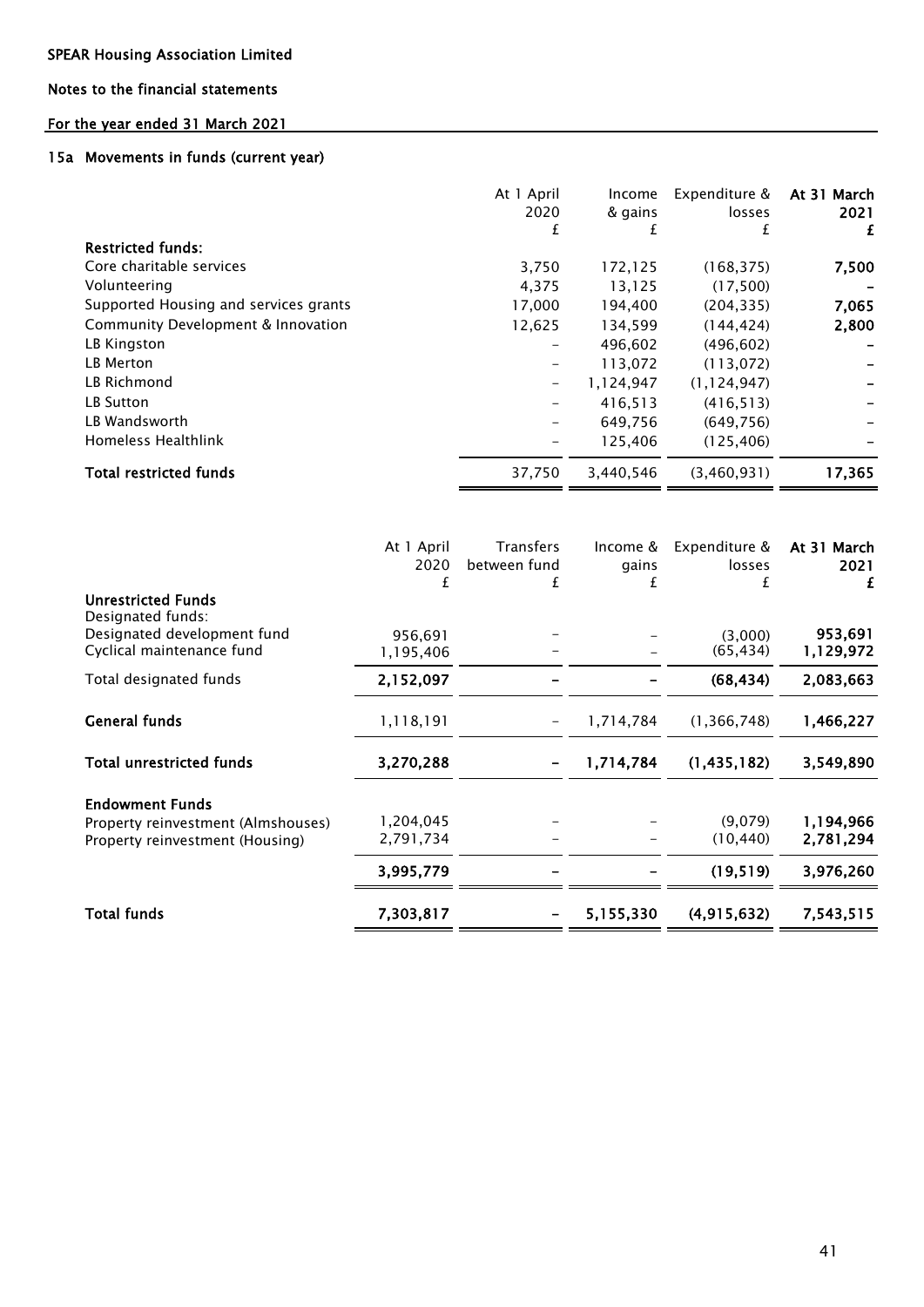SPEAR Housing Association Limited

Notes to the financial statements

For the year ended 31 March 2021

## 15a Movements in funds (current year)

| | At 1 April 2020 £ | Income & gains £ | Expenditure & losses £ | **At 31 March 2021 £** |
|---|---|---|---|---|
| **Restricted funds:** | | | | |
| Core charitable services | 3,750 | 172,125 | (168,375) | **7,500** |
| Volunteering | 4,375 | 13,125 | (17,500) | **–** |
| Supported Housing and services grants | 17,000 | 194,400 | (204,335) | **7,065** |
| Community Development & Innovation | 12,625 | 134,599 | (144,424) | **2,800** |
| LB Kingston | – | 496,602 | (496,602) | **–** |
| LB Merton | – | 113,072 | (113,072) | **–** |
| LB Richmond | – | 1,124,947 | (1,124,947) | **–** |
| LB Sutton | – | 416,513 | (416,513) | **–** |
| LB Wandsworth | – | 649,756 | (649,756) | **–** |
| Homeless Healthlink | – | 125,406 | (125,406) | **–** |
| **Total restricted funds** | 37,750 | 3,440,546 | (3,460,931) | **17,365** |

| | At 1 April 2020 £ | Transfers between fund £ | Income & gains £ | Expenditure & losses £ | **At 31 March 2021 £** |
|---|---|---|---|---|---|
| **Unrestricted Funds** | | | | | |
| Designated funds: | | | | | |
| Designated development fund | 956,691 | – | – | (3,000) | **953,691** |
| Cyclical maintenance fund | 1,195,406 | – | – | (65,434) | **1,129,972** |
| Total designated funds | **2,152,097** | **–** | **–** | **(68,434)** | **2,083,663** |
| **General funds** | 1,118,191 | – | 1,714,784 | (1,366,748) | **1,466,227** |
| **Total unrestricted funds** | **3,270,288** | **–** | **1,714,784** | **(1,435,182)** | **3,549,890** |
| **Endowment Funds** | | | | | |
| Property reinvestment (Almshouses) | 1,204,045 | – | – | (9,079) | **1,194,966** |
| Property reinvestment (Housing) | 2,791,734 | – | – | (10,440) | **2,781,294** |
| | **3,995,779** | **–** | **–** | **(19,519)** | **3,976,260** |
| **Total funds** | **7,303,817** | **–** | **5,155,330** | **(4,915,632)** | **7,543,515** |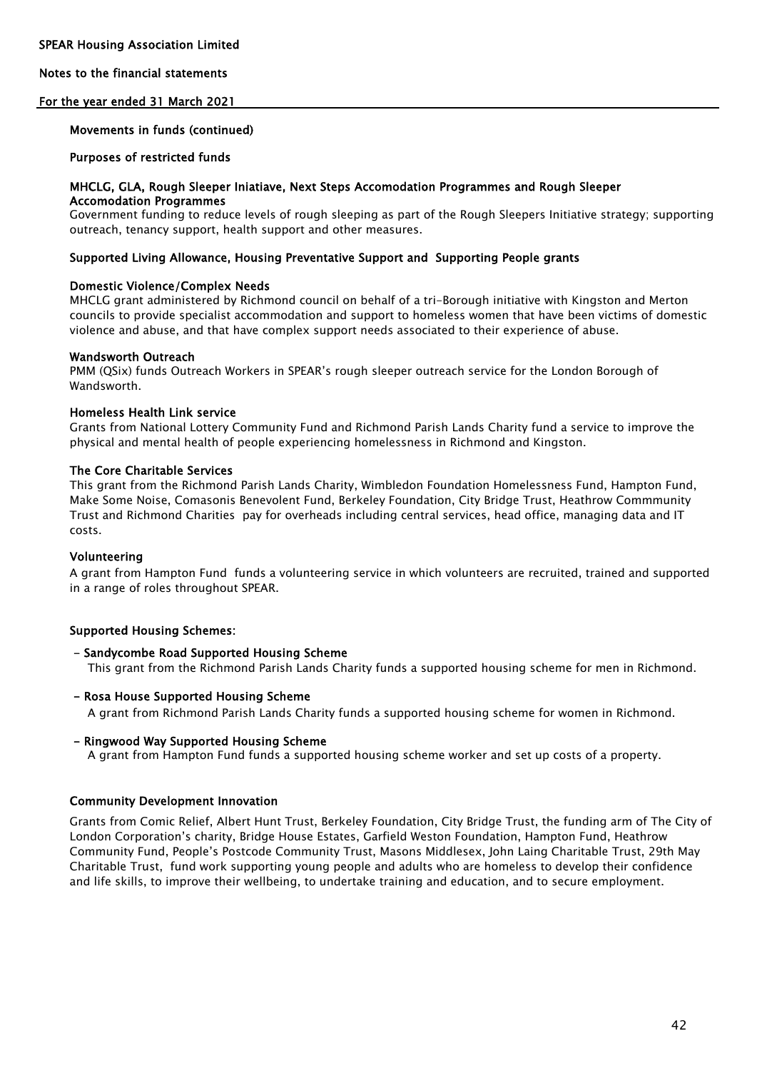SPEAR Housing Association Limited

Notes to the financial statements

For the year ended 31 March 2021

## Movements in funds (continued)

### Purposes of restricted funds

**MHCLG, GLA, Rough Sleeper Iniatiave, Next Steps Accomodation Programmes and Rough Sleeper Accomodation Programmes**

Government funding to reduce levels of rough sleeping as part of the Rough Sleepers Initiative strategy; supporting outreach, tenancy support, health support and other measures.

**Supported Living Allowance, Housing Preventative Support and Supporting People grants**

**Domestic Violence/Complex Needs**

MHCLG grant administered by Richmond council on behalf of a tri-Borough initiative with Kingston and Merton councils to provide specialist accommodation and support to homeless women that have been victims of domestic violence and abuse, and that have complex support needs associated to their experience of abuse.

**Wandsworth Outreach**

PMM (QSix) funds Outreach Workers in SPEAR's rough sleeper outreach service for the London Borough of Wandsworth.

**Homeless Health Link service**

Grants from National Lottery Community Fund and Richmond Parish Lands Charity fund a service to improve the physical and mental health of people experiencing homelessness in Richmond and Kingston.

**The Core Charitable Services**

This grant from the Richmond Parish Lands Charity, Wimbledon Foundation Homelessness Fund, Hampton Fund, Make Some Noise, Comasonis Benevolent Fund, Berkeley Foundation, City Bridge Trust, Heathrow Commmunity Trust and Richmond Charities pay for overheads including central services, head office, managing data and IT costs.

**Volunteering**

A grant from Hampton Fund funds a volunteering service in which volunteers are recruited, trained and supported in a range of roles throughout SPEAR.

**Supported Housing Schemes:**

- **Sandycombe Road Supported Housing Scheme**
  This grant from the Richmond Parish Lands Charity funds a supported housing scheme for men in Richmond.

- **Rosa House Supported Housing Scheme**
  A grant from Richmond Parish Lands Charity funds a supported housing scheme for women in Richmond.

- **Ringwood Way Supported Housing Scheme**
  A grant from Hampton Fund funds a supported housing scheme worker and set up costs of a property.

**Community Development Innovation**

Grants from Comic Relief, Albert Hunt Trust, Berkeley Foundation, City Bridge Trust, the funding arm of The City of London Corporation's charity, Bridge House Estates, Garfield Weston Foundation, Hampton Fund, Heathrow Community Fund, People's Postcode Community Trust, Masons Middlesex, John Laing Charitable Trust, 29th May Charitable Trust, fund work supporting young people and adults who are homeless to develop their confidence and life skills, to improve their wellbeing, to undertake training and education, and to secure employment.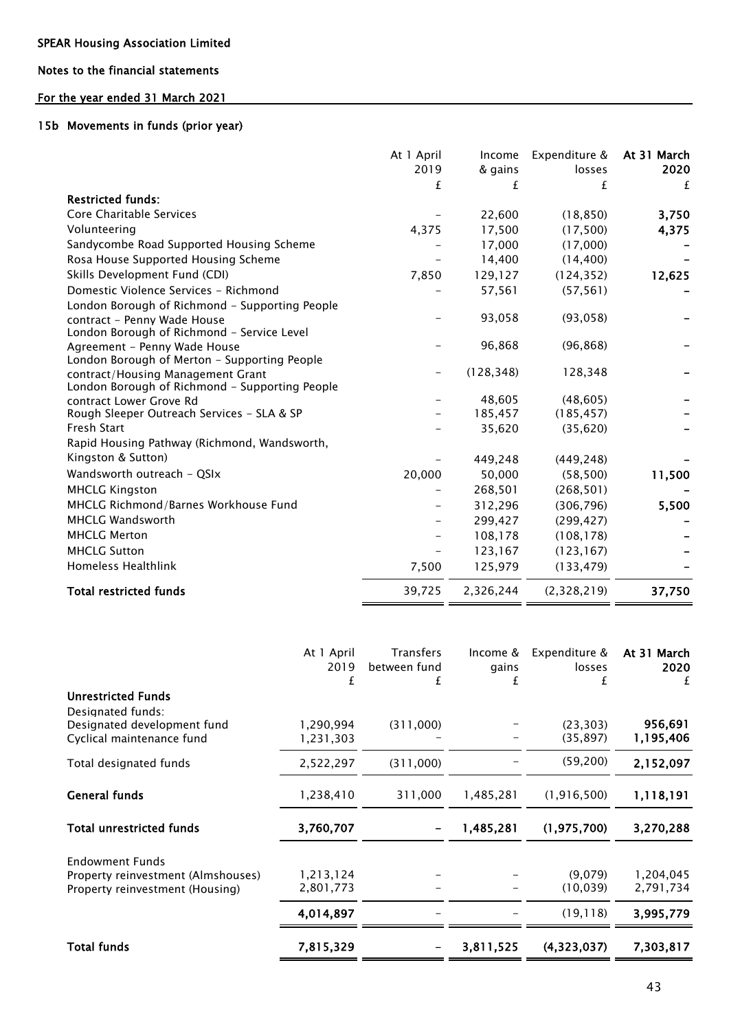SPEAR Housing Association Limited

Notes to the financial statements

For the year ended 31 March 2021

## 15b Movements in funds (prior year)

| | At 1 April 2019 | Income & gains | Expenditure & losses | At 31 March 2020 |
|---|---|---|---|---|
| | £ | £ | £ | £ |
| **Restricted funds:** | | | | |
| Core Charitable Services | – | 22,600 | (18,850) | **3,750** |
| Volunteering | 4,375 | 17,500 | (17,500) | **4,375** |
| Sandycombe Road Supported Housing Scheme | – | 17,000 | (17,000) | – |
| Rosa House Supported Housing Scheme | – | 14,400 | (14,400) | – |
| Skills Development Fund (CDI) | 7,850 | 129,127 | (124,352) | **12,625** |
| Domestic Violence Services - Richmond | – | 57,561 | (57,561) | – |
| London Borough of Richmond - Supporting People contract - Penny Wade House | – | 93,058 | (93,058) | – |
| London Borough of Richmond - Service Level Agreement - Penny Wade House | – | 96,868 | (96,868) | – |
| London Borough of Merton - Supporting People contract/Housing Management Grant | – | (128,348) | 128,348 | – |
| London Borough of Richmond - Supporting People contract Lower Grove Rd | – | 48,605 | (48,605) | – |
| Rough Sleeper Outreach Services - SLA & SP | – | 185,457 | (185,457) | – |
| Fresh Start | – | 35,620 | (35,620) | – |
| Rapid Housing Pathway (Richmond, Wandsworth, Kingston & Sutton) | – | 449,248 | (449,248) | – |
| Wandsworth outreach - QSIx | 20,000 | 50,000 | (58,500) | **11,500** |
| MHCLG Kingston | – | 268,501 | (268,501) | – |
| MHCLG Richmond/Barnes Workhouse Fund | – | 312,296 | (306,796) | **5,500** |
| MHCLG Wandsworth | – | 299,427 | (299,427) | – |
| MHCLG Merton | – | 108,178 | (108,178) | – |
| MHCLG Sutton | – | 123,167 | (123,167) | – |
| Homeless Healthlink | 7,500 | 125,979 | (133,479) | – |
| **Total restricted funds** | 39,725 | 2,326,244 | (2,328,219) | **37,750** |

| | At 1 April 2019 £ | Transfers between fund £ | Income & gains £ | Expenditure & losses £ | At 31 March 2020 £ |
|---|---|---|---|---|---|
| **Unrestricted Funds** | | | | | |
| Designated funds: | | | | | |
| Designated development fund | 1,290,994 | (311,000) | – | (23,303) | **956,691** |
| Cyclical maintenance fund | 1,231,303 | – | – | (35,897) | **1,195,406** |
| Total designated funds | 2,522,297 | (311,000) | – | (59,200) | **2,152,097** |
| **General funds** | 1,238,410 | 311,000 | 1,485,281 | (1,916,500) | **1,118,191** |
| **Total unrestricted funds** | **3,760,707** | **–** | **1,485,281** | **(1,975,700)** | 3,270,288 |
| Endowment Funds | | | | | |
| Property reinvestment (Almshouses) | 1,213,124 | – | – | (9,079) | 1,204,045 |
| Property reinvestment (Housing) | 2,801,773 | – | – | (10,039) | 2,791,734 |
| | **4,014,897** | – | – | (19,118) | **3,995,779** |
| **Total funds** | **7,815,329** | **–** | **3,811,525** | **(4,323,037)** | **7,303,817** |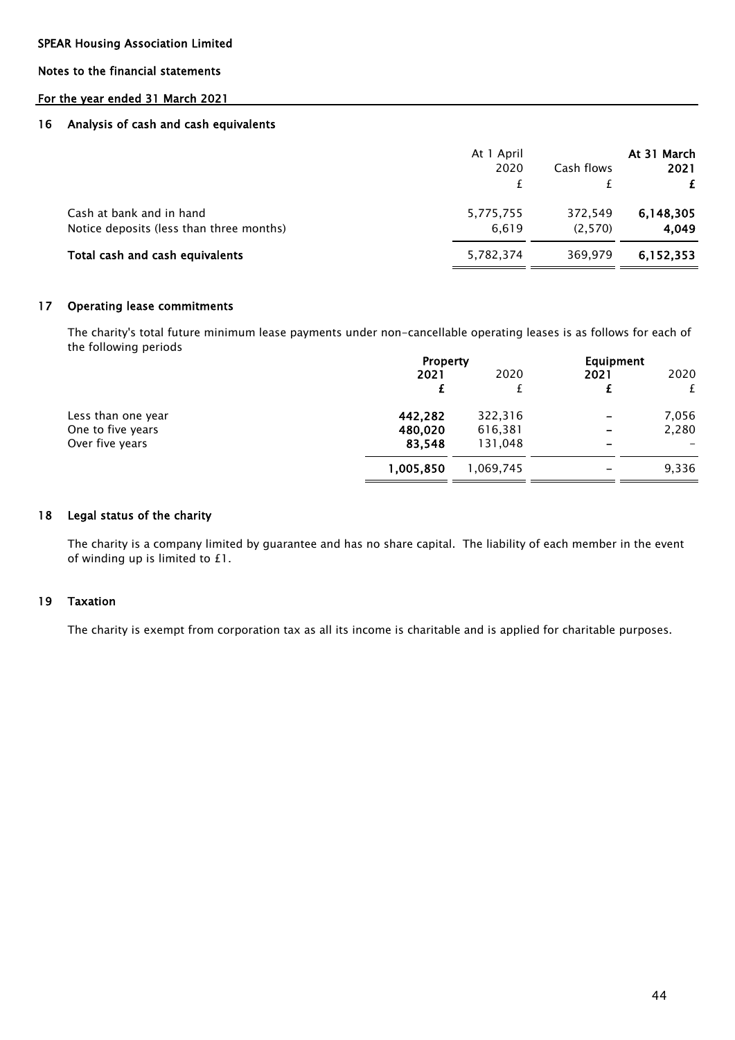SPEAR Housing Association Limited

Notes to the financial statements

For the year ended 31 March 2021

## 16 Analysis of cash and cash equivalents

| | At 1 April 2020 | Cash flows | At 31 March 2021 |
|---|---|---|---|
| | £ | £ | £ |
| Cash at bank and in hand | 5,775,755 | 372,549 | **6,148,305** |
| Notice deposits (less than three months) | 6,619 | (2,570) | **4,049** |
| **Total cash and cash equivalents** | 5,782,374 | 369,979 | **6,152,353** |

## 17 Operating lease commitments

The charity's total future minimum lease payments under non-cancellable operating leases is as follows for each of the following periods

| | Property | | Equipment | |
|---|---|---|---|---|
| | **2021** | 2020 | **2021** | 2020 |
| | **£** | £ | **£** | £ |
| Less than one year | **442,282** | 322,316 | **-** | 7,056 |
| One to five years | **480,020** | 616,381 | **-** | 2,280 |
| Over five years | **83,548** | 131,048 | **-** | - |
| | **1,005,850** | 1,069,745 | **-** | 9,336 |

## 18 Legal status of the charity

The charity is a company limited by guarantee and has no share capital. The liability of each member in the event of winding up is limited to £1.

## 19 Taxation

The charity is exempt from corporation tax as all its income is charitable and is applied for charitable purposes.